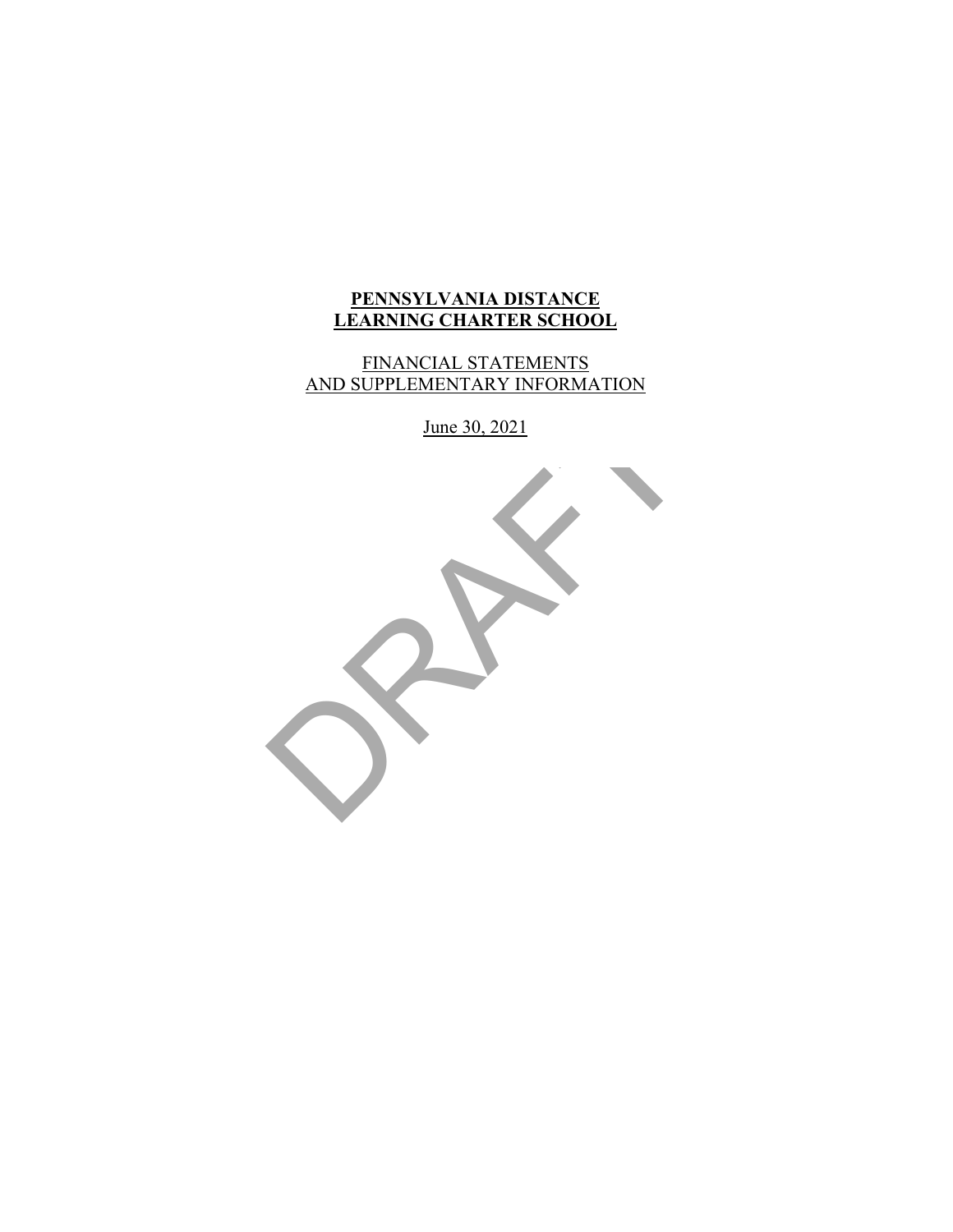# PENNSYLVANIA DISTANCE LEARNING CHARTER SCHOOL

FINANCIAL STATEMENTS
AND SUPPLEMENTARY INFORMATION

June 30, 2021

DRAFT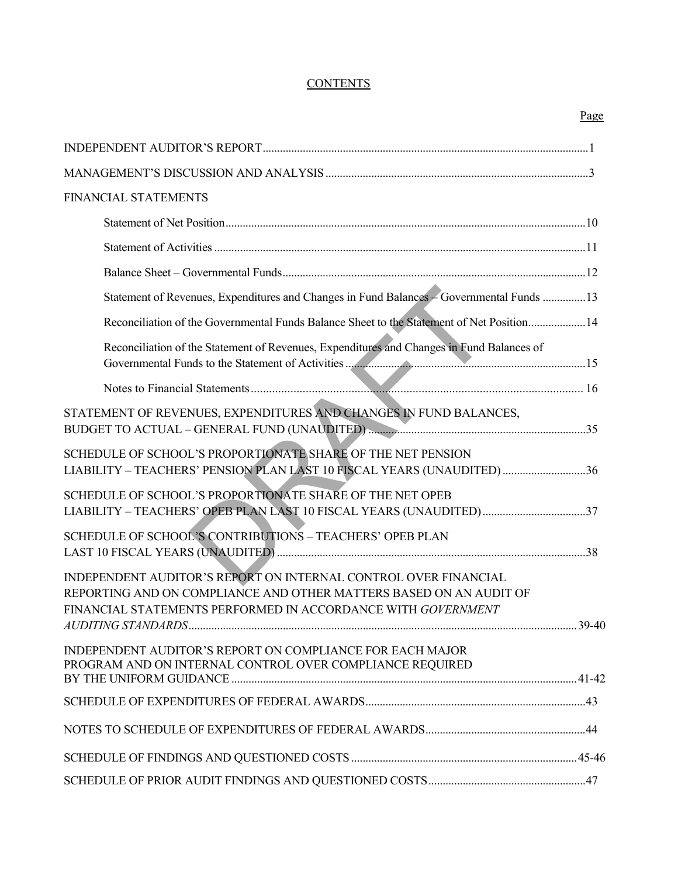# CONTENTS

| | Page |
|---|---|
| INDEPENDENT AUDITOR'S REPORT | 1 |
| MANAGEMENT'S DISCUSSION AND ANALYSIS | 3 |
| FINANCIAL STATEMENTS | |
| Statement of Net Position | 10 |
| Statement of Activities | 11 |
| Balance Sheet – Governmental Funds | 12 |
| Statement of Revenues, Expenditures and Changes in Fund Balances – Governmental Funds | 13 |
| Reconciliation of the Governmental Funds Balance Sheet to the Statement of Net Position | 14 |
| Reconciliation of the Statement of Revenues, Expenditures and Changes in Fund Balances of Governmental Funds to the Statement of Activities | 15 |
| Notes to Financial Statements | 16 |
| STATEMENT OF REVENUES, EXPENDITURES AND CHANGES IN FUND BALANCES, BUDGET TO ACTUAL – GENERAL FUND (UNAUDITED) | 35 |
| SCHEDULE OF SCHOOL'S PROPORTIONATE SHARE OF THE NET PENSION LIABILITY – TEACHERS' PENSION PLAN LAST 10 FISCAL YEARS (UNAUDITED) | 36 |
| SCHEDULE OF SCHOOL'S PROPORTIONATE SHARE OF THE NET OPEB LIABILITY – TEACHERS' OPEB PLAN LAST 10 FISCAL YEARS (UNAUDITED) | 37 |
| SCHEDULE OF SCHOOL'S CONTRIBUTIONS – TEACHERS' OPEB PLAN LAST 10 FISCAL YEARS (UNAUDITED) | 38 |
| INDEPENDENT AUDITOR'S REPORT ON INTERNAL CONTROL OVER FINANCIAL REPORTING AND ON COMPLIANCE AND OTHER MATTERS BASED ON AN AUDIT OF FINANCIAL STATEMENTS PERFORMED IN ACCORDANCE WITH *GOVERNMENT AUDITING STANDARDS* | 39-40 |
| INDEPENDENT AUDITOR'S REPORT ON COMPLIANCE FOR EACH MAJOR PROGRAM AND ON INTERNAL CONTROL OVER COMPLIANCE REQUIRED BY THE UNIFORM GUIDANCE | 41-42 |
| SCHEDULE OF EXPENDITURES OF FEDERAL AWARDS | 43 |
| NOTES TO SCHEDULE OF EXPENDITURES OF FEDERAL AWARDS | 44 |
| SCHEDULE OF FINDINGS AND QUESTIONED COSTS | 45-46 |
| SCHEDULE OF PRIOR AUDIT FINDINGS AND QUESTIONED COSTS | 47 |

DRAFT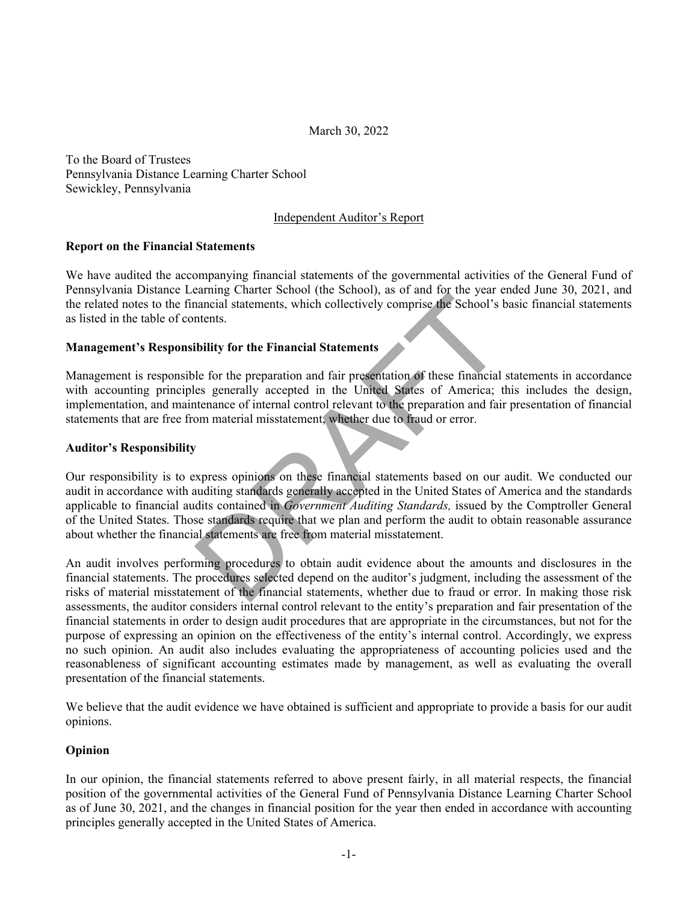March 30, 2022

To the Board of Trustees
Pennsylvania Distance Learning Charter School
Sewickley, Pennsylvania

Independent Auditor's Report

**Report on the Financial Statements**

We have audited the accompanying financial statements of the governmental activities of the General Fund of Pennsylvania Distance Learning Charter School (the School), as of and for the year ended June 30, 2021, and the related notes to the financial statements, which collectively comprise the School's basic financial statements as listed in the table of contents.

**Management's Responsibility for the Financial Statements**

Management is responsible for the preparation and fair presentation of these financial statements in accordance with accounting principles generally accepted in the United States of America; this includes the design, implementation, and maintenance of internal control relevant to the preparation and fair presentation of financial statements that are free from material misstatement, whether due to fraud or error.

**Auditor's Responsibility**

Our responsibility is to express opinions on these financial statements based on our audit. We conducted our audit in accordance with auditing standards generally accepted in the United States of America and the standards applicable to financial audits contained in *Government Auditing Standards,* issued by the Comptroller General of the United States. Those standards require that we plan and perform the audit to obtain reasonable assurance about whether the financial statements are free from material misstatement.

An audit involves performing procedures to obtain audit evidence about the amounts and disclosures in the financial statements. The procedures selected depend on the auditor's judgment, including the assessment of the risks of material misstatement of the financial statements, whether due to fraud or error. In making those risk assessments, the auditor considers internal control relevant to the entity's preparation and fair presentation of the financial statements in order to design audit procedures that are appropriate in the circumstances, but not for the purpose of expressing an opinion on the effectiveness of the entity's internal control. Accordingly, we express no such opinion. An audit also includes evaluating the appropriateness of accounting policies used and the reasonableness of significant accounting estimates made by management, as well as evaluating the overall presentation of the financial statements.

We believe that the audit evidence we have obtained is sufficient and appropriate to provide a basis for our audit opinions.

**Opinion**

In our opinion, the financial statements referred to above present fairly, in all material respects, the financial position of the governmental activities of the General Fund of Pennsylvania Distance Learning Charter School as of June 30, 2021, and the changes in financial position for the year then ended in accordance with accounting principles generally accepted in the United States of America.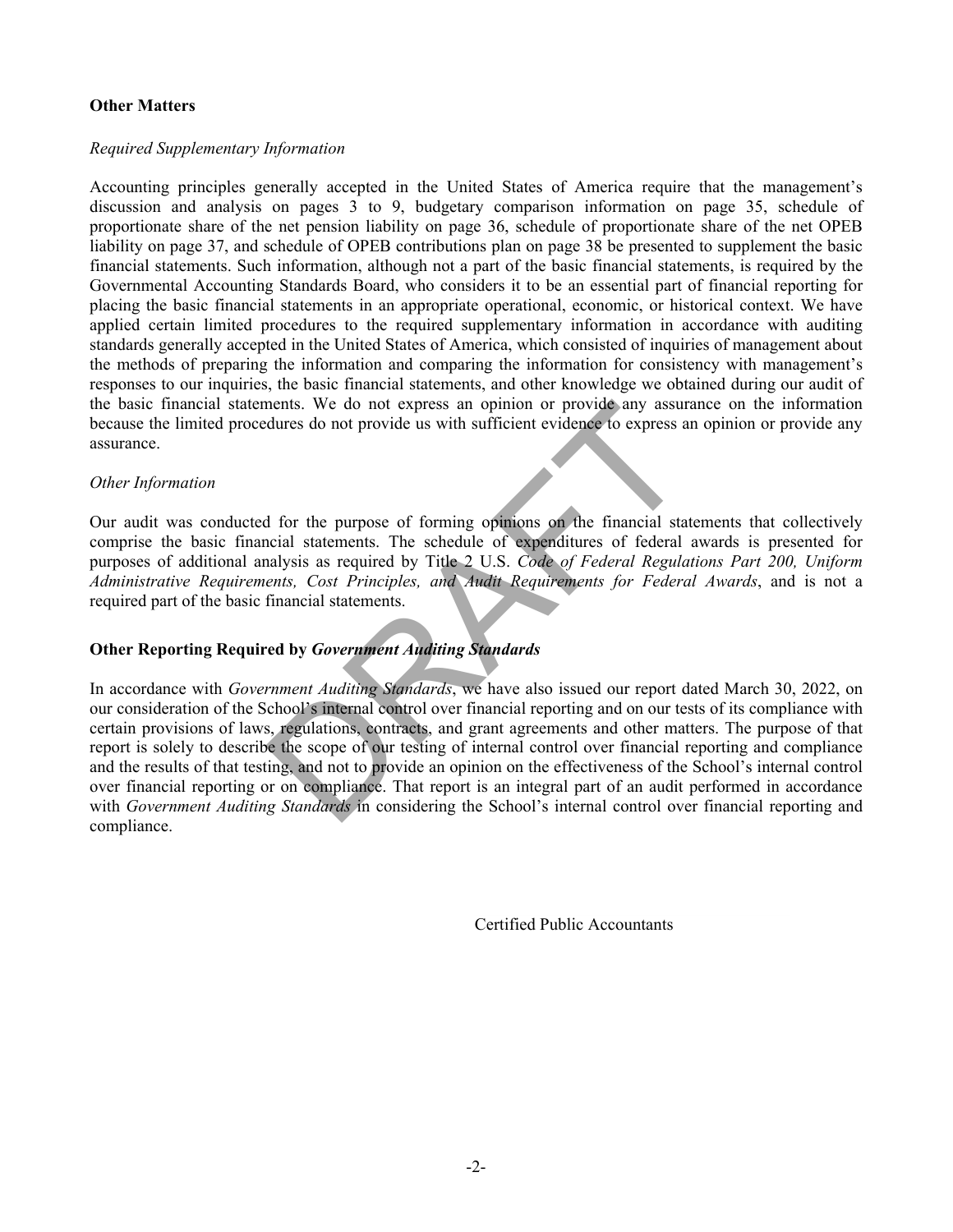**Other Matters**

*Required Supplementary Information*

Accounting principles generally accepted in the United States of America require that the management's discussion and analysis on pages 3 to 9, budgetary comparison information on page 35, schedule of proportionate share of the net pension liability on page 36, schedule of proportionate share of the net OPEB liability on page 37, and schedule of OPEB contributions plan on page 38 be presented to supplement the basic financial statements. Such information, although not a part of the basic financial statements, is required by the Governmental Accounting Standards Board, who considers it to be an essential part of financial reporting for placing the basic financial statements in an appropriate operational, economic, or historical context. We have applied certain limited procedures to the required supplementary information in accordance with auditing standards generally accepted in the United States of America, which consisted of inquiries of management about the methods of preparing the information and comparing the information for consistency with management's responses to our inquiries, the basic financial statements, and other knowledge we obtained during our audit of the basic financial statements. We do not express an opinion or provide any assurance on the information because the limited procedures do not provide us with sufficient evidence to express an opinion or provide any assurance.

*Other Information*

Our audit was conducted for the purpose of forming opinions on the financial statements that collectively comprise the basic financial statements. The schedule of expenditures of federal awards is presented for purposes of additional analysis as required by Title 2 U.S. *Code of Federal Regulations Part 200, Uniform Administrative Requirements, Cost Principles, and Audit Requirements for Federal Awards*, and is not a required part of the basic financial statements.

**Other Reporting Required by *Government Auditing Standards***

In accordance with *Government Auditing Standards*, we have also issued our report dated March 30, 2022, on our consideration of the School's internal control over financial reporting and on our tests of its compliance with certain provisions of laws, regulations, contracts, and grant agreements and other matters. The purpose of that report is solely to describe the scope of our testing of internal control over financial reporting and compliance and the results of that testing, and not to provide an opinion on the effectiveness of the School's internal control over financial reporting or on compliance. That report is an integral part of an audit performed in accordance with *Government Auditing Standards* in considering the School's internal control over financial reporting and compliance.

Certified Public Accountants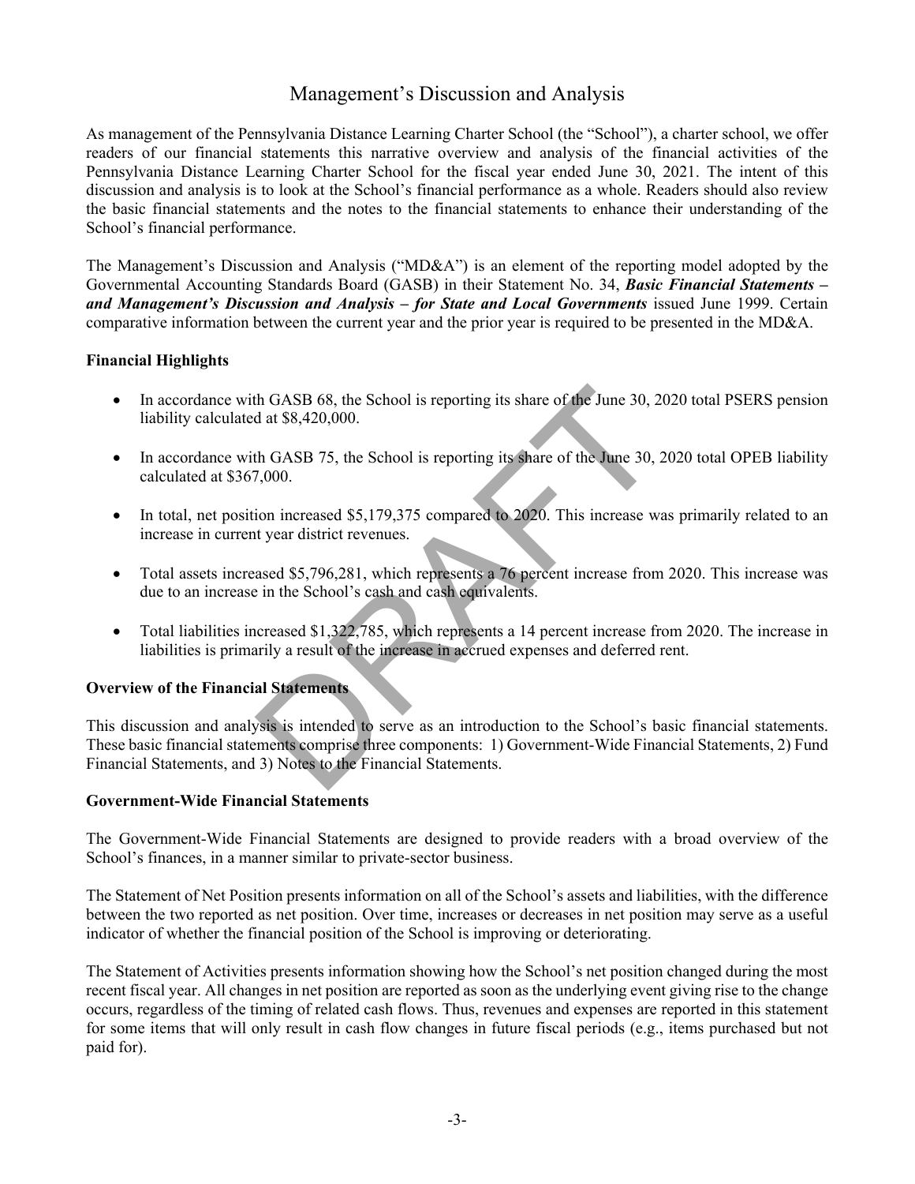# Management's Discussion and Analysis

As management of the Pennsylvania Distance Learning Charter School (the "School"), a charter school, we offer readers of our financial statements this narrative overview and analysis of the financial activities of the Pennsylvania Distance Learning Charter School for the fiscal year ended June 30, 2021. The intent of this discussion and analysis is to look at the School's financial performance as a whole. Readers should also review the basic financial statements and the notes to the financial statements to enhance their understanding of the School's financial performance.

The Management's Discussion and Analysis ("MD&A") is an element of the reporting model adopted by the Governmental Accounting Standards Board (GASB) in their Statement No. 34, ***Basic Financial Statements – and Management's Discussion and Analysis – for State and Local Governments*** issued June 1999. Certain comparative information between the current year and the prior year is required to be presented in the MD&A.

**Financial Highlights**

- In accordance with GASB 68, the School is reporting its share of the June 30, 2020 total PSERS pension liability calculated at $8,420,000.
- In accordance with GASB 75, the School is reporting its share of the June 30, 2020 total OPEB liability calculated at $367,000.
- In total, net position increased $5,179,375 compared to 2020. This increase was primarily related to an increase in current year district revenues.
- Total assets increased $5,796,281, which represents a 76 percent increase from 2020. This increase was due to an increase in the School's cash and cash equivalents.
- Total liabilities increased $1,322,785, which represents a 14 percent increase from 2020. The increase in liabilities is primarily a result of the increase in accrued expenses and deferred rent.

**Overview of the Financial Statements**

This discussion and analysis is intended to serve as an introduction to the School's basic financial statements. These basic financial statements comprise three components: 1) Government-Wide Financial Statements, 2) Fund Financial Statements, and 3) Notes to the Financial Statements.

**Government-Wide Financial Statements**

The Government-Wide Financial Statements are designed to provide readers with a broad overview of the School's finances, in a manner similar to private-sector business.

The Statement of Net Position presents information on all of the School's assets and liabilities, with the difference between the two reported as net position. Over time, increases or decreases in net position may serve as a useful indicator of whether the financial position of the School is improving or deteriorating.

The Statement of Activities presents information showing how the School's net position changed during the most recent fiscal year. All changes in net position are reported as soon as the underlying event giving rise to the change occurs, regardless of the timing of related cash flows. Thus, revenues and expenses are reported in this statement for some items that will only result in cash flow changes in future fiscal periods (e.g., items purchased but not paid for).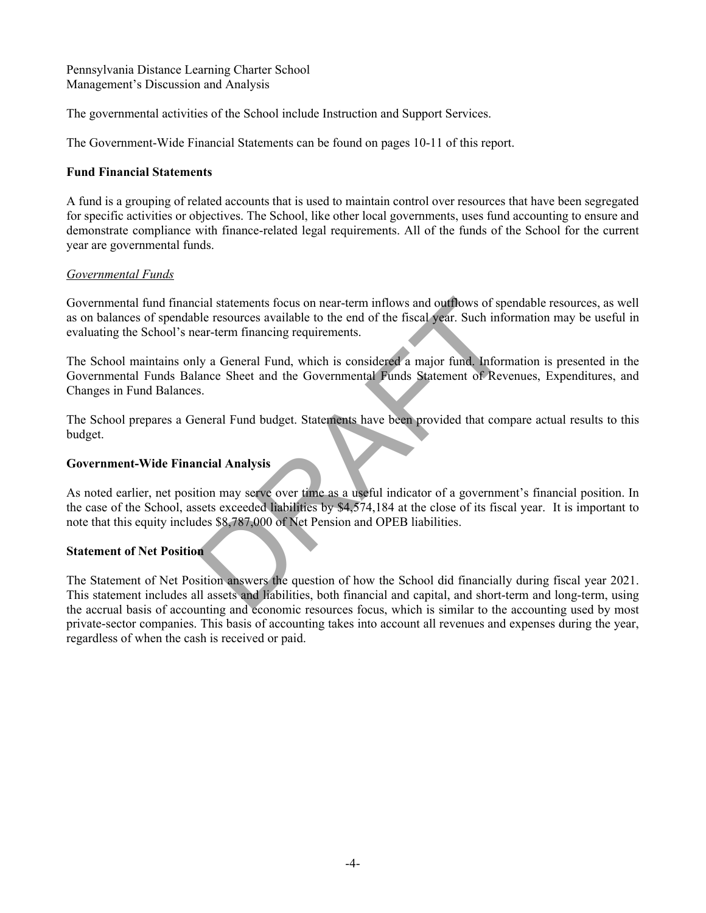Pennsylvania Distance Learning Charter School
Management's Discussion and Analysis

The governmental activities of the School include Instruction and Support Services.

The Government-Wide Financial Statements can be found on pages 10-11 of this report.

**Fund Financial Statements**

A fund is a grouping of related accounts that is used to maintain control over resources that have been segregated for specific activities or objectives. The School, like other local governments, uses fund accounting to ensure and demonstrate compliance with finance-related legal requirements. All of the funds of the School for the current year are governmental funds.

*Governmental Funds*

Governmental fund financial statements focus on near-term inflows and outflows of spendable resources, as well as on balances of spendable resources available to the end of the fiscal year. Such information may be useful in evaluating the School's near-term financing requirements.

The School maintains only a General Fund, which is considered a major fund. Information is presented in the Governmental Funds Balance Sheet and the Governmental Funds Statement of Revenues, Expenditures, and Changes in Fund Balances.

The School prepares a General Fund budget. Statements have been provided that compare actual results to this budget.

**Government-Wide Financial Analysis**

As noted earlier, net position may serve over time as a useful indicator of a government's financial position. In the case of the School, assets exceeded liabilities by $4,574,184 at the close of its fiscal year. It is important to note that this equity includes $8,787,000 of Net Pension and OPEB liabilities.

**Statement of Net Position**

The Statement of Net Position answers the question of how the School did financially during fiscal year 2021. This statement includes all assets and liabilities, both financial and capital, and short-term and long-term, using the accrual basis of accounting and economic resources focus, which is similar to the accounting used by most private-sector companies. This basis of accounting takes into account all revenues and expenses during the year, regardless of when the cash is received or paid.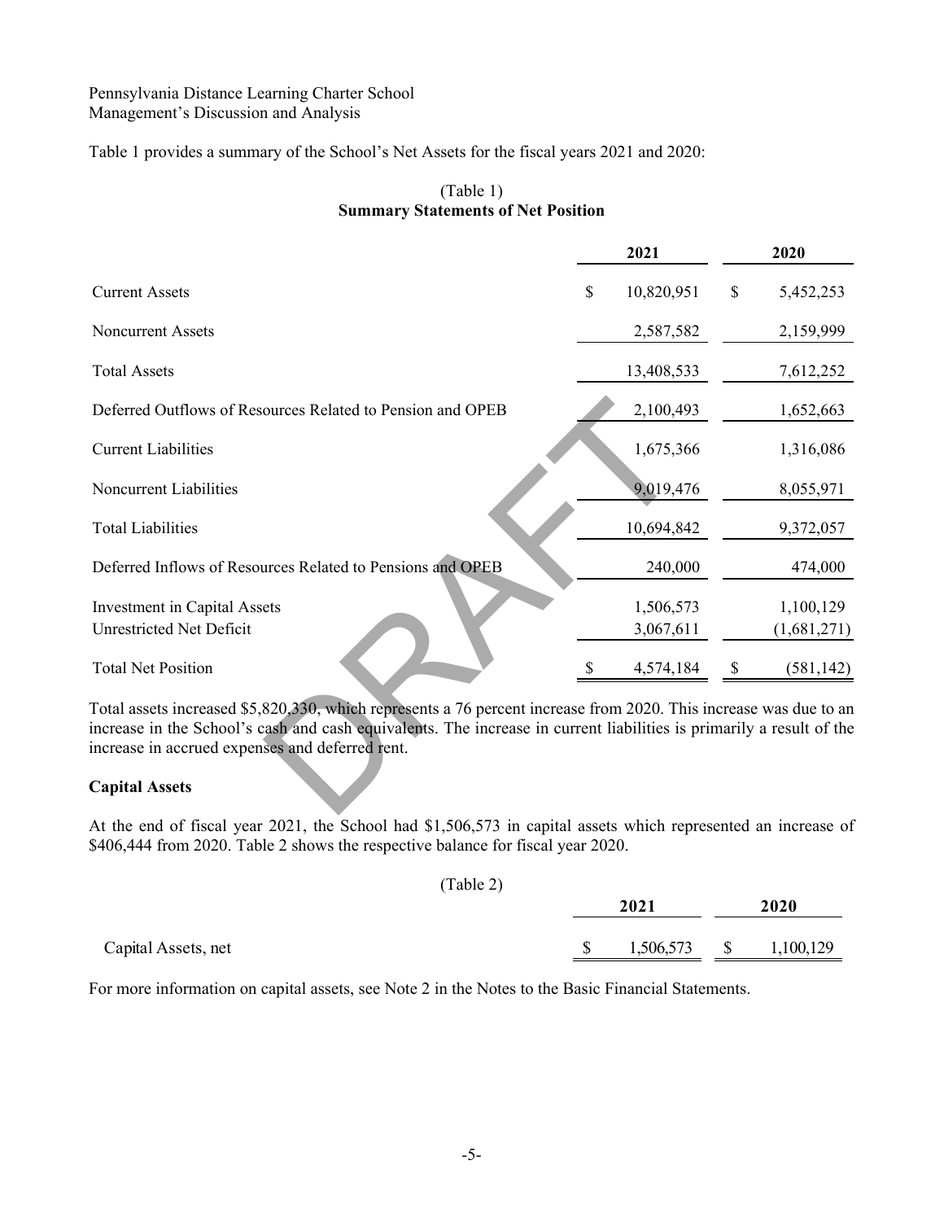Pennsylvania Distance Learning Charter School
Management's Discussion and Analysis

Table 1 provides a summary of the School's Net Assets for the fiscal years 2021 and 2020:

(Table 1)
**Summary Statements of Net Position**

| | 2021 | 2020 |
|---|---|---|
| Current Assets | $ 10,820,951 | $ 5,452,253 |
| Noncurrent Assets | 2,587,582 | 2,159,999 |
| Total Assets | 13,408,533 | 7,612,252 |
| Deferred Outflows of Resources Related to Pension and OPEB | 2,100,493 | 1,652,663 |
| Current Liabilities | 1,675,366 | 1,316,086 |
| Noncurrent Liabilities | 9,019,476 | 8,055,971 |
| Total Liabilities | 10,694,842 | 9,372,057 |
| Deferred Inflows of Resources Related to Pensions and OPEB | 240,000 | 474,000 |
| Investment in Capital Assets | 1,506,573 | 1,100,129 |
| Unrestricted Net Deficit | 3,067,611 | (1,681,271) |
| Total Net Position | $ 4,574,184 | $ (581,142) |

Total assets increased $5,820,330, which represents a 76 percent increase from 2020. This increase was due to an increase in the School's cash and cash equivalents. The increase in current liabilities is primarily a result of the increase in accrued expenses and deferred rent.

**Capital Assets**

At the end of fiscal year 2021, the School had $1,506,573 in capital assets which represented an increase of $406,444 from 2020. Table 2 shows the respective balance for fiscal year 2020.

(Table 2)

| | 2021 | 2020 |
|---|---|---|
| Capital Assets, net | $ 1,506,573 | $ 1,100,129 |

For more information on capital assets, see Note 2 in the Notes to the Basic Financial Statements.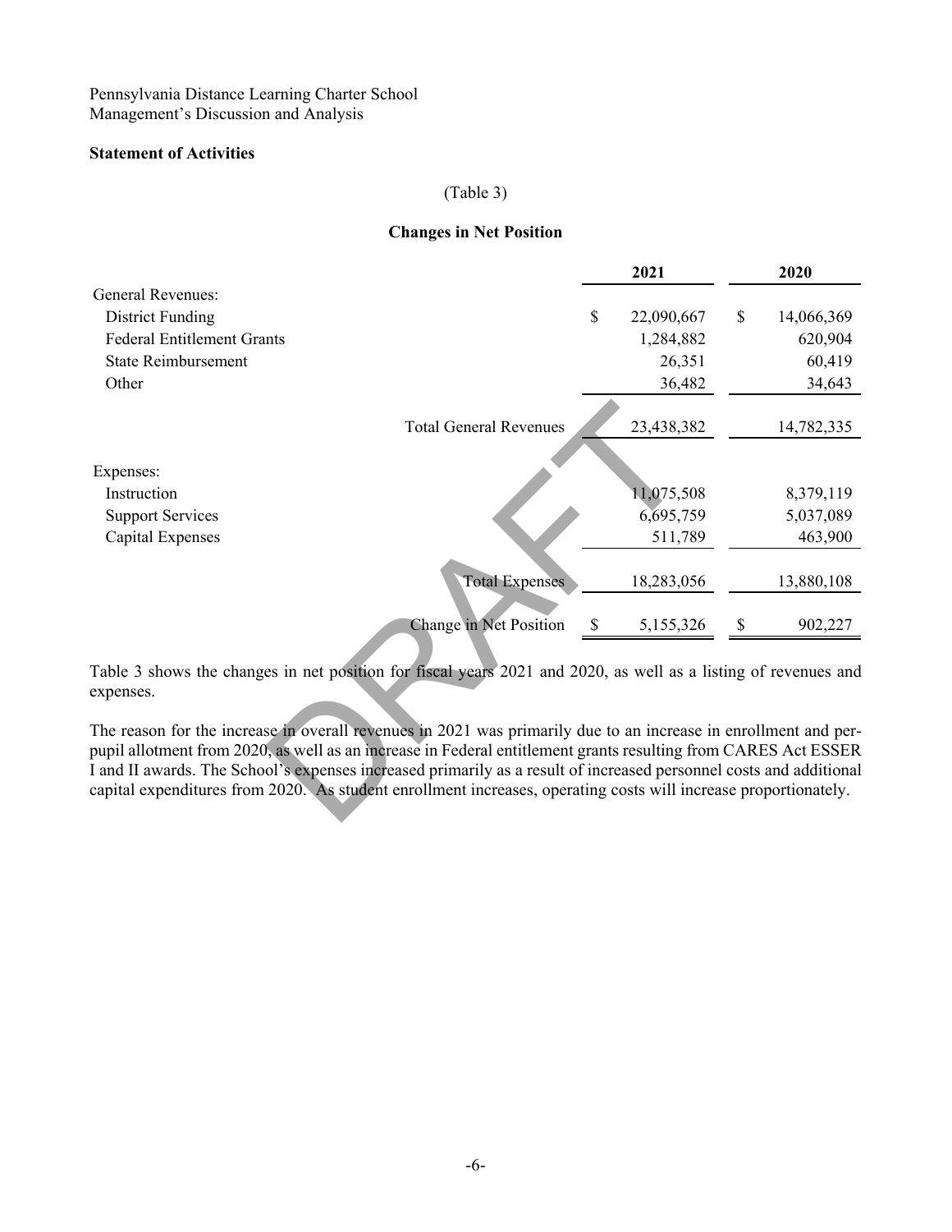Pennsylvania Distance Learning Charter School
Management's Discussion and Analysis

**Statement of Activities**

(Table 3)

**Changes in Net Position**

| | 2021 | 2020 |
|---|---|---|
| General Revenues: | | |
| District Funding | $ 22,090,667 | $ 14,066,369 |
| Federal Entitlement Grants | 1,284,882 | 620,904 |
| State Reimbursement | 26,351 | 60,419 |
| Other | 36,482 | 34,643 |
| Total General Revenues | 23,438,382 | 14,782,335 |
| Expenses: | | |
| Instruction | 11,075,508 | 8,379,119 |
| Support Services | 6,695,759 | 5,037,089 |
| Capital Expenses | 511,789 | 463,900 |
| Total Expenses | 18,283,056 | 13,880,108 |
| Change in Net Position | $ 5,155,326 | $ 902,227 |

Table 3 shows the changes in net position for fiscal years 2021 and 2020, as well as a listing of revenues and expenses.

The reason for the increase in overall revenues in 2021 was primarily due to an increase in enrollment and per-pupil allotment from 2020, as well as an increase in Federal entitlement grants resulting from CARES Act ESSER I and II awards. The School's expenses increased primarily as a result of increased personnel costs and additional capital expenditures from 2020. As student enrollment increases, operating costs will increase proportionately.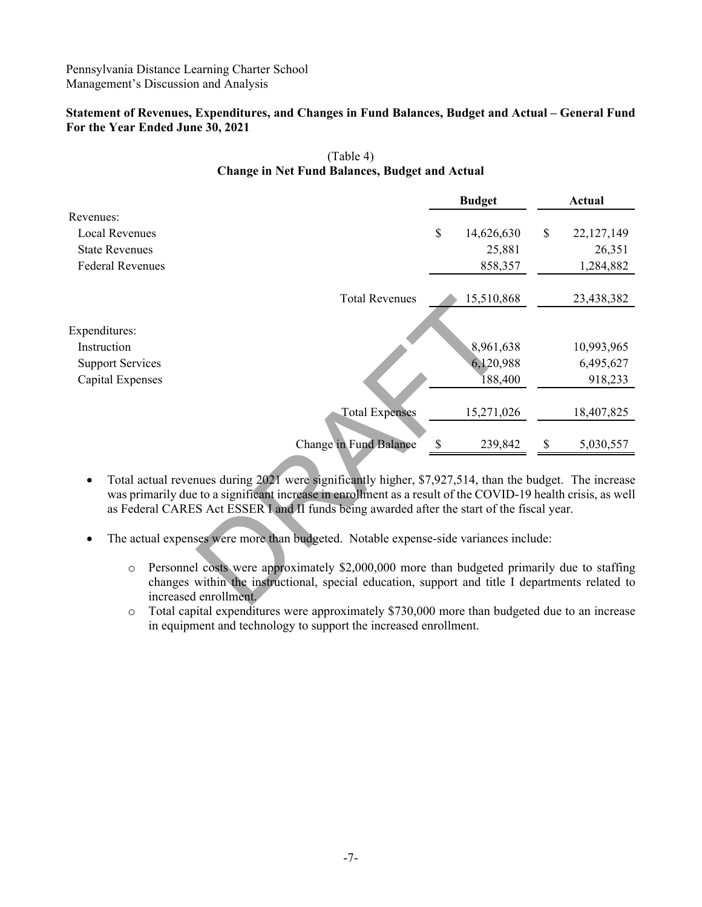Pennsylvania Distance Learning Charter School
Management's Discussion and Analysis

**Statement of Revenues, Expenditures, and Changes in Fund Balances, Budget and Actual – General Fund For the Year Ended June 30, 2021**

(Table 4)
**Change in Net Fund Balances, Budget and Actual**

| | Budget | Actual |
|---|---|---|
| Revenues: | | |
| Local Revenues | $ 14,626,630 | $ 22,127,149 |
| State Revenues | 25,881 | 26,351 |
| Federal Revenues | 858,357 | 1,284,882 |
| Total Revenues | 15,510,868 | 23,438,382 |
| Expenditures: | | |
| Instruction | 8,961,638 | 10,993,965 |
| Support Services | 6,120,988 | 6,495,627 |
| Capital Expenses | 188,400 | 918,233 |
| Total Expenses | 15,271,026 | 18,407,825 |
| Change in Fund Balance | $ 239,842 | $ 5,030,557 |

- Total actual revenues during 2021 were significantly higher, $7,927,514, than the budget. The increase was primarily due to a significant increase in enrollment as a result of the COVID-19 health crisis, as well as Federal CARES Act ESSER I and II funds being awarded after the start of the fiscal year.

- The actual expenses were more than budgeted. Notable expense-side variances include:

  - Personnel costs were approximately $2,000,000 more than budgeted primarily due to staffing changes within the instructional, special education, support and title I departments related to increased enrollment.
  - Total capital expenditures were approximately $730,000 more than budgeted due to an increase in equipment and technology to support the increased enrollment.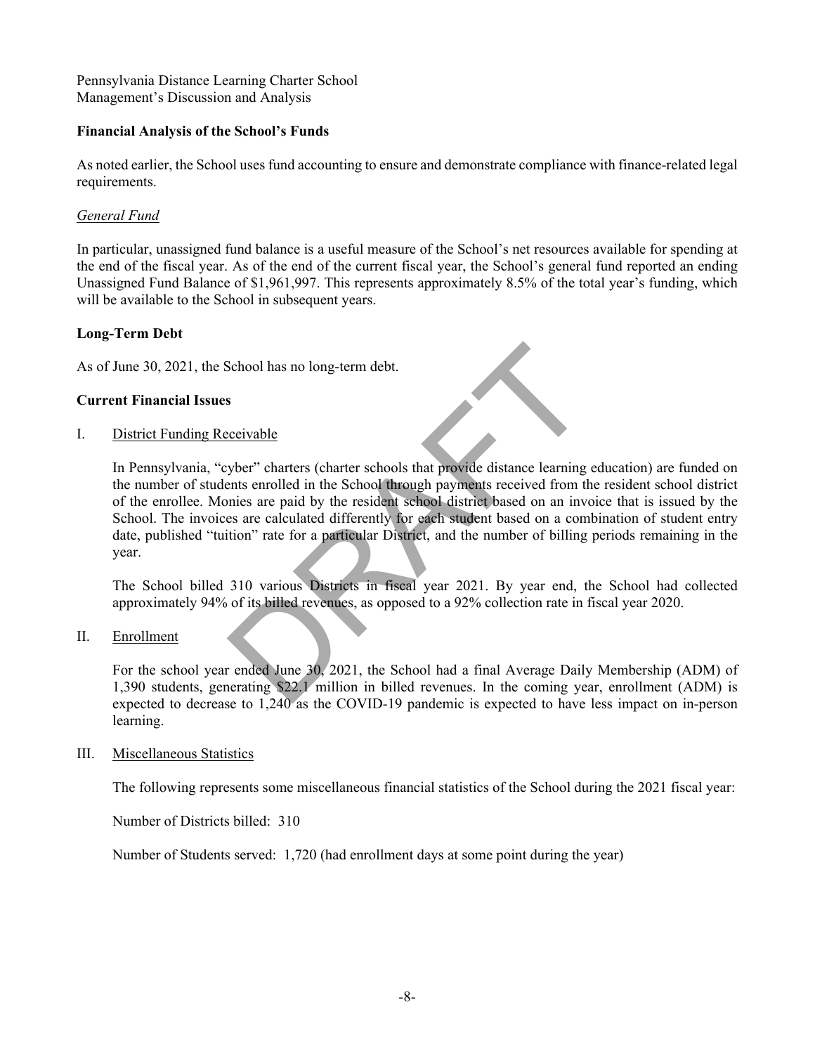Pennsylvania Distance Learning Charter School
Management's Discussion and Analysis

## Financial Analysis of the School's Funds

As noted earlier, the School uses fund accounting to ensure and demonstrate compliance with finance-related legal requirements.

### *General Fund*

In particular, unassigned fund balance is a useful measure of the School's net resources available for spending at the end of the fiscal year. As of the end of the current fiscal year, the School's general fund reported an ending Unassigned Fund Balance of $1,961,997. This represents approximately 8.5% of the total year's funding, which will be available to the School in subsequent years.

## Long-Term Debt

As of June 30, 2021, the School has no long-term debt.

## Current Financial Issues

I. District Funding Receivable

In Pennsylvania, "cyber" charters (charter schools that provide distance learning education) are funded on the number of students enrolled in the School through payments received from the resident school district of the enrollee. Monies are paid by the resident school district based on an invoice that is issued by the School. The invoices are calculated differently for each student based on a combination of student entry date, published "tuition" rate for a particular District, and the number of billing periods remaining in the year.

The School billed 310 various Districts in fiscal year 2021. By year end, the School had collected approximately 94% of its billed revenues, as opposed to a 92% collection rate in fiscal year 2020.

II. Enrollment

For the school year ended June 30, 2021, the School had a final Average Daily Membership (ADM) of 1,390 students, generating $22.1 million in billed revenues. In the coming year, enrollment (ADM) is expected to decrease to 1,240 as the COVID-19 pandemic is expected to have less impact on in-person learning.

III. Miscellaneous Statistics

The following represents some miscellaneous financial statistics of the School during the 2021 fiscal year:

Number of Districts billed: 310

Number of Students served: 1,720 (had enrollment days at some point during the year)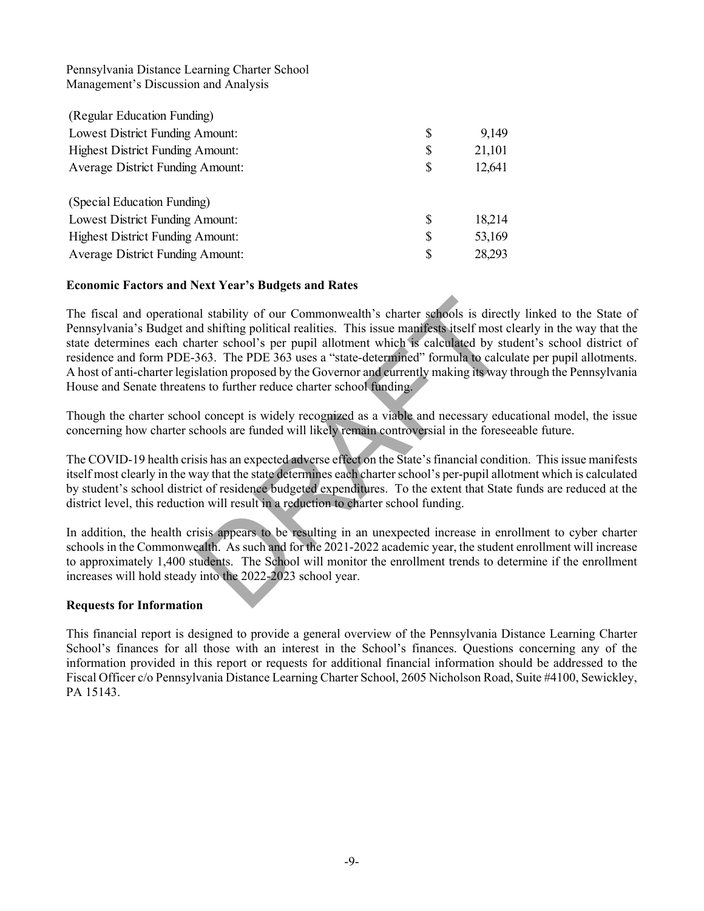| (Regular Education Funding) | | |
|---|---|---|
| Lowest District Funding Amount: | $ | 9,149 |
| Highest District Funding Amount: | $ | 21,101 |
| Average District Funding Amount: | $ | 12,641 |
| | | |
| (Special Education Funding) | | |
| Lowest District Funding Amount: | $ | 18,214 |
| Highest District Funding Amount: | $ | 53,169 |
| Average District Funding Amount: | $ | 28,293 |

**Economic Factors and Next Year's Budgets and Rates**

The fiscal and operational stability of our Commonwealth's charter schools is directly linked to the State of Pennsylvania's Budget and shifting political realities. This issue manifests itself most clearly in the way that the state determines each charter school's per pupil allotment which is calculated by student's school district of residence and form PDE-363. The PDE 363 uses a "state-determined" formula to calculate per pupil allotments. A host of anti-charter legislation proposed by the Governor and currently making its way through the Pennsylvania House and Senate threatens to further reduce charter school funding.

Though the charter school concept is widely recognized as a viable and necessary educational model, the issue concerning how charter schools are funded will likely remain controversial in the foreseeable future.

The COVID-19 health crisis has an expected adverse effect on the State's financial condition. This issue manifests itself most clearly in the way that the state determines each charter school's per-pupil allotment which is calculated by student's school district of residence budgeted expenditures. To the extent that State funds are reduced at the district level, this reduction will result in a reduction to charter school funding.

In addition, the health crisis appears to be resulting in an unexpected increase in enrollment to cyber charter schools in the Commonwealth. As such and for the 2021-2022 academic year, the student enrollment will increase to approximately 1,400 students. The School will monitor the enrollment trends to determine if the enrollment increases will hold steady into the 2022-2023 school year.

**Requests for Information**

This financial report is designed to provide a general overview of the Pennsylvania Distance Learning Charter School's finances for all those with an interest in the School's finances. Questions concerning any of the information provided in this report or requests for additional financial information should be addressed to the Fiscal Officer c/o Pennsylvania Distance Learning Charter School, 2605 Nicholson Road, Suite #4100, Sewickley, PA 15143.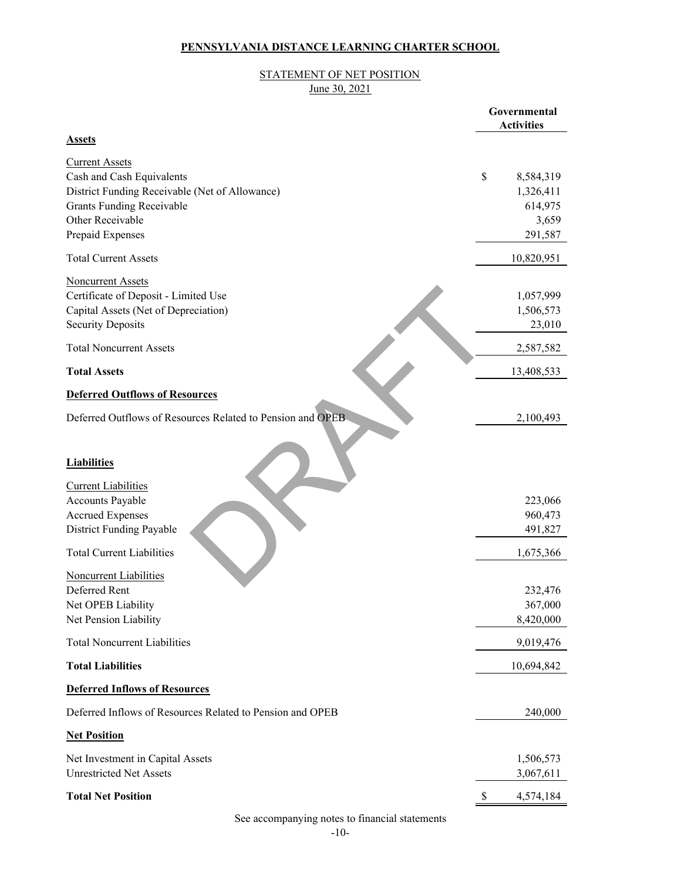**PENNSYLVANIA DISTANCE LEARNING CHARTER SCHOOL**

STATEMENT OF NET POSITION

June 30, 2021

| | Governmental Activities |
|---|---|
| **Assets** | |
| Current Assets | |
| Cash and Cash Equivalents | $ 8,584,319 |
| District Funding Receivable (Net of Allowance) | 1,326,411 |
| Grants Funding Receivable | 614,975 |
| Other Receivable | 3,659 |
| Prepaid Expenses | 291,587 |
| Total Current Assets | 10,820,951 |
| Noncurrent Assets | |
| Certificate of Deposit - Limited Use | 1,057,999 |
| Capital Assets (Net of Depreciation) | 1,506,573 |
| Security Deposits | 23,010 |
| Total Noncurrent Assets | 2,587,582 |
| **Total Assets** | 13,408,533 |
| **Deferred Outflows of Resources** | |
| Deferred Outflows of Resources Related to Pension and OPEB | 2,100,493 |
| **Liabilities** | |
| Current Liabilities | |
| Accounts Payable | 223,066 |
| Accrued Expenses | 960,473 |
| District Funding Payable | 491,827 |
| Total Current Liabilities | 1,675,366 |
| Noncurrent Liabilities | |
| Deferred Rent | 232,476 |
| Net OPEB Liability | 367,000 |
| Net Pension Liability | 8,420,000 |
| Total Noncurrent Liabilities | 9,019,476 |
| **Total Liabilities** | 10,694,842 |
| **Deferred Inflows of Resources** | |
| Deferred Inflows of Resources Related to Pension and OPEB | 240,000 |
| **Net Position** | |
| Net Investment in Capital Assets | 1,506,573 |
| Unrestricted Net Assets | 3,067,611 |
| **Total Net Position** | $ 4,574,184 |

See accompanying notes to financial statements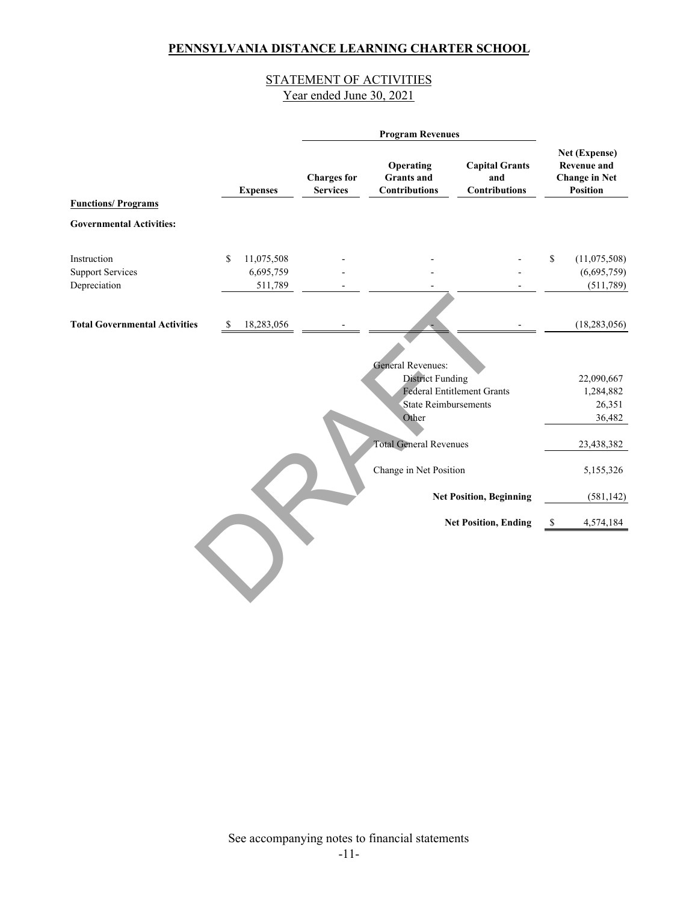# PENNSYLVANIA DISTANCE LEARNING CHARTER SCHOOL

## STATEMENT OF ACTIVITIES
Year ended June 30, 2021

| | | Program Revenues | | | |
|---|---|---|---|---|---|
| **Functions/ Programs** | **Expenses** | **Charges for Services** | **Operating Grants and Contributions** | **Capital Grants and Contributions** | **Net (Expense) Revenue and Change in Net Position** |
| **Governmental Activities:** | | | | | |
| Instruction | $ 11,075,508 | - | - | - | $ (11,075,508) |
| Support Services | 6,695,759 | - | - | - | (6,695,759) |
| Depreciation | 511,789 | - | - | - | (511,789) |
| **Total Governmental Activities** | $ 18,283,056 | - | - | - | (18,283,056) |
| | | | General Revenues: | | |
| | | | District Funding | | 22,090,667 |
| | | | Federal Entitlement Grants | | 1,284,882 |
| | | | State Reimbursements | | 26,351 |
| | | | Other | | 36,482 |
| | | | Total General Revenues | | 23,438,382 |
| | | | Change in Net Position | | 5,155,326 |
| | | | **Net Position, Beginning** | | (581,142) |
| | | | **Net Position, Ending** | | $ 4,574,184 |

DRAFT

See accompanying notes to financial statements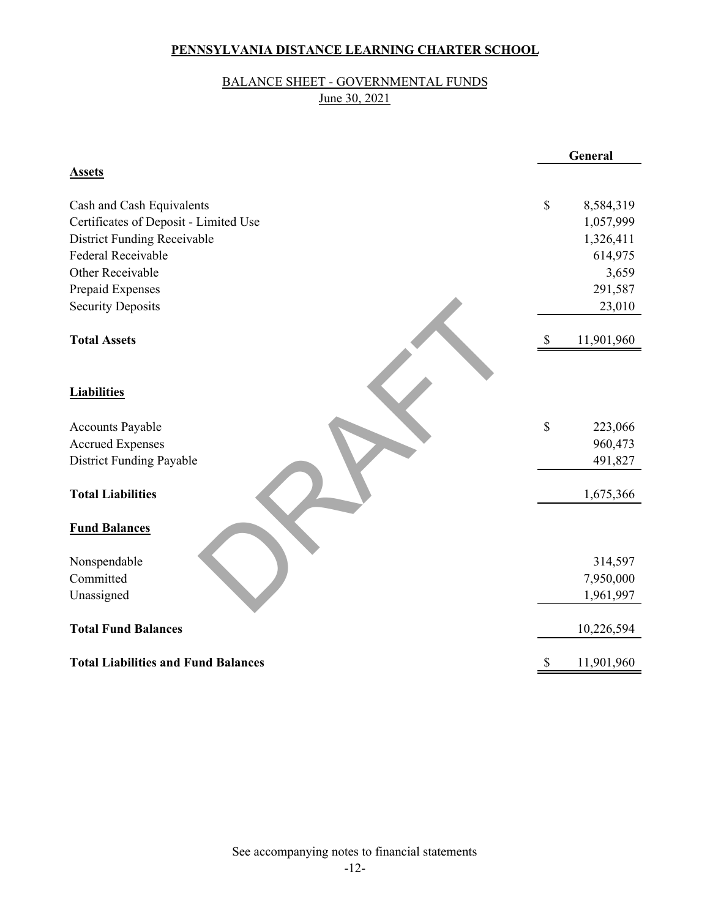**PENNSYLVANIA DISTANCE LEARNING CHARTER SCHOOL**

BALANCE SHEET - GOVERNMENTAL FUNDS
June 30, 2021

| | General |
|---|---|
| **Assets** | |
| Cash and Cash Equivalents | $ 8,584,319 |
| Certificates of Deposit - Limited Use | 1,057,999 |
| District Funding Receivable | 1,326,411 |
| Federal Receivable | 614,975 |
| Other Receivable | 3,659 |
| Prepaid Expenses | 291,587 |
| Security Deposits | 23,010 |
| **Total Assets** | $ 11,901,960 |
| **Liabilities** | |
| Accounts Payable | $ 223,066 |
| Accrued Expenses | 960,473 |
| District Funding Payable | 491,827 |
| **Total Liabilities** | 1,675,366 |
| **Fund Balances** | |
| Nonspendable | 314,597 |
| Committed | 7,950,000 |
| Unassigned | 1,961,997 |
| **Total Fund Balances** | 10,226,594 |
| **Total Liabilities and Fund Balances** | $ 11,901,960 |

See accompanying notes to financial statements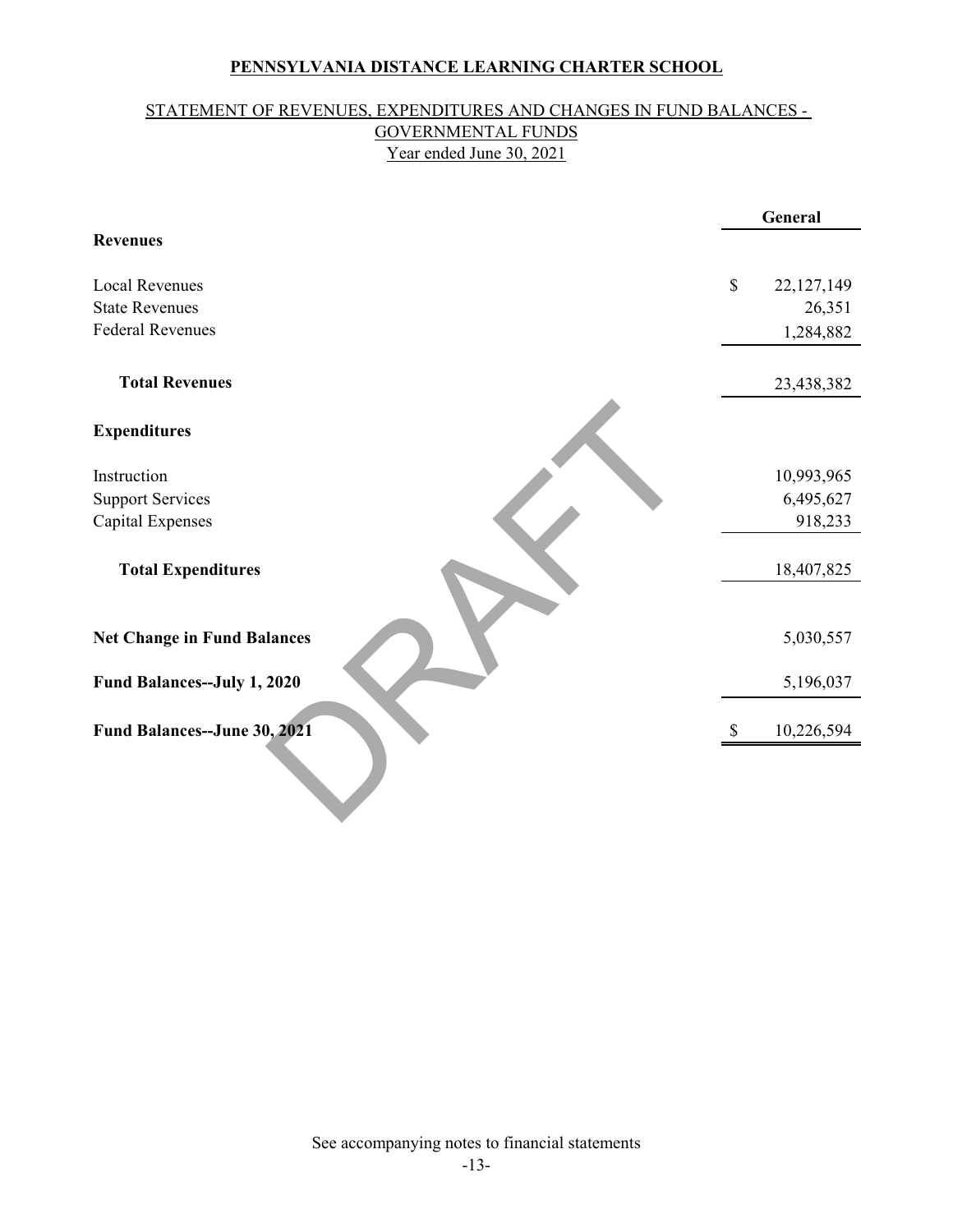**PENNSYLVANIA DISTANCE LEARNING CHARTER SCHOOL**

STATEMENT OF REVENUES, EXPENDITURES AND CHANGES IN FUND BALANCES - GOVERNMENTAL FUNDS
Year ended June 30, 2021

| | General |
|---|---|
| **Revenues** | |
| Local Revenues | $ 22,127,149 |
| State Revenues | 26,351 |
| Federal Revenues | 1,284,882 |
| **Total Revenues** | 23,438,382 |
| **Expenditures** | |
| Instruction | 10,993,965 |
| Support Services | 6,495,627 |
| Capital Expenses | 918,233 |
| **Total Expenditures** | 18,407,825 |
| **Net Change in Fund Balances** | 5,030,557 |
| **Fund Balances--July 1, 2020** | 5,196,037 |
| **Fund Balances--June 30, 2021** | $ 10,226,594 |

DRAFT

See accompanying notes to financial statements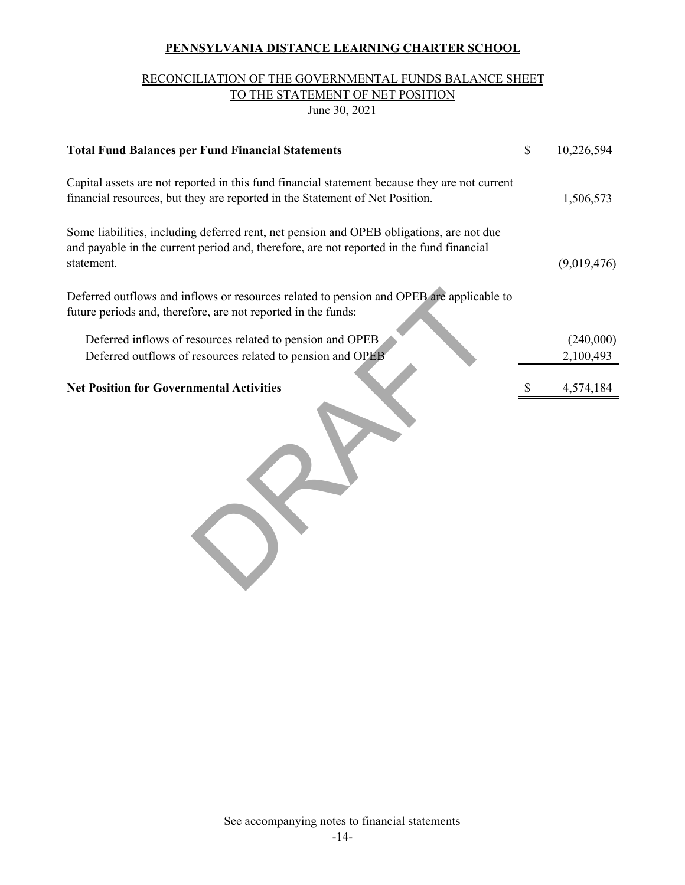**PENNSYLVANIA DISTANCE LEARNING CHARTER SCHOOL**

RECONCILIATION OF THE GOVERNMENTAL FUNDS BALANCE SHEET
TO THE STATEMENT OF NET POSITION
June 30, 2021

| | |
|---|---|
| **Total Fund Balances per Fund Financial Statements** | $ 10,226,594 |
| Capital assets are not reported in this fund financial statement because they are not current financial resources, but they are reported in the Statement of Net Position. | 1,506,573 |
| Some liabilities, including deferred rent, net pension and OPEB obligations, are not due and payable in the current period and, therefore, are not reported in the fund financial statement. | (9,019,476) |
| Deferred outflows and inflows or resources related to pension and OPEB are applicable to future periods and, therefore, are not reported in the funds: | |
| Deferred inflows of resources related to pension and OPEB | (240,000) |
| Deferred outflows of resources related to pension and OPEB | 2,100,493 |
| **Net Position for Governmental Activities** | $ 4,574,184 |

DRAFT

See accompanying notes to financial statements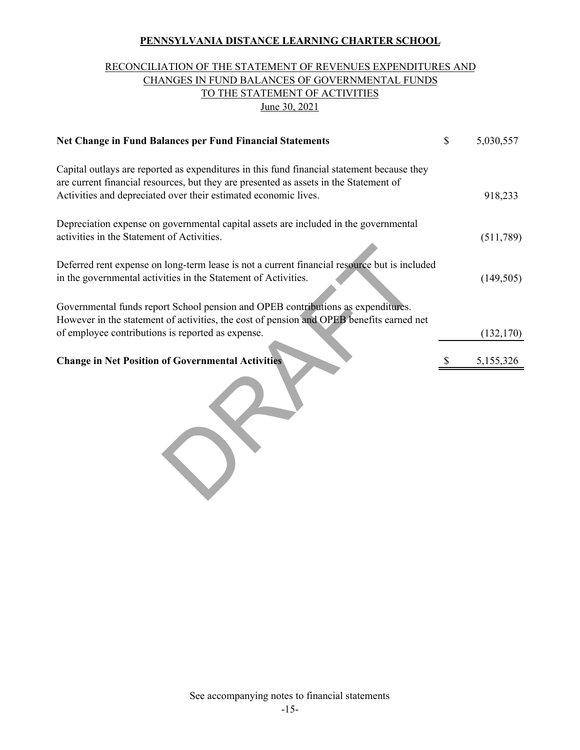**PENNSYLVANIA DISTANCE LEARNING CHARTER SCHOOL**

RECONCILIATION OF THE STATEMENT OF REVENUES EXPENDITURES AND CHANGES IN FUND BALANCES OF GOVERNMENTAL FUNDS TO THE STATEMENT OF ACTIVITIES

June 30, 2021

| | | |
|---|---|---|
| **Net Change in Fund Balances per Fund Financial Statements** | $ | 5,030,557 |
| Capital outlays are reported as expenditures in this fund financial statement because they are current financial resources, but they are presented as assets in the Statement of Activities and depreciated over their estimated economic lives. | | 918,233 |
| Depreciation expense on governmental capital assets are included in the governmental activities in the Statement of Activities. | | (511,789) |
| Deferred rent expense on long-term lease is not a current financial resource but is included in the governmental activities in the Statement of Activities. | | (149,505) |
| Governmental funds report School pension and OPEB contributions as expenditures. However in the statement of activities, the cost of pension and OPEB benefits earned net of employee contributions is reported as expense. | | (132,170) |
| **Change in Net Position of Governmental Activities** | $ | 5,155,326 |

DRAFT

See accompanying notes to financial statements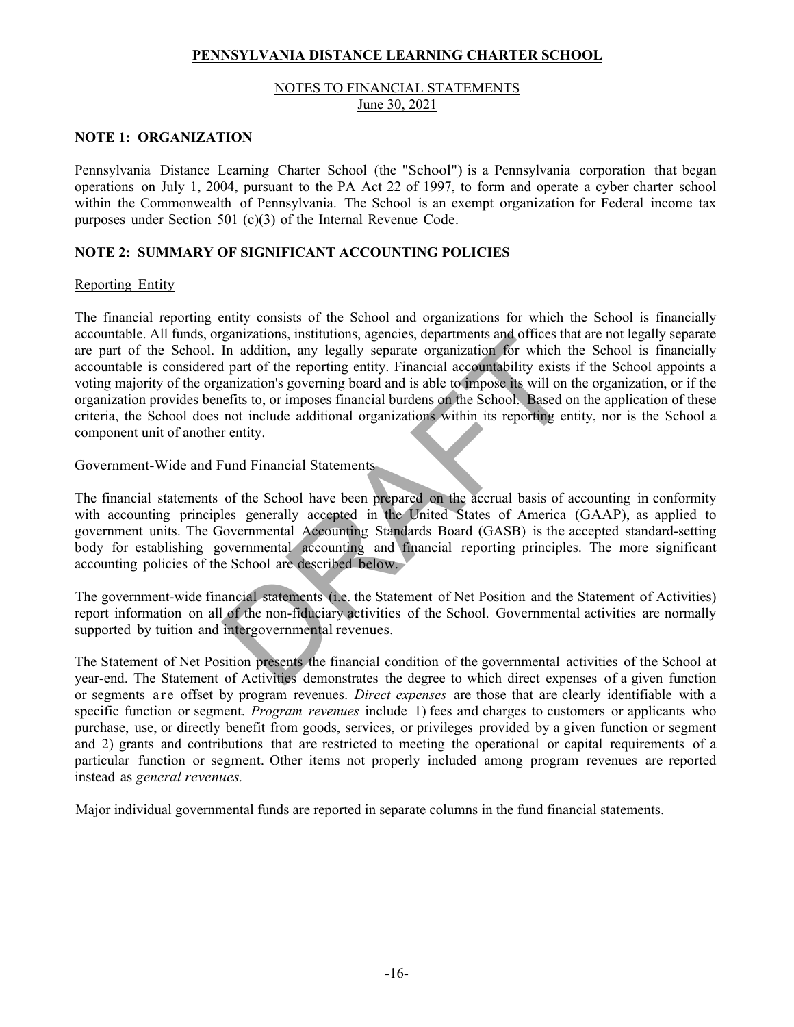**PENNSYLVANIA DISTANCE LEARNING CHARTER SCHOOL**

NOTES TO FINANCIAL STATEMENTS
June 30, 2021

## NOTE 1: ORGANIZATION

Pennsylvania Distance Learning Charter School (the "School") is a Pennsylvania corporation that began operations on July 1, 2004, pursuant to the PA Act 22 of 1997, to form and operate a cyber charter school within the Commonwealth of Pennsylvania. The School is an exempt organization for Federal income tax purposes under Section 501 (c)(3) of the Internal Revenue Code.

## NOTE 2: SUMMARY OF SIGNIFICANT ACCOUNTING POLICIES

### Reporting Entity

The financial reporting entity consists of the School and organizations for which the School is financially accountable. All funds, organizations, institutions, agencies, departments and offices that are not legally separate are part of the School. In addition, any legally separate organization for which the School is financially accountable is considered part of the reporting entity. Financial accountability exists if the School appoints a voting majority of the organization's governing board and is able to impose its will on the organization, or if the organization provides benefits to, or imposes financial burdens on the School. Based on the application of these criteria, the School does not include additional organizations within its reporting entity, nor is the School a component unit of another entity.

### Government-Wide and Fund Financial Statements

The financial statements of the School have been prepared on the accrual basis of accounting in conformity with accounting principles generally accepted in the United States of America (GAAP), as applied to government units. The Governmental Accounting Standards Board (GASB) is the accepted standard-setting body for establishing governmental accounting and financial reporting principles. The more significant accounting policies of the School are described below.

The government-wide financial statements (i.e. the Statement of Net Position and the Statement of Activities) report information on all of the non-fiduciary activities of the School. Governmental activities are normally supported by tuition and intergovernmental revenues.

The Statement of Net Position presents the financial condition of the governmental activities of the School at year-end. The Statement of Activities demonstrates the degree to which direct expenses of a given function or segments are offset by program revenues. *Direct expenses* are those that are clearly identifiable with a specific function or segment. *Program revenues* include 1) fees and charges to customers or applicants who purchase, use, or directly benefit from goods, services, or privileges provided by a given function or segment and 2) grants and contributions that are restricted to meeting the operational or capital requirements of a particular function or segment. Other items not properly included among program revenues are reported instead as *general revenues.*

Major individual governmental funds are reported in separate columns in the fund financial statements.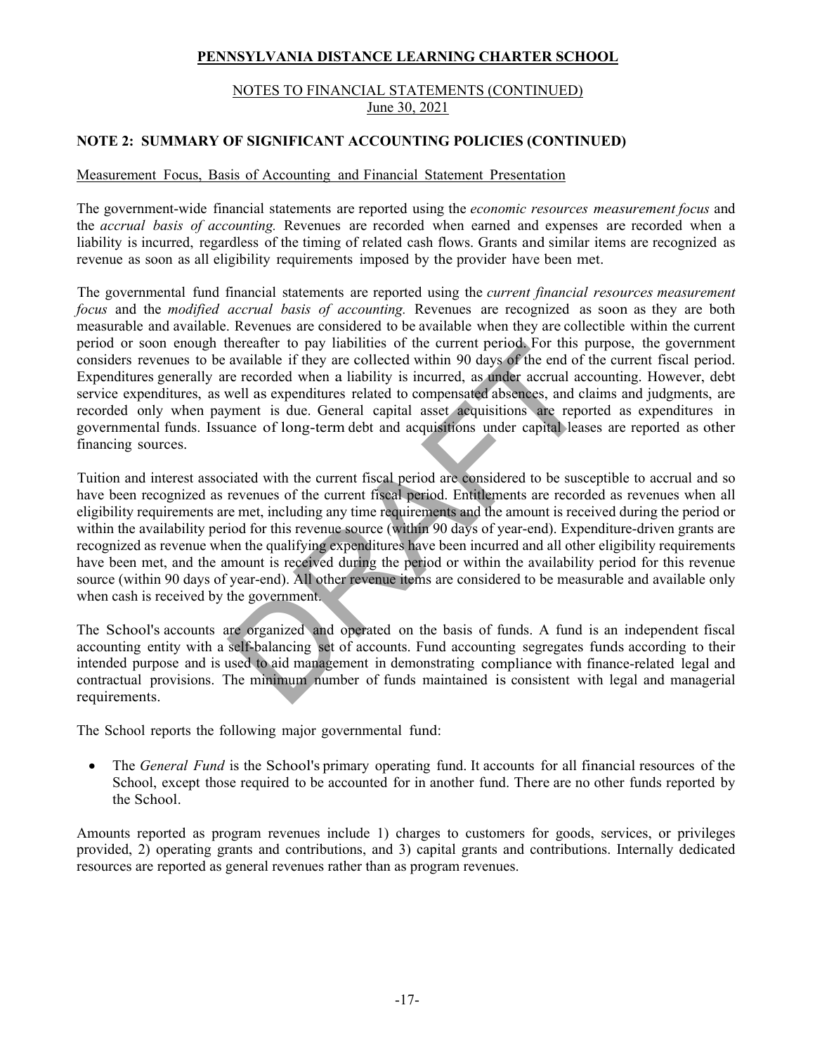## NOTE 2: SUMMARY OF SIGNIFICANT ACCOUNTING POLICIES (CONTINUED)

Measurement Focus, Basis of Accounting and Financial Statement Presentation

The government-wide financial statements are reported using the *economic resources measurement focus* and the *accrual basis of accounting.* Revenues are recorded when earned and expenses are recorded when a liability is incurred, regardless of the timing of related cash flows. Grants and similar items are recognized as revenue as soon as all eligibility requirements imposed by the provider have been met.

The governmental fund financial statements are reported using the *current financial resources measurement focus* and the *modified accrual basis of accounting.* Revenues are recognized as soon as they are both measurable and available. Revenues are considered to be available when they are collectible within the current period or soon enough thereafter to pay liabilities of the current period. For this purpose, the government considers revenues to be available if they are collected within 90 days of the end of the current fiscal period. Expenditures generally are recorded when a liability is incurred, as under accrual accounting. However, debt service expenditures, as well as expenditures related to compensated absences, and claims and judgments, are recorded only when payment is due. General capital asset acquisitions are reported as expenditures in governmental funds. Issuance of long-term debt and acquisitions under capital leases are reported as other financing sources.

Tuition and interest associated with the current fiscal period are considered to be susceptible to accrual and so have been recognized as revenues of the current fiscal period. Entitlements are recorded as revenues when all eligibility requirements are met, including any time requirements and the amount is received during the period or within the availability period for this revenue source (within 90 days of year-end). Expenditure-driven grants are recognized as revenue when the qualifying expenditures have been incurred and all other eligibility requirements have been met, and the amount is received during the period or within the availability period for this revenue source (within 90 days of year-end). All other revenue items are considered to be measurable and available only when cash is received by the government.

The School's accounts are organized and operated on the basis of funds. A fund is an independent fiscal accounting entity with a self-balancing set of accounts. Fund accounting segregates funds according to their intended purpose and is used to aid management in demonstrating compliance with finance-related legal and contractual provisions. The minimum number of funds maintained is consistent with legal and managerial requirements.

The School reports the following major governmental fund:

- The *General Fund* is the School's primary operating fund. It accounts for all financial resources of the School, except those required to be accounted for in another fund. There are no other funds reported by the School.

Amounts reported as program revenues include 1) charges to customers for goods, services, or privileges provided, 2) operating grants and contributions, and 3) capital grants and contributions. Internally dedicated resources are reported as general revenues rather than as program revenues.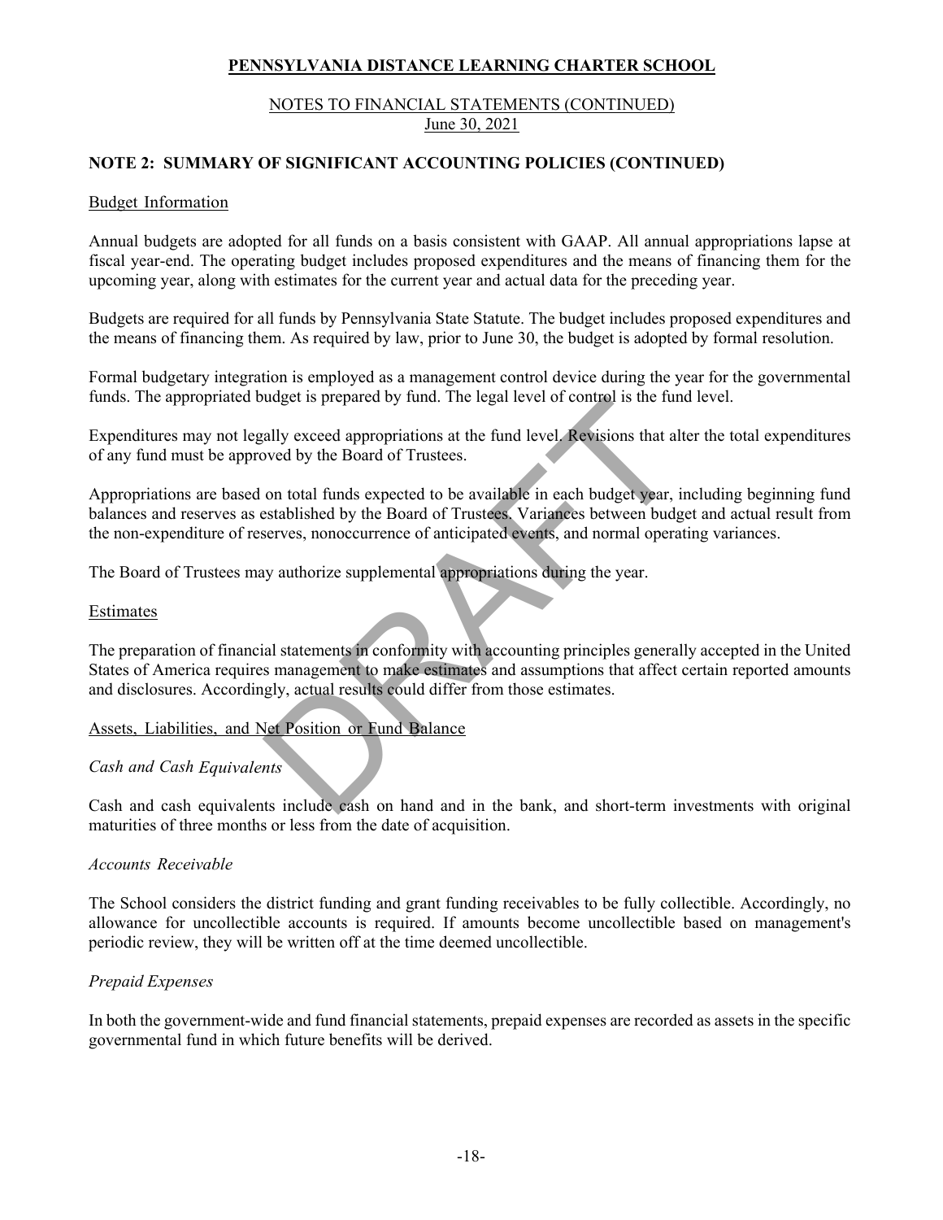# PENNSYLVANIA DISTANCE LEARNING CHARTER SCHOOL

NOTES TO FINANCIAL STATEMENTS (CONTINUED)
June 30, 2021

## NOTE 2: SUMMARY OF SIGNIFICANT ACCOUNTING POLICIES (CONTINUED)

### Budget Information

Annual budgets are adopted for all funds on a basis consistent with GAAP. All annual appropriations lapse at fiscal year-end. The operating budget includes proposed expenditures and the means of financing them for the upcoming year, along with estimates for the current year and actual data for the preceding year.

Budgets are required for all funds by Pennsylvania State Statute. The budget includes proposed expenditures and the means of financing them. As required by law, prior to June 30, the budget is adopted by formal resolution.

Formal budgetary integration is employed as a management control device during the year for the governmental funds. The appropriated budget is prepared by fund. The legal level of control is the fund level.

Expenditures may not legally exceed appropriations at the fund level. Revisions that alter the total expenditures of any fund must be approved by the Board of Trustees.

Appropriations are based on total funds expected to be available in each budget year, including beginning fund balances and reserves as established by the Board of Trustees. Variances between budget and actual result from the non-expenditure of reserves, nonoccurrence of anticipated events, and normal operating variances.

The Board of Trustees may authorize supplemental appropriations during the year.

### Estimates

The preparation of financial statements in conformity with accounting principles generally accepted in the United States of America requires management to make estimates and assumptions that affect certain reported amounts and disclosures. Accordingly, actual results could differ from those estimates.

### Assets, Liabilities, and Net Position or Fund Balance

*Cash and Cash Equivalents*

Cash and cash equivalents include cash on hand and in the bank, and short-term investments with original maturities of three months or less from the date of acquisition.

*Accounts Receivable*

The School considers the district funding and grant funding receivables to be fully collectible. Accordingly, no allowance for uncollectible accounts is required. If amounts become uncollectible based on management's periodic review, they will be written off at the time deemed uncollectible.

*Prepaid Expenses*

In both the government-wide and fund financial statements, prepaid expenses are recorded as assets in the specific governmental fund in which future benefits will be derived.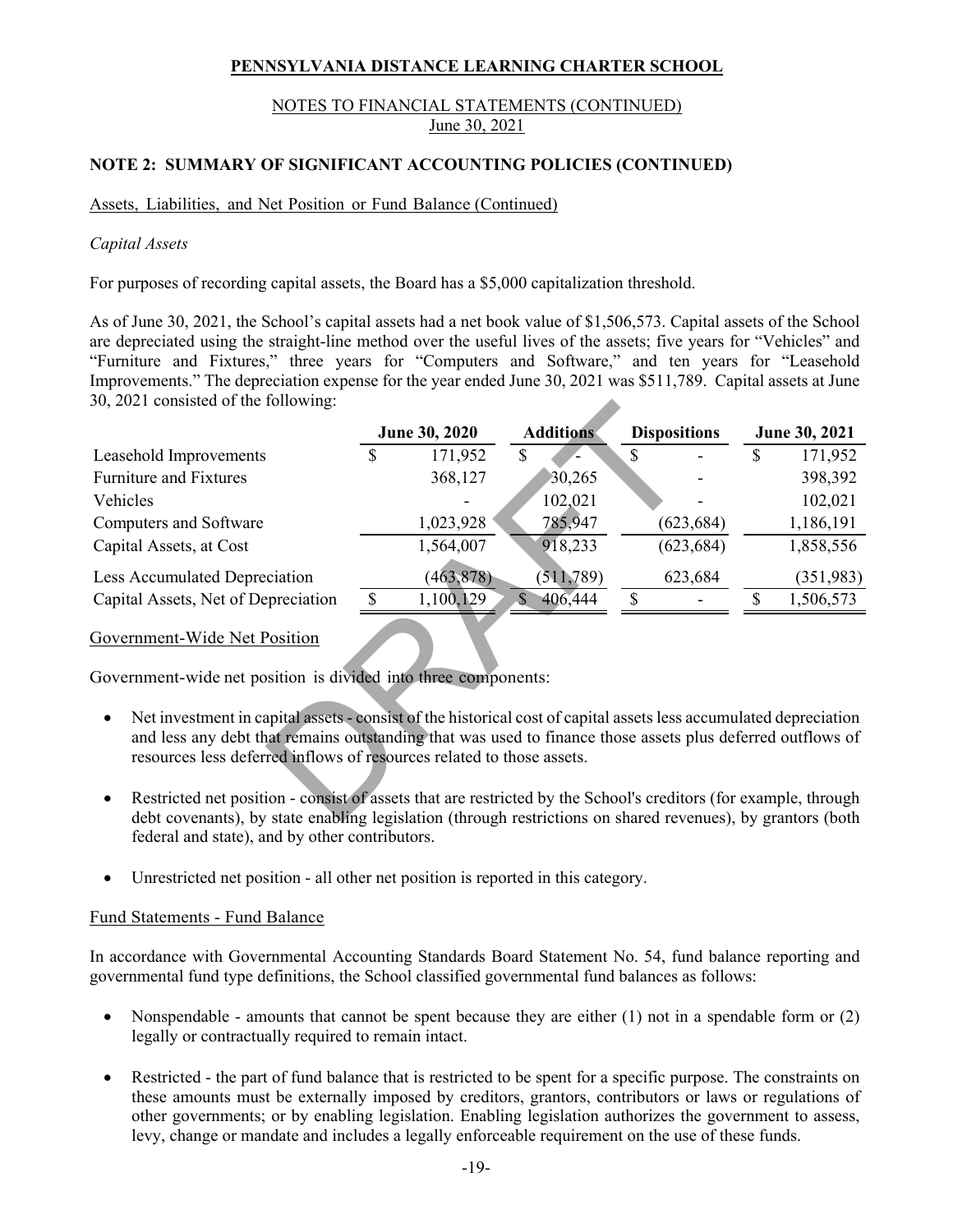# PENNSYLVANIA DISTANCE LEARNING CHARTER SCHOOL

NOTES TO FINANCIAL STATEMENTS (CONTINUED)
June 30, 2021

## NOTE 2: SUMMARY OF SIGNIFICANT ACCOUNTING POLICIES (CONTINUED)

Assets, Liabilities, and Net Position or Fund Balance (Continued)

*Capital Assets*

For purposes of recording capital assets, the Board has a $5,000 capitalization threshold.

As of June 30, 2021, the School's capital assets had a net book value of $1,506,573. Capital assets of the School are depreciated using the straight-line method over the useful lives of the assets; five years for "Vehicles" and "Furniture and Fixtures," three years for "Computers and Software," and ten years for "Leasehold Improvements." The depreciation expense for the year ended June 30, 2021 was $511,789. Capital assets at June 30, 2021 consisted of the following:

| | June 30, 2020 | Additions | Dispositions | June 30, 2021 |
|---|---|---|---|---|
| Leasehold Improvements | $ 171,952 | $ - | $ - | $ 171,952 |
| Furniture and Fixtures | 368,127 | 30,265 | - | 398,392 |
| Vehicles | - | 102,021 | - | 102,021 |
| Computers and Software | 1,023,928 | 785,947 | (623,684) | 1,186,191 |
| Capital Assets, at Cost | 1,564,007 | 918,233 | (623,684) | 1,858,556 |
| Less Accumulated Depreciation | (463,878) | (511,789) | 623,684 | (351,983) |
| Capital Assets, Net of Depreciation | $ 1,100,129 | $ 406,444 | $ - | $ 1,506,573 |

Government-Wide Net Position

Government-wide net position is divided into three components:

- Net investment in capital assets - consist of the historical cost of capital assets less accumulated depreciation and less any debt that remains outstanding that was used to finance those assets plus deferred outflows of resources less deferred inflows of resources related to those assets.
- Restricted net position - consist of assets that are restricted by the School's creditors (for example, through debt covenants), by state enabling legislation (through restrictions on shared revenues), by grantors (both federal and state), and by other contributors.
- Unrestricted net position - all other net position is reported in this category.

Fund Statements - Fund Balance

In accordance with Governmental Accounting Standards Board Statement No. 54, fund balance reporting and governmental fund type definitions, the School classified governmental fund balances as follows:

- Nonspendable - amounts that cannot be spent because they are either (1) not in a spendable form or (2) legally or contractually required to remain intact.
- Restricted - the part of fund balance that is restricted to be spent for a specific purpose. The constraints on these amounts must be externally imposed by creditors, grantors, contributors or laws or regulations of other governments; or by enabling legislation. Enabling legislation authorizes the government to assess, levy, change or mandate and includes a legally enforceable requirement on the use of these funds.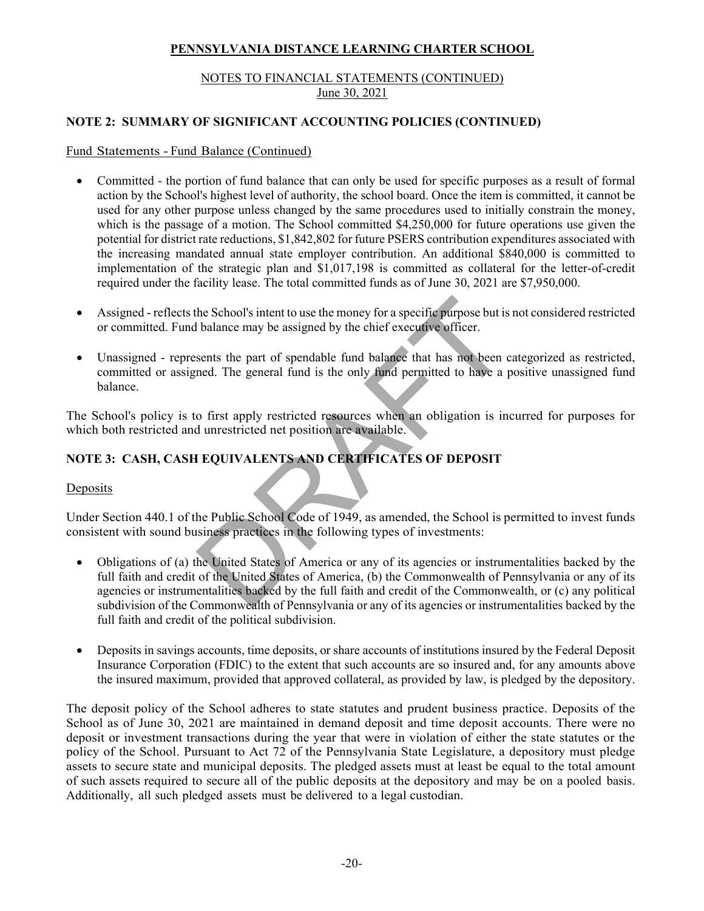# PENNSYLVANIA DISTANCE LEARNING CHARTER SCHOOL

NOTES TO FINANCIAL STATEMENTS (CONTINUED)
June 30, 2021

## NOTE 2: SUMMARY OF SIGNIFICANT ACCOUNTING POLICIES (CONTINUED)

Fund Statements - Fund Balance (Continued)

- Committed - the portion of fund balance that can only be used for specific purposes as a result of formal action by the School's highest level of authority, the school board. Once the item is committed, it cannot be used for any other purpose unless changed by the same procedures used to initially constrain the money, which is the passage of a motion. The School committed $4,250,000 for future operations use given the potential for district rate reductions, $1,842,802 for future PSERS contribution expenditures associated with the increasing mandated annual state employer contribution. An additional $840,000 is committed to implementation of the strategic plan and $1,017,198 is committed as collateral for the letter-of-credit required under the facility lease. The total committed funds as of June 30, 2021 are $7,950,000.

- Assigned - reflects the School's intent to use the money for a specific purpose but is not considered restricted or committed. Fund balance may be assigned by the chief executive officer.

- Unassigned - represents the part of spendable fund balance that has not been categorized as restricted, committed or assigned. The general fund is the only fund permitted to have a positive unassigned fund balance.

The School's policy is to first apply restricted resources when an obligation is incurred for purposes for which both restricted and unrestricted net position are available.

## NOTE 3: CASH, CASH EQUIVALENTS AND CERTIFICATES OF DEPOSIT

Deposits

Under Section 440.1 of the Public School Code of 1949, as amended, the School is permitted to invest funds consistent with sound business practices in the following types of investments:

- Obligations of (a) the United States of America or any of its agencies or instrumentalities backed by the full faith and credit of the United States of America, (b) the Commonwealth of Pennsylvania or any of its agencies or instrumentalities backed by the full faith and credit of the Commonwealth, or (c) any political subdivision of the Commonwealth of Pennsylvania or any of its agencies or instrumentalities backed by the full faith and credit of the political subdivision.

- Deposits in savings accounts, time deposits, or share accounts of institutions insured by the Federal Deposit Insurance Corporation (FDIC) to the extent that such accounts are so insured and, for any amounts above the insured maximum, provided that approved collateral, as provided by law, is pledged by the depository.

The deposit policy of the School adheres to state statutes and prudent business practice. Deposits of the School as of June 30, 2021 are maintained in demand deposit and time deposit accounts. There were no deposit or investment transactions during the year that were in violation of either the state statutes or the policy of the School. Pursuant to Act 72 of the Pennsylvania State Legislature, a depository must pledge assets to secure state and municipal deposits. The pledged assets must at least be equal to the total amount of such assets required to secure all of the public deposits at the depository and may be on a pooled basis. Additionally, all such pledged assets must be delivered to a legal custodian.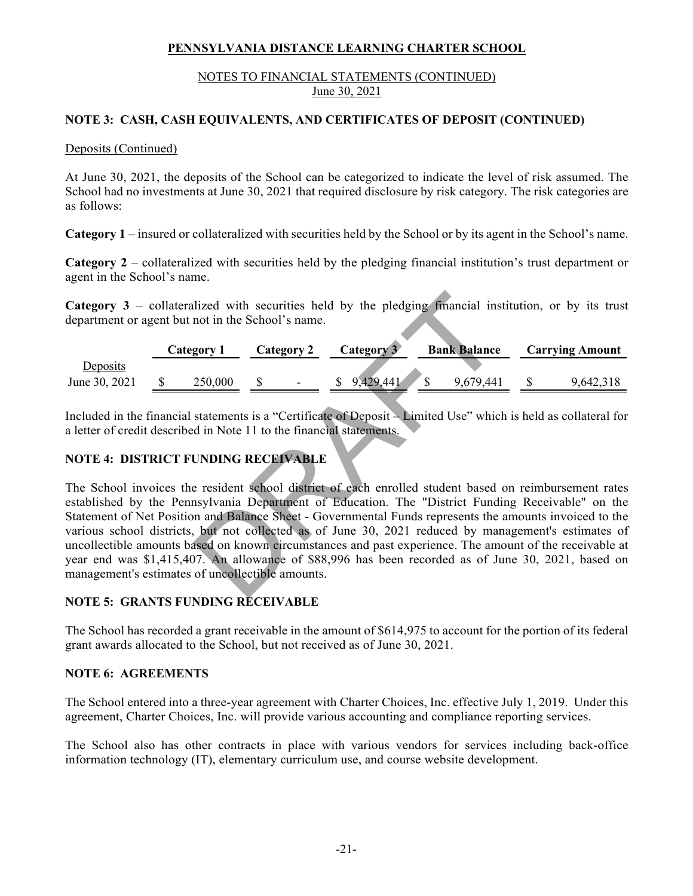**PENNSYLVANIA DISTANCE LEARNING CHARTER SCHOOL**

NOTES TO FINANCIAL STATEMENTS (CONTINUED)
June 30, 2021

**NOTE 3: CASH, CASH EQUIVALENTS, AND CERTIFICATES OF DEPOSIT (CONTINUED)**

Deposits (Continued)

At June 30, 2021, the deposits of the School can be categorized to indicate the level of risk assumed. The School had no investments at June 30, 2021 that required disclosure by risk category. The risk categories are as follows:

**Category 1** – insured or collateralized with securities held by the School or by its agent in the School's name.

**Category 2** – collateralized with securities held by the pledging financial institution's trust department or agent in the School's name.

**Category 3** – collateralized with securities held by the pledging financial institution, or by its trust department or agent but not in the School's name.

| | Category 1 | Category 2 | Category 3 | Bank Balance | Carrying Amount |
|---|---|---|---|---|---|
| Deposits | | | | | |
| June 30, 2021 | $ 250,000 | $ - | $ 9,429,441 | $ 9,679,441 | $ 9,642,318 |

Included in the financial statements is a "Certificate of Deposit – Limited Use" which is held as collateral for a letter of credit described in Note 11 to the financial statements.

**NOTE 4: DISTRICT FUNDING RECEIVABLE**

The School invoices the resident school district of each enrolled student based on reimbursement rates established by the Pennsylvania Department of Education. The "District Funding Receivable" on the Statement of Net Position and Balance Sheet - Governmental Funds represents the amounts invoiced to the various school districts, but not collected as of June 30, 2021 reduced by management's estimates of uncollectible amounts based on known circumstances and past experience. The amount of the receivable at year end was $1,415,407. An allowance of $88,996 has been recorded as of June 30, 2021, based on management's estimates of uncollectible amounts.

**NOTE 5: GRANTS FUNDING RECEIVABLE**

The School has recorded a grant receivable in the amount of $614,975 to account for the portion of its federal grant awards allocated to the School, but not received as of June 30, 2021.

**NOTE 6: AGREEMENTS**

The School entered into a three-year agreement with Charter Choices, Inc. effective July 1, 2019. Under this agreement, Charter Choices, Inc. will provide various accounting and compliance reporting services.

The School also has other contracts in place with various vendors for services including back-office information technology (IT), elementary curriculum use, and course website development.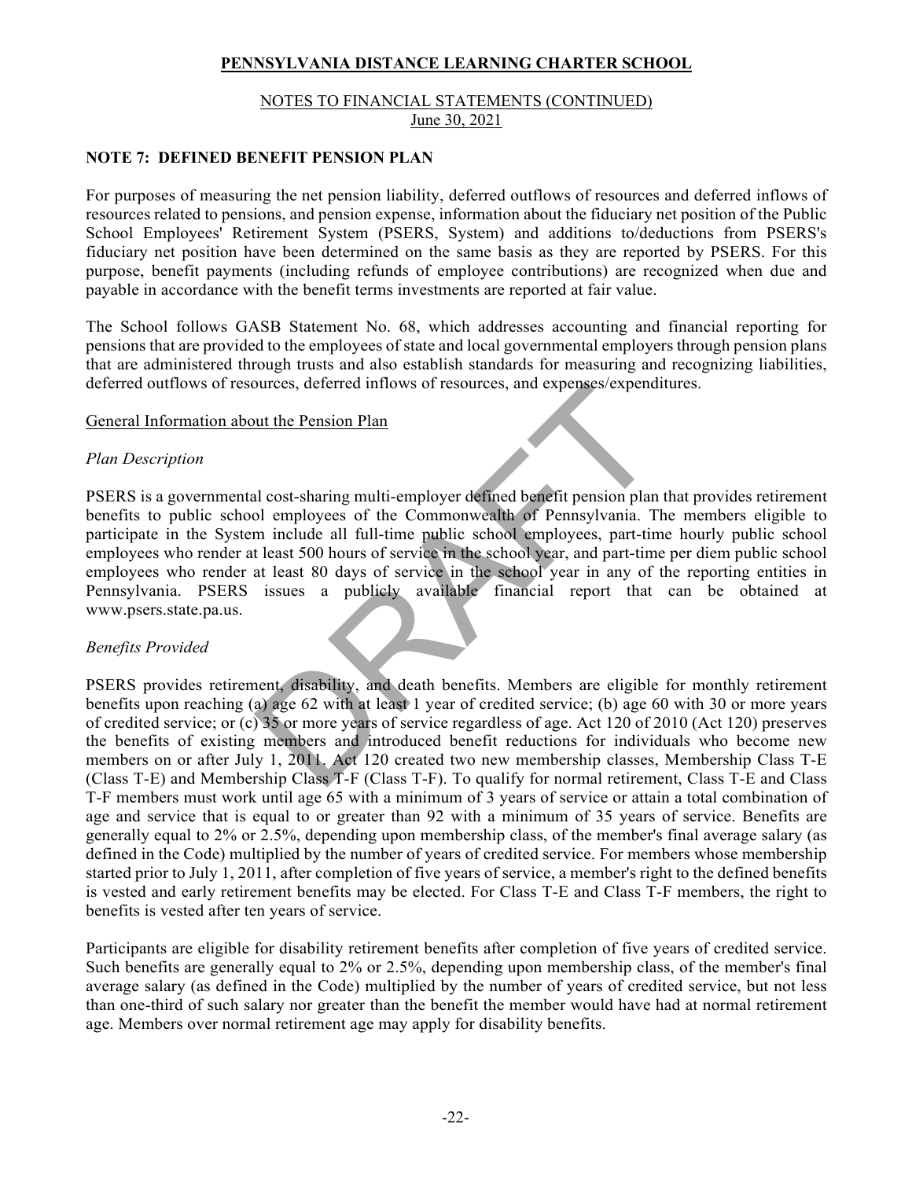# PENNSYLVANIA DISTANCE LEARNING CHARTER SCHOOL

NOTES TO FINANCIAL STATEMENTS (CONTINUED)
June 30, 2021

## NOTE 7: DEFINED BENEFIT PENSION PLAN

For purposes of measuring the net pension liability, deferred outflows of resources and deferred inflows of resources related to pensions, and pension expense, information about the fiduciary net position of the Public School Employees' Retirement System (PSERS, System) and additions to/deductions from PSERS's fiduciary net position have been determined on the same basis as they are reported by PSERS. For this purpose, benefit payments (including refunds of employee contributions) are recognized when due and payable in accordance with the benefit terms investments are reported at fair value.

The School follows GASB Statement No. 68, which addresses accounting and financial reporting for pensions that are provided to the employees of state and local governmental employers through pension plans that are administered through trusts and also establish standards for measuring and recognizing liabilities, deferred outflows of resources, deferred inflows of resources, and expenses/expenditures.

General Information about the Pension Plan

*Plan Description*

PSERS is a governmental cost-sharing multi-employer defined benefit pension plan that provides retirement benefits to public school employees of the Commonwealth of Pennsylvania. The members eligible to participate in the System include all full-time public school employees, part-time hourly public school employees who render at least 500 hours of service in the school year, and part-time per diem public school employees who render at least 80 days of service in the school year in any of the reporting entities in Pennsylvania. PSERS issues a publicly available financial report that can be obtained at www.psers.state.pa.us.

*Benefits Provided*

PSERS provides retirement, disability, and death benefits. Members are eligible for monthly retirement benefits upon reaching (a) age 62 with at least 1 year of credited service; (b) age 60 with 30 or more years of credited service; or (c) 35 or more years of service regardless of age. Act 120 of 2010 (Act 120) preserves the benefits of existing members and introduced benefit reductions for individuals who become new members on or after July 1, 2011. Act 120 created two new membership classes, Membership Class T-E (Class T-E) and Membership Class T-F (Class T-F). To qualify for normal retirement, Class T-E and Class T-F members must work until age 65 with a minimum of 3 years of service or attain a total combination of age and service that is equal to or greater than 92 with a minimum of 35 years of service. Benefits are generally equal to 2% or 2.5%, depending upon membership class, of the member's final average salary (as defined in the Code) multiplied by the number of years of credited service. For members whose membership started prior to July 1, 2011, after completion of five years of service, a member's right to the defined benefits is vested and early retirement benefits may be elected. For Class T-E and Class T-F members, the right to benefits is vested after ten years of service.

Participants are eligible for disability retirement benefits after completion of five years of credited service. Such benefits are generally equal to 2% or 2.5%, depending upon membership class, of the member's final average salary (as defined in the Code) multiplied by the number of years of credited service, but not less than one-third of such salary nor greater than the benefit the member would have had at normal retirement age. Members over normal retirement age may apply for disability benefits.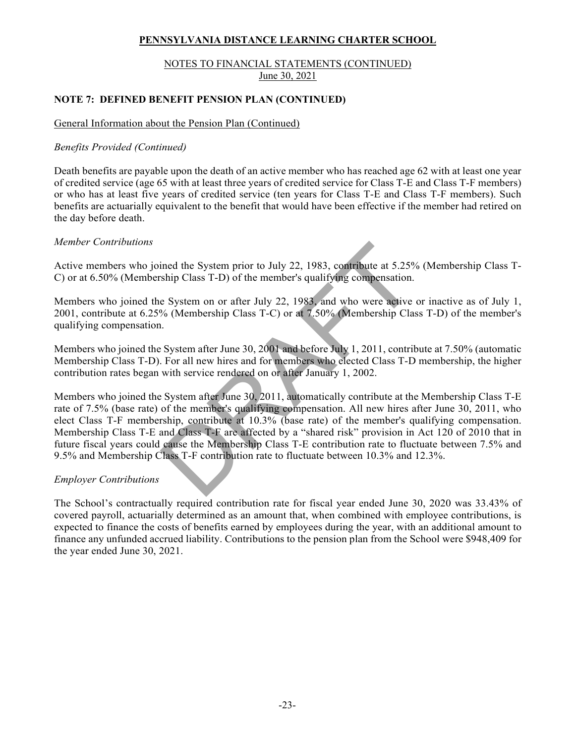# PENNSYLVANIA DISTANCE LEARNING CHARTER SCHOOL

NOTES TO FINANCIAL STATEMENTS (CONTINUED)
June 30, 2021

## NOTE 7: DEFINED BENEFIT PENSION PLAN (CONTINUED)

General Information about the Pension Plan (Continued)

*Benefits Provided (Continued)*

Death benefits are payable upon the death of an active member who has reached age 62 with at least one year of credited service (age 65 with at least three years of credited service for Class T-E and Class T-F members) or who has at least five years of credited service (ten years for Class T-E and Class T-F members). Such benefits are actuarially equivalent to the benefit that would have been effective if the member had retired on the day before death.

*Member Contributions*

Active members who joined the System prior to July 22, 1983, contribute at 5.25% (Membership Class T-C) or at 6.50% (Membership Class T-D) of the member's qualifying compensation.

Members who joined the System on or after July 22, 1983, and who were active or inactive as of July 1, 2001, contribute at 6.25% (Membership Class T-C) or at 7.50% (Membership Class T-D) of the member's qualifying compensation.

Members who joined the System after June 30, 2001 and before July 1, 2011, contribute at 7.50% (automatic Membership Class T-D). For all new hires and for members who elected Class T-D membership, the higher contribution rates began with service rendered on or after January 1, 2002.

Members who joined the System after June 30, 2011, automatically contribute at the Membership Class T-E rate of 7.5% (base rate) of the member's qualifying compensation. All new hires after June 30, 2011, who elect Class T-F membership, contribute at 10.3% (base rate) of the member's qualifying compensation. Membership Class T-E and Class T-F are affected by a "shared risk" provision in Act 120 of 2010 that in future fiscal years could cause the Membership Class T-E contribution rate to fluctuate between 7.5% and 9.5% and Membership Class T-F contribution rate to fluctuate between 10.3% and 12.3%.

*Employer Contributions*

The School's contractually required contribution rate for fiscal year ended June 30, 2020 was 33.43% of covered payroll, actuarially determined as an amount that, when combined with employee contributions, is expected to finance the costs of benefits earned by employees during the year, with an additional amount to finance any unfunded accrued liability. Contributions to the pension plan from the School were $948,409 for the year ended June 30, 2021.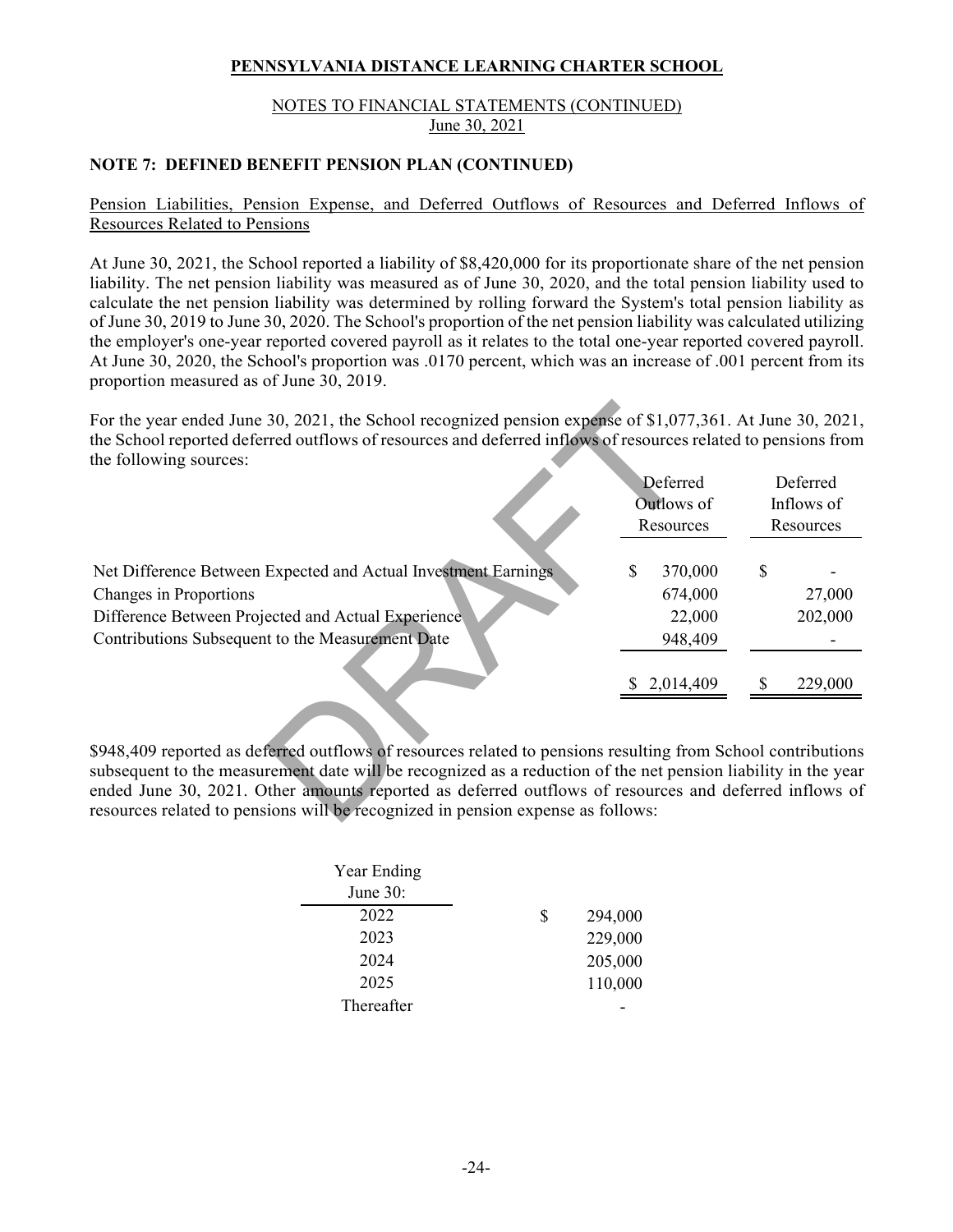**PENNSYLVANIA DISTANCE LEARNING CHARTER SCHOOL**

NOTES TO FINANCIAL STATEMENTS (CONTINUED)
June 30, 2021

**NOTE 7: DEFINED BENEFIT PENSION PLAN (CONTINUED)**

Pension Liabilities, Pension Expense, and Deferred Outflows of Resources and Deferred Inflows of Resources Related to Pensions

At June 30, 2021, the School reported a liability of $8,420,000 for its proportionate share of the net pension liability. The net pension liability was measured as of June 30, 2020, and the total pension liability used to calculate the net pension liability was determined by rolling forward the System's total pension liability as of June 30, 2019 to June 30, 2020. The School's proportion of the net pension liability was calculated utilizing the employer's one-year reported covered payroll as it relates to the total one-year reported covered payroll. At June 30, 2020, the School's proportion was .0170 percent, which was an increase of .001 percent from its proportion measured as of June 30, 2019.

For the year ended June 30, 2021, the School recognized pension expense of $1,077,361. At June 30, 2021, the School reported deferred outflows of resources and deferred inflows of resources related to pensions from the following sources:

| | Deferred Outflows of Resources | Deferred Inflows of Resources |
|---|---|---|
| Net Difference Between Expected and Actual Investment Earnings | $ 370,000 | $ - |
| Changes in Proportions | 674,000 | 27,000 |
| Difference Between Projected and Actual Experience | 22,000 | 202,000 |
| Contributions Subsequent to the Measurement Date | 948,409 | - |
| | $ 2,014,409 | $ 229,000 |

$948,409 reported as deferred outflows of resources related to pensions resulting from School contributions subsequent to the measurement date will be recognized as a reduction of the net pension liability in the year ended June 30, 2021. Other amounts reported as deferred outflows of resources and deferred inflows of resources related to pensions will be recognized in pension expense as follows:

| Year Ending June 30: | |
|---|---|
| 2022 | $ 294,000 |
| 2023 | 229,000 |
| 2024 | 205,000 |
| 2025 | 110,000 |
| Thereafter | - |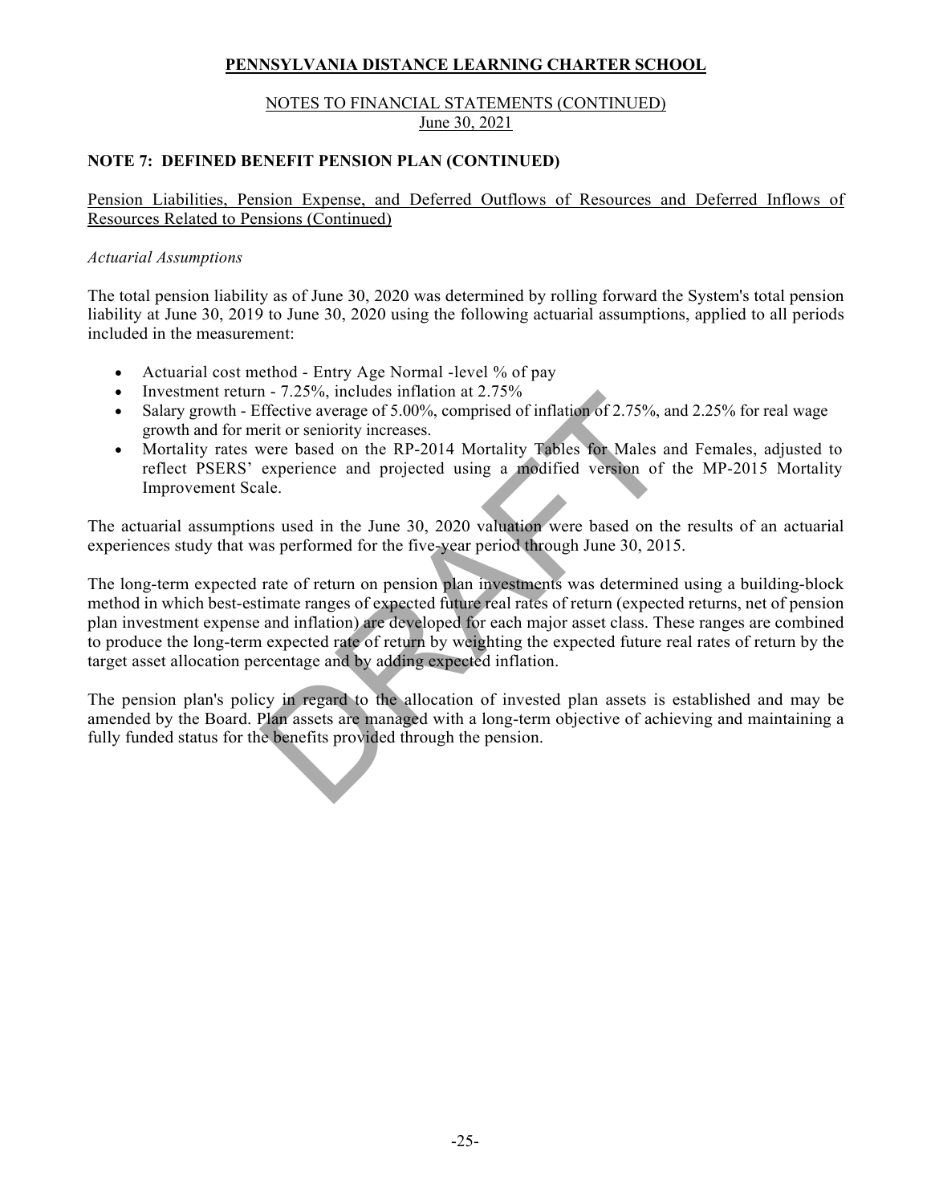**PENNSYLVANIA DISTANCE LEARNING CHARTER SCHOOL**

NOTES TO FINANCIAL STATEMENTS (CONTINUED)
June 30, 2021

**NOTE 7: DEFINED BENEFIT PENSION PLAN (CONTINUED)**

Pension Liabilities, Pension Expense, and Deferred Outflows of Resources and Deferred Inflows of Resources Related to Pensions (Continued)

*Actuarial Assumptions*

The total pension liability as of June 30, 2020 was determined by rolling forward the System's total pension liability at June 30, 2019 to June 30, 2020 using the following actuarial assumptions, applied to all periods included in the measurement:

- Actuarial cost method - Entry Age Normal -level % of pay
- Investment return - 7.25%, includes inflation at 2.75%
- Salary growth - Effective average of 5.00%, comprised of inflation of 2.75%, and 2.25% for real wage growth and for merit or seniority increases.
- Mortality rates were based on the RP-2014 Mortality Tables for Males and Females, adjusted to reflect PSERS' experience and projected using a modified version of the MP-2015 Mortality Improvement Scale.

The actuarial assumptions used in the June 30, 2020 valuation were based on the results of an actuarial experiences study that was performed for the five-year period through June 30, 2015.

The long-term expected rate of return on pension plan investments was determined using a building-block method in which best-estimate ranges of expected future real rates of return (expected returns, net of pension plan investment expense and inflation) are developed for each major asset class. These ranges are combined to produce the long-term expected rate of return by weighting the expected future real rates of return by the target asset allocation percentage and by adding expected inflation.

The pension plan's policy in regard to the allocation of invested plan assets is established and may be amended by the Board. Plan assets are managed with a long-term objective of achieving and maintaining a fully funded status for the benefits provided through the pension.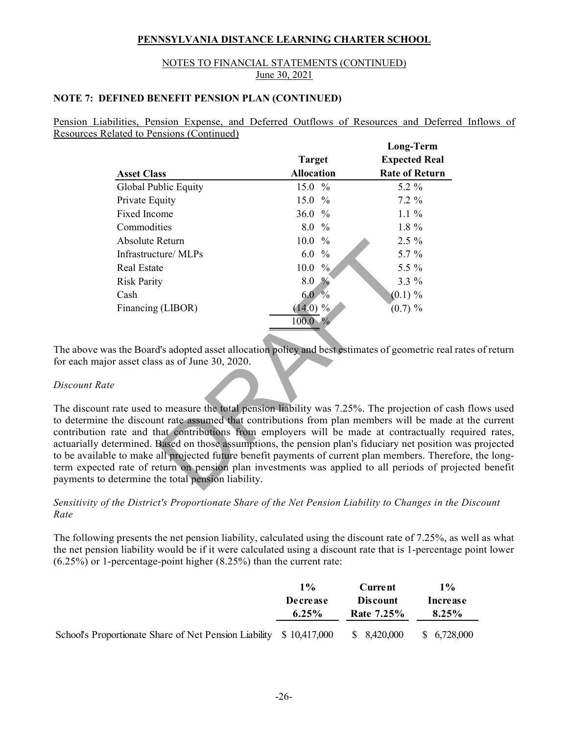## PENNSYLVANIA DISTANCE LEARNING CHARTER SCHOOL

NOTES TO FINANCIAL STATEMENTS (CONTINUED)
June 30, 2021

### NOTE 7: DEFINED BENEFIT PENSION PLAN (CONTINUED)

Pension Liabilities, Pension Expense, and Deferred Outflows of Resources and Deferred Inflows of Resources Related to Pensions (Continued)

| Asset Class | Target Allocation | Long-Term Expected Real Rate of Return |
|---|---|---|
| Global Public Equity | 15.0 % | 5.2 % |
| Private Equity | 15.0 % | 7.2 % |
| Fixed Income | 36.0 % | 1.1 % |
| Commodities | 8.0 % | 1.8 % |
| Absolute Return | 10.0 % | 2.5 % |
| Infrastructure/ MLPs | 6.0 % | 5.7 % |
| Real Estate | 10.0 % | 5.5 % |
| Risk Parity | 8.0 % | 3.3 % |
| Cash | 6.0 % | (0.1) % |
| Financing (LIBOR) | (14.0) % | (0.7) % |
| | 100.0 % | |

The above was the Board's adopted asset allocation policy and best estimates of geometric real rates of return for each major asset class as of June 30, 2020.

*Discount Rate*

The discount rate used to measure the total pension liability was 7.25%. The projection of cash flows used to determine the discount rate assumed that contributions from plan members will be made at the current contribution rate and that contributions from employers will be made at contractually required rates, actuarially determined. Based on those assumptions, the pension plan's fiduciary net position was projected to be available to make all projected future benefit payments of current plan members. Therefore, the long-term expected rate of return on pension plan investments was applied to all periods of projected benefit payments to determine the total pension liability.

*Sensitivity of the District's Proportionate Share of the Net Pension Liability to Changes in the Discount Rate*

The following presents the net pension liability, calculated using the discount rate of 7.25%, as well as what the net pension liability would be if it were calculated using a discount rate that is 1-percentage point lower (6.25%) or 1-percentage-point higher (8.25%) than the current rate:

| | 1% Decrease 6.25% | Current Discount Rate 7.25% | 1% Increase 8.25% |
|---|---|---|---|
| School's Proportionate Share of Net Pension Liability | $ 10,417,000 | $ 8,420,000 | $ 6,728,000 |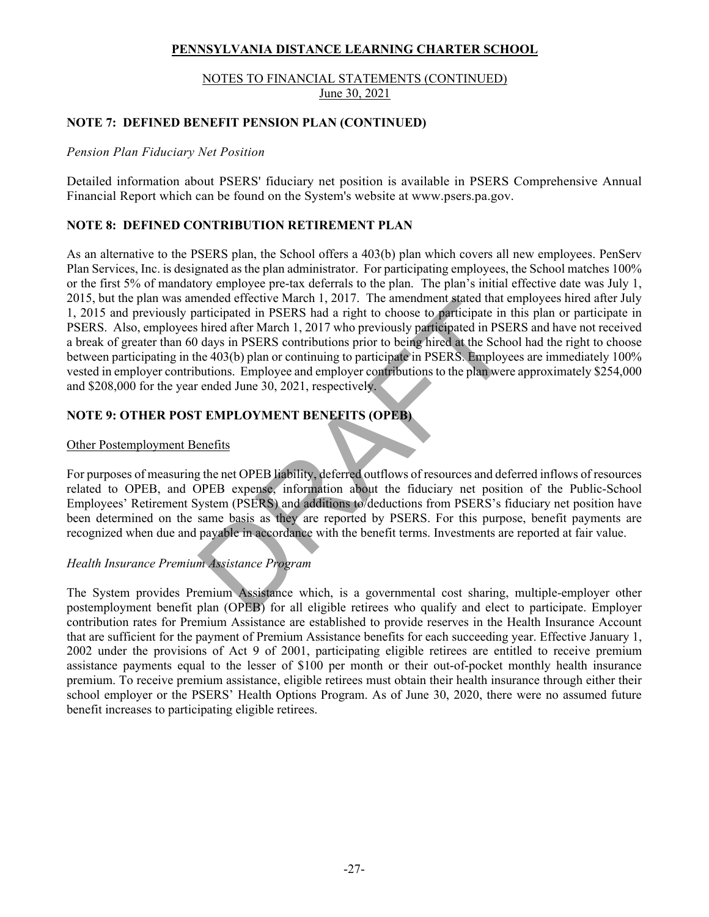NOTES TO FINANCIAL STATEMENTS (CONTINUED)
June 30, 2021

## NOTE 7: DEFINED BENEFIT PENSION PLAN (CONTINUED)

*Pension Plan Fiduciary Net Position*

Detailed information about PSERS' fiduciary net position is available in PSERS Comprehensive Annual Financial Report which can be found on the System's website at www.psers.pa.gov.

## NOTE 8: DEFINED CONTRIBUTION RETIREMENT PLAN

As an alternative to the PSERS plan, the School offers a 403(b) plan which covers all new employees. PenServ Plan Services, Inc. is designated as the plan administrator. For participating employees, the School matches 100% or the first 5% of mandatory employee pre-tax deferrals to the plan. The plan's initial effective date was July 1, 2015, but the plan was amended effective March 1, 2017. The amendment stated that employees hired after July 1, 2015 and previously participated in PSERS had a right to choose to participate in this plan or participate in PSERS. Also, employees hired after March 1, 2017 who previously participated in PSERS and have not received a break of greater than 60 days in PSERS contributions prior to being hired at the School had the right to choose between participating in the 403(b) plan or continuing to participate in PSERS. Employees are immediately 100% vested in employer contributions. Employee and employer contributions to the plan were approximately $254,000 and $208,000 for the year ended June 30, 2021, respectively.

## NOTE 9: OTHER POST EMPLOYMENT BENEFITS (OPEB)

Other Postemployment Benefits

For purposes of measuring the net OPEB liability, deferred outflows of resources and deferred inflows of resources related to OPEB, and OPEB expense, information about the fiduciary net position of the Public-School Employees' Retirement System (PSERS) and additions to/deductions from PSERS's fiduciary net position have been determined on the same basis as they are reported by PSERS. For this purpose, benefit payments are recognized when due and payable in accordance with the benefit terms. Investments are reported at fair value.

*Health Insurance Premium Assistance Program*

The System provides Premium Assistance which, is a governmental cost sharing, multiple-employer other postemployment benefit plan (OPEB) for all eligible retirees who qualify and elect to participate. Employer contribution rates for Premium Assistance are established to provide reserves in the Health Insurance Account that are sufficient for the payment of Premium Assistance benefits for each succeeding year. Effective January 1, 2002 under the provisions of Act 9 of 2001, participating eligible retirees are entitled to receive premium assistance payments equal to the lesser of $100 per month or their out-of-pocket monthly health insurance premium. To receive premium assistance, eligible retirees must obtain their health insurance through either their school employer or the PSERS' Health Options Program. As of June 30, 2020, there were no assumed future benefit increases to participating eligible retirees.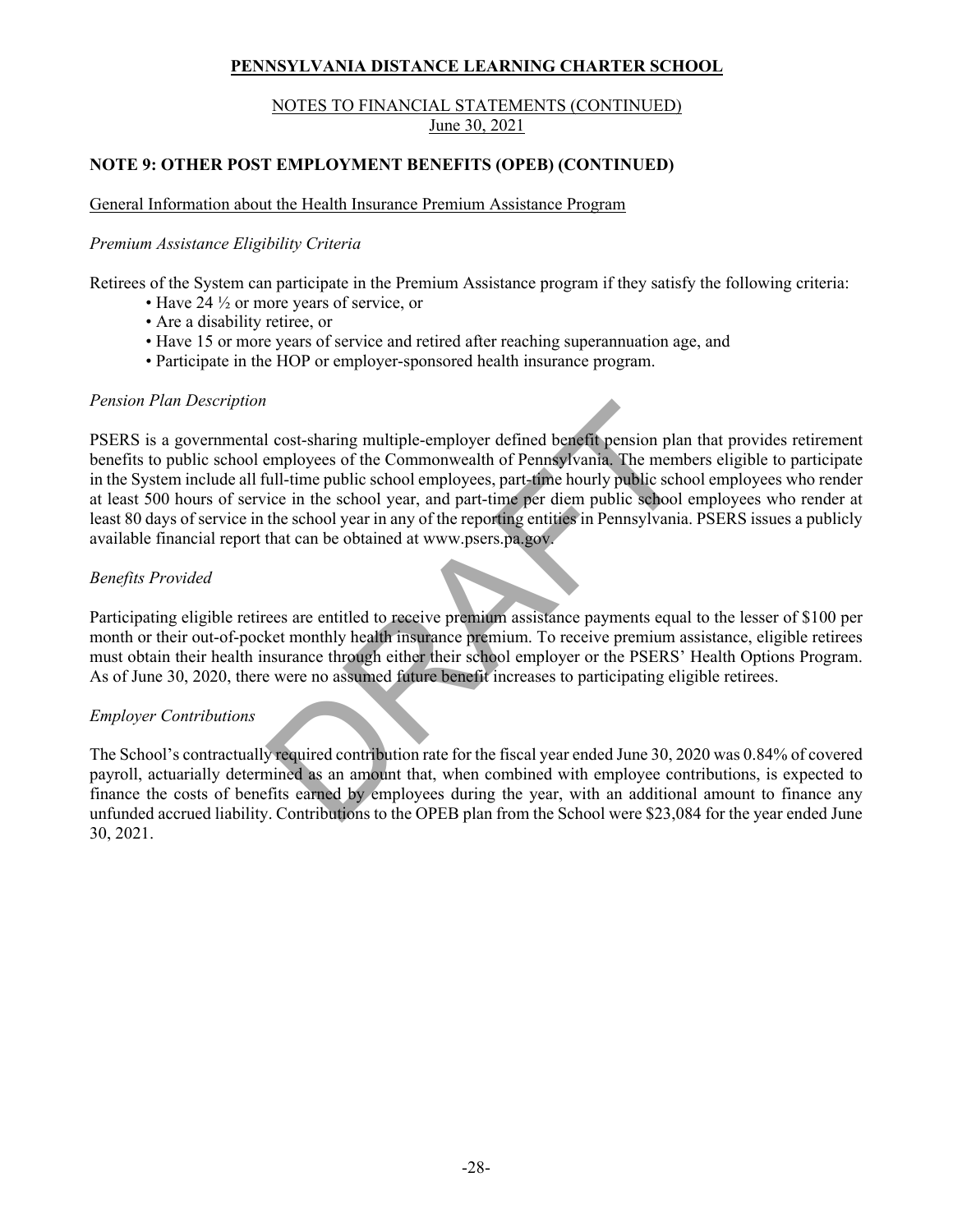**PENNSYLVANIA DISTANCE LEARNING CHARTER SCHOOL**

NOTES TO FINANCIAL STATEMENTS (CONTINUED)
June 30, 2021

**NOTE 9: OTHER POST EMPLOYMENT BENEFITS (OPEB) (CONTINUED)**

General Information about the Health Insurance Premium Assistance Program

*Premium Assistance Eligibility Criteria*

Retirees of the System can participate in the Premium Assistance program if they satisfy the following criteria:

- Have 24 ½ or more years of service, or
- Are a disability retiree, or
- Have 15 or more years of service and retired after reaching superannuation age, and
- Participate in the HOP or employer-sponsored health insurance program.

*Pension Plan Description*

PSERS is a governmental cost-sharing multiple-employer defined benefit pension plan that provides retirement benefits to public school employees of the Commonwealth of Pennsylvania. The members eligible to participate in the System include all full-time public school employees, part-time hourly public school employees who render at least 500 hours of service in the school year, and part-time per diem public school employees who render at least 80 days of service in the school year in any of the reporting entities in Pennsylvania. PSERS issues a publicly available financial report that can be obtained at www.psers.pa.gov.

*Benefits Provided*

Participating eligible retirees are entitled to receive premium assistance payments equal to the lesser of $100 per month or their out-of-pocket monthly health insurance premium. To receive premium assistance, eligible retirees must obtain their health insurance through either their school employer or the PSERS' Health Options Program. As of June 30, 2020, there were no assumed future benefit increases to participating eligible retirees.

*Employer Contributions*

The School's contractually required contribution rate for the fiscal year ended June 30, 2020 was 0.84% of covered payroll, actuarially determined as an amount that, when combined with employee contributions, is expected to finance the costs of benefits earned by employees during the year, with an additional amount to finance any unfunded accrued liability. Contributions to the OPEB plan from the School were $23,084 for the year ended June 30, 2021.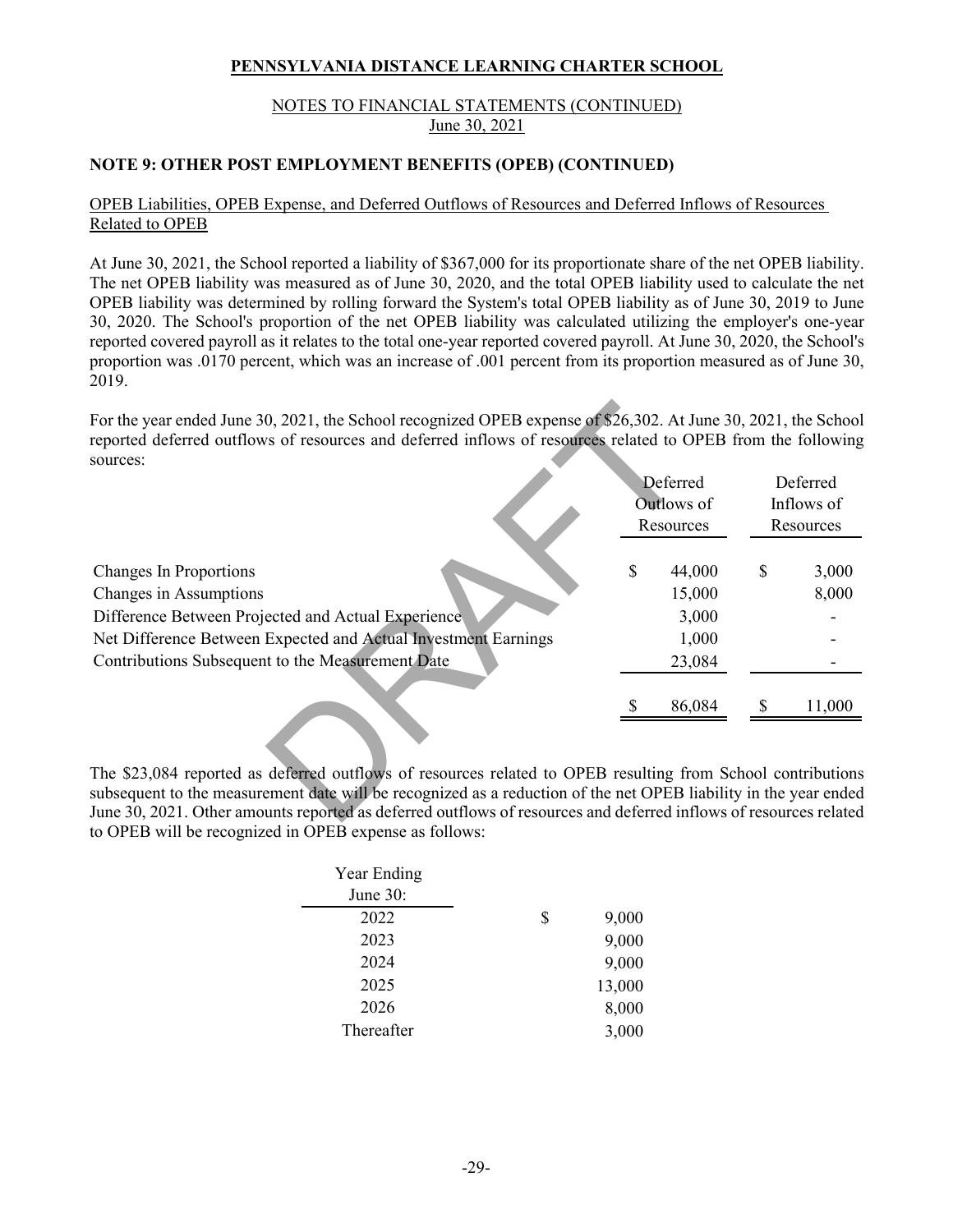## PENNSYLVANIA DISTANCE LEARNING CHARTER SCHOOL

NOTES TO FINANCIAL STATEMENTS (CONTINUED)
June 30, 2021

### NOTE 9: OTHER POST EMPLOYMENT BENEFITS (OPEB) (CONTINUED)

OPEB Liabilities, OPEB Expense, and Deferred Outflows of Resources and Deferred Inflows of Resources Related to OPEB

At June 30, 2021, the School reported a liability of $367,000 for its proportionate share of the net OPEB liability. The net OPEB liability was measured as of June 30, 2020, and the total OPEB liability used to calculate the net OPEB liability was determined by rolling forward the System's total OPEB liability as of June 30, 2019 to June 30, 2020. The School's proportion of the net OPEB liability was calculated utilizing the employer's one-year reported covered payroll as it relates to the total one-year reported covered payroll. At June 30, 2020, the School's proportion was .0170 percent, which was an increase of .001 percent from its proportion measured as of June 30, 2019.

For the year ended June 30, 2021, the School recognized OPEB expense of $26,302. At June 30, 2021, the School reported deferred outflows of resources and deferred inflows of resources related to OPEB from the following sources:

| | Deferred Outlows of Resources | Deferred Inflows of Resources |
|---|---|---|
| Changes In Proportions | $ 44,000 | $ 3,000 |
| Changes in Assumptions | 15,000 | 8,000 |
| Difference Between Projected and Actual Experience | 3,000 | - |
| Net Difference Between Expected and Actual Investment Earnings | 1,000 | - |
| Contributions Subsequent to the Measurement Date | 23,084 | - |
| | $ 86,084 | $ 11,000 |

The $23,084 reported as deferred outflows of resources related to OPEB resulting from School contributions subsequent to the measurement date will be recognized as a reduction of the net OPEB liability in the year ended June 30, 2021. Other amounts reported as deferred outflows of resources and deferred inflows of resources related to OPEB will be recognized in OPEB expense as follows:

| Year Ending June 30: | |
|---|---|
| 2022 | $ 9,000 |
| 2023 | 9,000 |
| 2024 | 9,000 |
| 2025 | 13,000 |
| 2026 | 8,000 |
| Thereafter | 3,000 |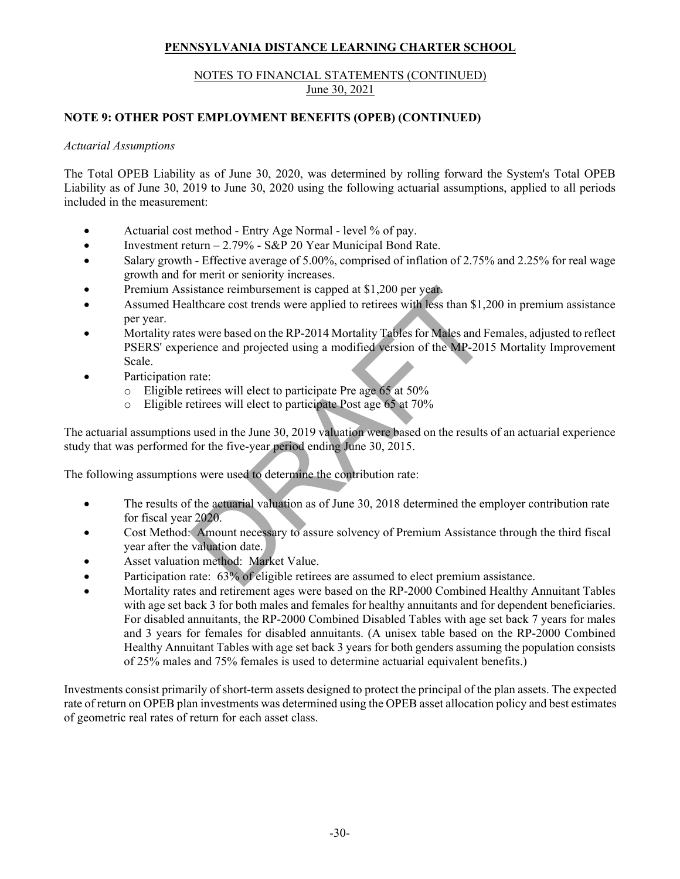**PENNSYLVANIA DISTANCE LEARNING CHARTER SCHOOL**

NOTES TO FINANCIAL STATEMENTS (CONTINUED)
June 30, 2021

**NOTE 9: OTHER POST EMPLOYMENT BENEFITS (OPEB) (CONTINUED)**

*Actuarial Assumptions*

The Total OPEB Liability as of June 30, 2020, was determined by rolling forward the System's Total OPEB Liability as of June 30, 2019 to June 30, 2020 using the following actuarial assumptions, applied to all periods included in the measurement:

- Actuarial cost method - Entry Age Normal - level % of pay.
- Investment return – 2.79% - S&P 20 Year Municipal Bond Rate.
- Salary growth - Effective average of 5.00%, comprised of inflation of 2.75% and 2.25% for real wage growth and for merit or seniority increases.
- Premium Assistance reimbursement is capped at $1,200 per year.
- Assumed Healthcare cost trends were applied to retirees with less than $1,200 in premium assistance per year.
- Mortality rates were based on the RP-2014 Mortality Tables for Males and Females, adjusted to reflect PSERS' experience and projected using a modified version of the MP-2015 Mortality Improvement Scale.
- Participation rate:
  - Eligible retirees will elect to participate Pre age 65 at 50%
  - Eligible retirees will elect to participate Post age 65 at 70%

The actuarial assumptions used in the June 30, 2019 valuation were based on the results of an actuarial experience study that was performed for the five-year period ending June 30, 2015.

The following assumptions were used to determine the contribution rate:

- The results of the actuarial valuation as of June 30, 2018 determined the employer contribution rate for fiscal year 2020.
- Cost Method: Amount necessary to assure solvency of Premium Assistance through the third fiscal year after the valuation date.
- Asset valuation method: Market Value.
- Participation rate: 63% of eligible retirees are assumed to elect premium assistance.
- Mortality rates and retirement ages were based on the RP-2000 Combined Healthy Annuitant Tables with age set back 3 for both males and females for healthy annuitants and for dependent beneficiaries. For disabled annuitants, the RP-2000 Combined Disabled Tables with age set back 7 years for males and 3 years for females for disabled annuitants. (A unisex table based on the RP-2000 Combined Healthy Annuitant Tables with age set back 3 years for both genders assuming the population consists of 25% males and 75% females is used to determine actuarial equivalent benefits.)

Investments consist primarily of short-term assets designed to protect the principal of the plan assets. The expected rate of return on OPEB plan investments was determined using the OPEB asset allocation policy and best estimates of geometric real rates of return for each asset class.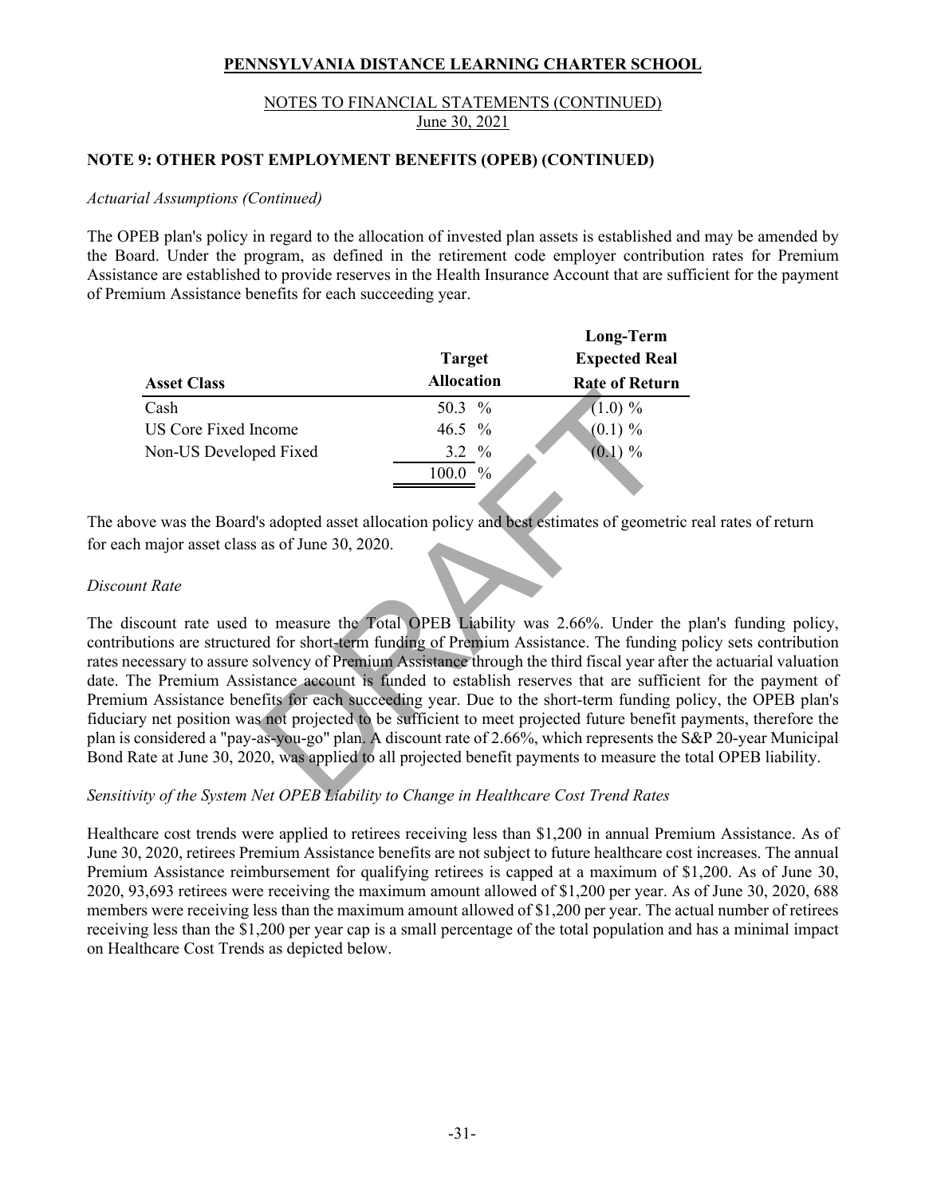## PENNSYLVANIA DISTANCE LEARNING CHARTER SCHOOL

NOTES TO FINANCIAL STATEMENTS (CONTINUED)
June 30, 2021

### NOTE 9: OTHER POST EMPLOYMENT BENEFITS (OPEB) (CONTINUED)

*Actuarial Assumptions (Continued)*

The OPEB plan's policy in regard to the allocation of invested plan assets is established and may be amended by the Board. Under the program, as defined in the retirement code employer contribution rates for Premium Assistance are established to provide reserves in the Health Insurance Account that are sufficient for the payment of Premium Assistance benefits for each succeeding year.

| Asset Class | Target Allocation | Long-Term Expected Real Rate of Return |
|---|---|---|
| Cash | 50.3 % | (1.0) % |
| US Core Fixed Income | 46.5 % | (0.1) % |
| Non-US Developed Fixed | 3.2 % | (0.1) % |
| | 100.0 % | |

The above was the Board's adopted asset allocation policy and best estimates of geometric real rates of return for each major asset class as of June 30, 2020.

*Discount Rate*

The discount rate used to measure the Total OPEB Liability was 2.66%. Under the plan's funding policy, contributions are structured for short-term funding of Premium Assistance. The funding policy sets contribution rates necessary to assure solvency of Premium Assistance through the third fiscal year after the actuarial valuation date. The Premium Assistance account is funded to establish reserves that are sufficient for the payment of Premium Assistance benefits for each succeeding year. Due to the short-term funding policy, the OPEB plan's fiduciary net position was not projected to be sufficient to meet projected future benefit payments, therefore the plan is considered a "pay-as-you-go" plan. A discount rate of 2.66%, which represents the S&P 20-year Municipal Bond Rate at June 30, 2020, was applied to all projected benefit payments to measure the total OPEB liability.

*Sensitivity of the System Net OPEB Liability to Change in Healthcare Cost Trend Rates*

Healthcare cost trends were applied to retirees receiving less than $1,200 in annual Premium Assistance. As of June 30, 2020, retirees Premium Assistance benefits are not subject to future healthcare cost increases. The annual Premium Assistance reimbursement for qualifying retirees is capped at a maximum of $1,200. As of June 30, 2020, 93,693 retirees were receiving the maximum amount allowed of $1,200 per year. As of June 30, 2020, 688 members were receiving less than the maximum amount allowed of $1,200 per year. The actual number of retirees receiving less than the $1,200 per year cap is a small percentage of the total population and has a minimal impact on Healthcare Cost Trends as depicted below.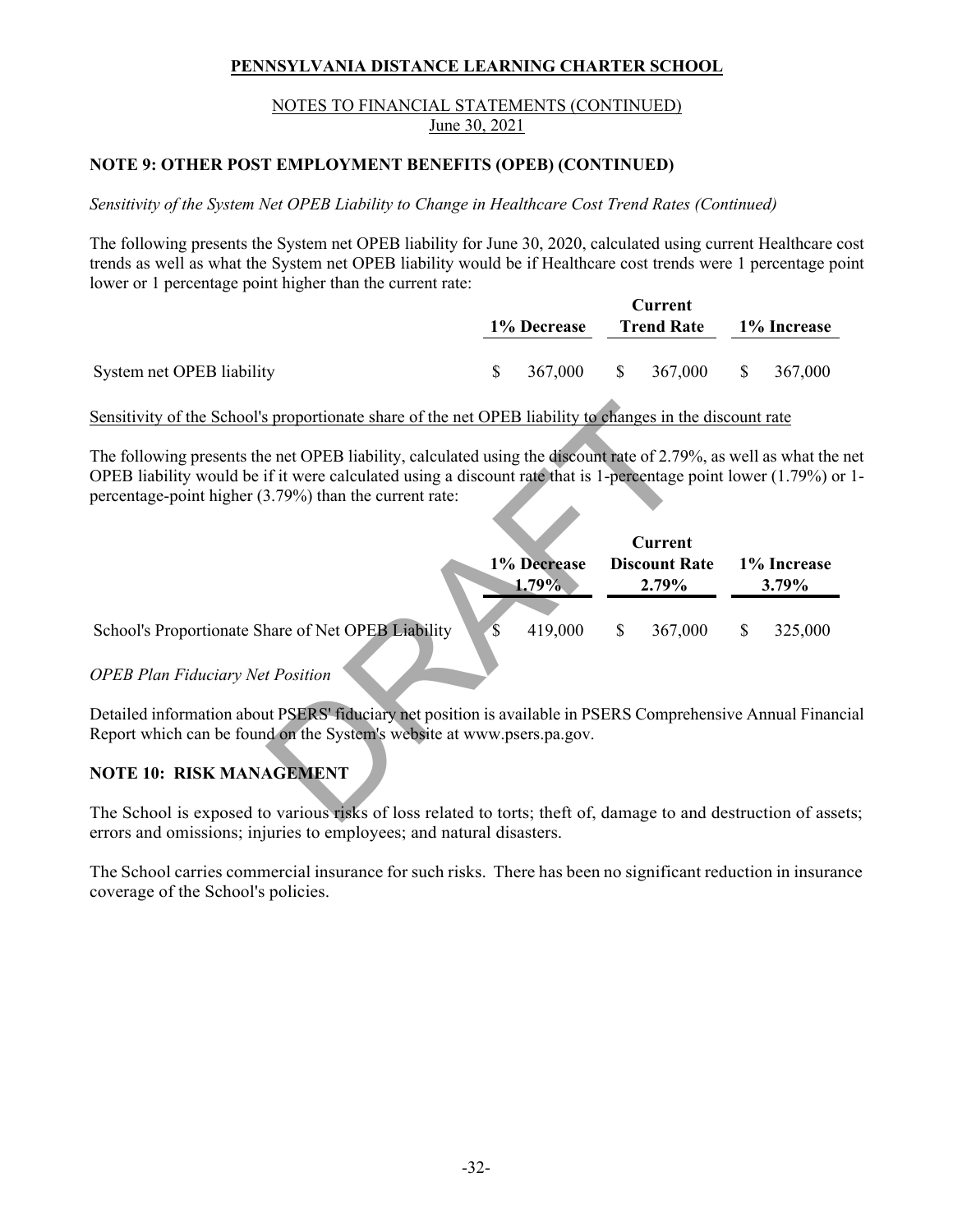**PENNSYLVANIA DISTANCE LEARNING CHARTER SCHOOL**

NOTES TO FINANCIAL STATEMENTS (CONTINUED)
June 30, 2021

**NOTE 9: OTHER POST EMPLOYMENT BENEFITS (OPEB) (CONTINUED)**

*Sensitivity of the System Net OPEB Liability to Change in Healthcare Cost Trend Rates (Continued)*

The following presents the System net OPEB liability for June 30, 2020, calculated using current Healthcare cost trends as well as what the System net OPEB liability would be if Healthcare cost trends were 1 percentage point lower or 1 percentage point higher than the current rate:

| | 1% Decrease | Current Trend Rate | 1% Increase |
|---|---|---|---|
| System net OPEB liability | $ 367,000 | $ 367,000 | $ 367,000 |

Sensitivity of the School's proportionate share of the net OPEB liability to changes in the discount rate

The following presents the net OPEB liability, calculated using the discount rate of 2.79%, as well as what the net OPEB liability would be if it were calculated using a discount rate that is 1-percentage point lower (1.79%) or 1-percentage-point higher (3.79%) than the current rate:

| | 1% Decrease 1.79% | Current Discount Rate 2.79% | 1% Increase 3.79% |
|---|---|---|---|
| School's Proportionate Share of Net OPEB Liability | $ 419,000 | $ 367,000 | $ 325,000 |

*OPEB Plan Fiduciary Net Position*

Detailed information about PSERS' fiduciary net position is available in PSERS Comprehensive Annual Financial Report which can be found on the System's website at www.psers.pa.gov.

**NOTE 10: RISK MANAGEMENT**

The School is exposed to various risks of loss related to torts; theft of, damage to and destruction of assets; errors and omissions; injuries to employees; and natural disasters.

The School carries commercial insurance for such risks. There has been no significant reduction in insurance coverage of the School's policies.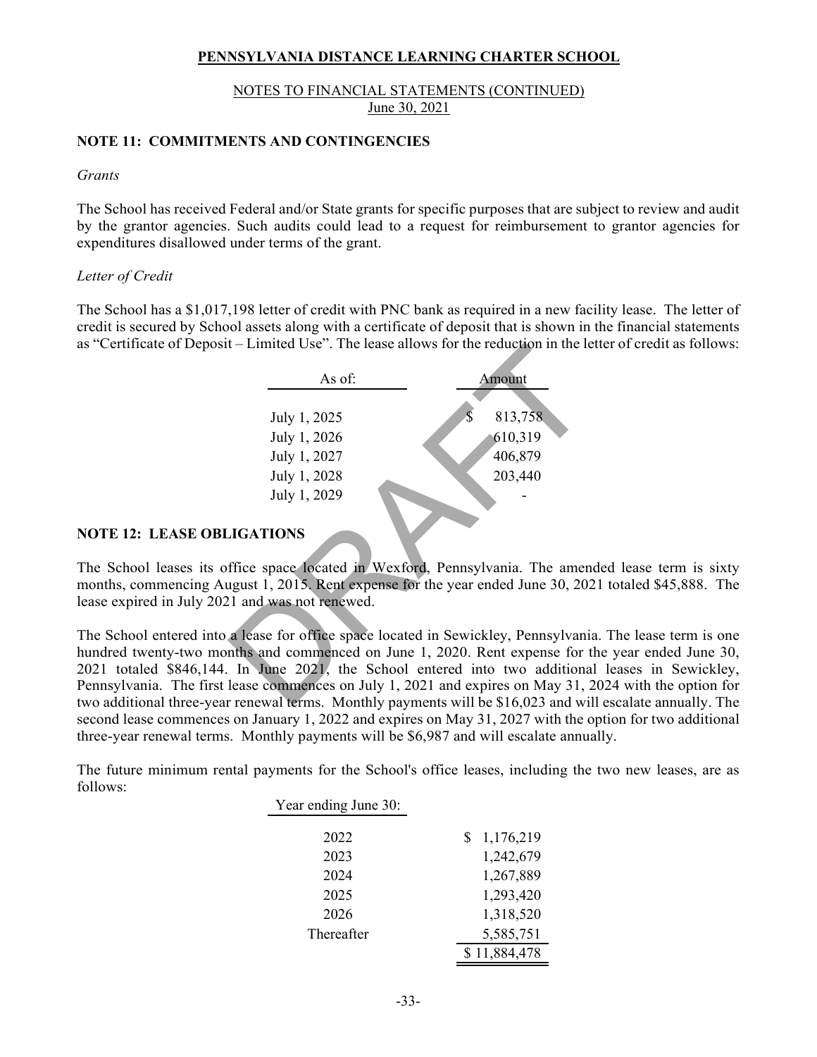## NOTE 11: COMMITMENTS AND CONTINGENCIES

*Grants*

The School has received Federal and/or State grants for specific purposes that are subject to review and audit by the grantor agencies. Such audits could lead to a request for reimbursement to grantor agencies for expenditures disallowed under terms of the grant.

*Letter of Credit*

The School has a $1,017,198 letter of credit with PNC bank as required in a new facility lease. The letter of credit is secured by School assets along with a certificate of deposit that is shown in the financial statements as "Certificate of Deposit – Limited Use". The lease allows for the reduction in the letter of credit as follows:

| As of: | Amount |
|---|---|
| July 1, 2025 | $ 813,758 |
| July 1, 2026 | 610,319 |
| July 1, 2027 | 406,879 |
| July 1, 2028 | 203,440 |
| July 1, 2029 | - |

## NOTE 12: LEASE OBLIGATIONS

The School leases its office space located in Wexford, Pennsylvania. The amended lease term is sixty months, commencing August 1, 2015. Rent expense for the year ended June 30, 2021 totaled $45,888. The lease expired in July 2021 and was not renewed.

The School entered into a lease for office space located in Sewickley, Pennsylvania. The lease term is one hundred twenty-two months and commenced on June 1, 2020. Rent expense for the year ended June 30, 2021 totaled $846,144. In June 2021, the School entered into two additional leases in Sewickley, Pennsylvania. The first lease commences on July 1, 2021 and expires on May 31, 2024 with the option for two additional three-year renewal terms. Monthly payments will be $16,023 and will escalate annually. The second lease commences on January 1, 2022 and expires on May 31, 2027 with the option for two additional three-year renewal terms. Monthly payments will be $6,987 and will escalate annually.

The future minimum rental payments for the School's office leases, including the two new leases, are as follows:

| Year ending June 30: | |
|---|---|
| 2022 | $ 1,176,219 |
| 2023 | 1,242,679 |
| 2024 | 1,267,889 |
| 2025 | 1,293,420 |
| 2026 | 1,318,520 |
| Thereafter | 5,585,751 |
| | $ 11,884,478 |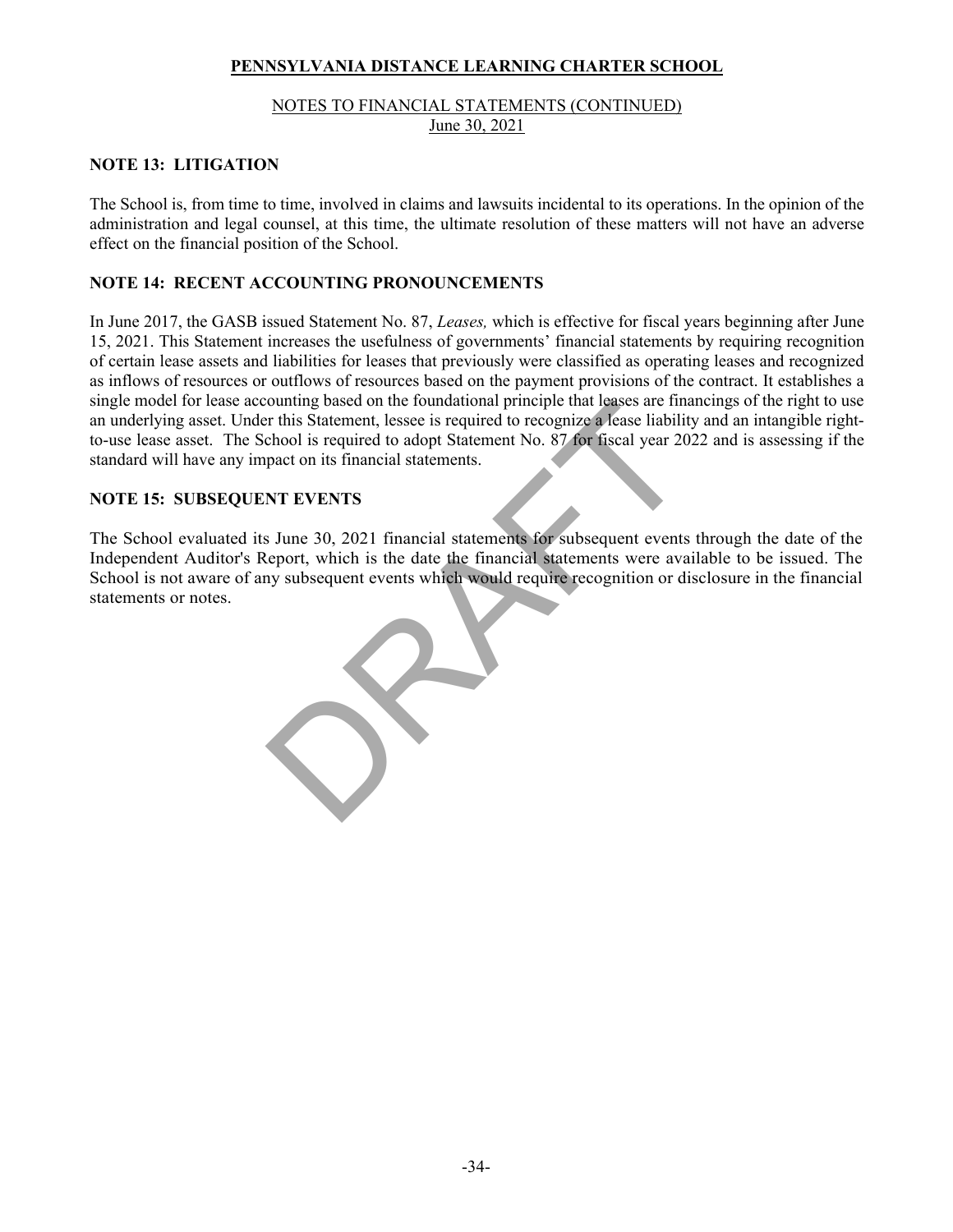**PENNSYLVANIA DISTANCE LEARNING CHARTER SCHOOL**

NOTES TO FINANCIAL STATEMENTS (CONTINUED)
June 30, 2021

## NOTE 13: LITIGATION

The School is, from time to time, involved in claims and lawsuits incidental to its operations. In the opinion of the administration and legal counsel, at this time, the ultimate resolution of these matters will not have an adverse effect on the financial position of the School.

## NOTE 14: RECENT ACCOUNTING PRONOUNCEMENTS

In June 2017, the GASB issued Statement No. 87, *Leases,* which is effective for fiscal years beginning after June 15, 2021. This Statement increases the usefulness of governments' financial statements by requiring recognition of certain lease assets and liabilities for leases that previously were classified as operating leases and recognized as inflows of resources or outflows of resources based on the payment provisions of the contract. It establishes a single model for lease accounting based on the foundational principle that leases are financings of the right to use an underlying asset. Under this Statement, lessee is required to recognize a lease liability and an intangible right-to-use lease asset. The School is required to adopt Statement No. 87 for fiscal year 2022 and is assessing if the standard will have any impact on its financial statements.

## NOTE 15: SUBSEQUENT EVENTS

The School evaluated its June 30, 2021 financial statements for subsequent events through the date of the Independent Auditor's Report, which is the date the financial statements were available to be issued. The School is not aware of any subsequent events which would require recognition or disclosure in the financial statements or notes.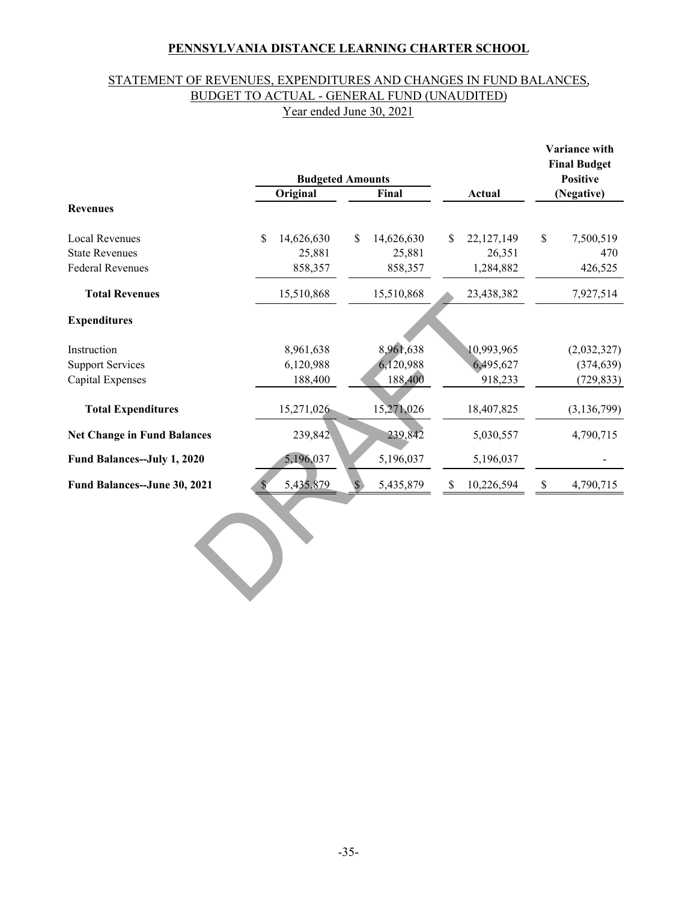# PENNSYLVANIA DISTANCE LEARNING CHARTER SCHOOL

## STATEMENT OF REVENUES, EXPENDITURES AND CHANGES IN FUND BALANCES, BUDGET TO ACTUAL - GENERAL FUND (UNAUDITED)

Year ended June 30, 2021

| | Budgeted Amounts | | | Variance with Final Budget Positive |
|---|---|---|---|---|
| | Original | Final | Actual | (Negative) |
| **Revenues** | | | | |
| Local Revenues | $ 14,626,630 | $ 14,626,630 | $ 22,127,149 | $ 7,500,519 |
| State Revenues | 25,881 | 25,881 | 26,351 | 470 |
| Federal Revenues | 858,357 | 858,357 | 1,284,882 | 426,525 |
| **Total Revenues** | 15,510,868 | 15,510,868 | 23,438,382 | 7,927,514 |
| **Expenditures** | | | | |
| Instruction | 8,961,638 | 8,961,638 | 10,993,965 | (2,032,327) |
| Support Services | 6,120,988 | 6,120,988 | 6,495,627 | (374,639) |
| Capital Expenses | 188,400 | 188,400 | 918,233 | (729,833) |
| **Total Expenditures** | 15,271,026 | 15,271,026 | 18,407,825 | (3,136,799) |
| **Net Change in Fund Balances** | 239,842 | 239,842 | 5,030,557 | 4,790,715 |
| **Fund Balances--July 1, 2020** | 5,196,037 | 5,196,037 | 5,196,037 | - |
| **Fund Balances--June 30, 2021** | $ 5,435,879 | $ 5,435,879 | $ 10,226,594 | $ 4,790,715 |

DRAFT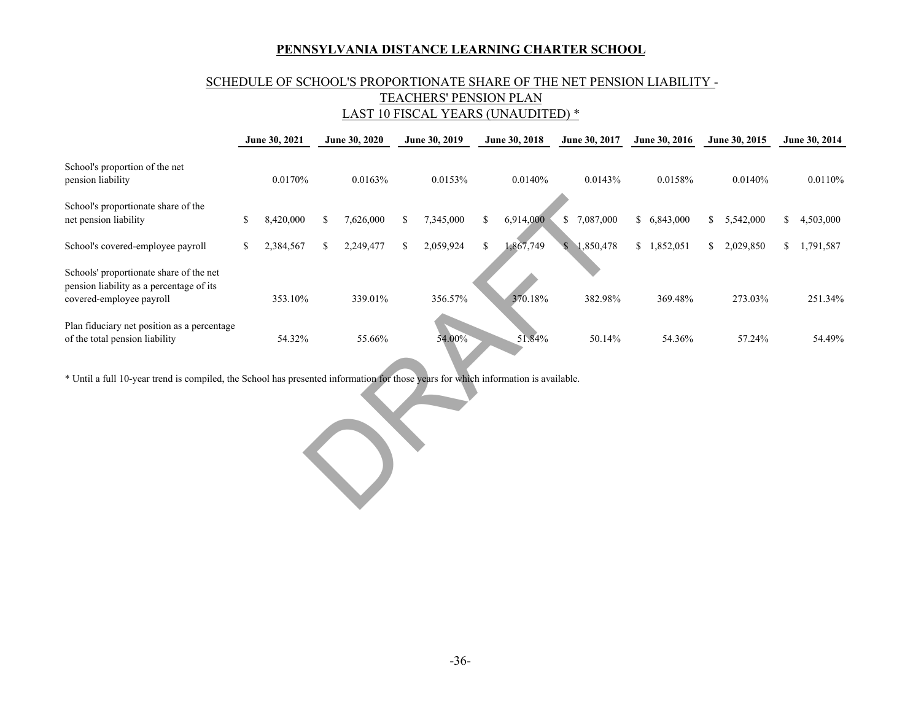**PENNSYLVANIA DISTANCE LEARNING CHARTER SCHOOL**

SCHEDULE OF SCHOOL'S PROPORTIONATE SHARE OF THE NET PENSION LIABILITY - TEACHERS' PENSION PLAN
LAST 10 FISCAL YEARS (UNAUDITED) *

| | June 30, 2021 | June 30, 2020 | June 30, 2019 | June 30, 2018 | June 30, 2017 | June 30, 2016 | June 30, 2015 | June 30, 2014 |
|---|---|---|---|---|---|---|---|---|
| School's proportion of the net pension liability | 0.0170% | 0.0163% | 0.0153% | 0.0140% | 0.0143% | 0.0158% | 0.0140% | 0.0110% |
| School's proportionate share of the net pension liability | $ 8,420,000 | $ 7,626,000 | $ 7,345,000 | $ 6,914,000 | $ 7,087,000 | $ 6,843,000 | $ 5,542,000 | $ 4,503,000 |
| School's covered-employee payroll | $ 2,384,567 | $ 2,249,477 | $ 2,059,924 | $ 1,867,749 | $ 1,850,478 | $ 1,852,051 | $ 2,029,850 | $ 1,791,587 |
| Schools' proportionate share of the net pension liability as a percentage of its covered-employee payroll | 353.10% | 339.01% | 356.57% | 370.18% | 382.98% | 369.48% | 273.03% | 251.34% |
| Plan fiduciary net position as a percentage of the total pension liability | 54.32% | 55.66% | 54.00% | 51.84% | 50.14% | 54.36% | 57.24% | 54.49% |

* Until a full 10-year trend is compiled, the School has presented information for those years for which information is available.

DRAFT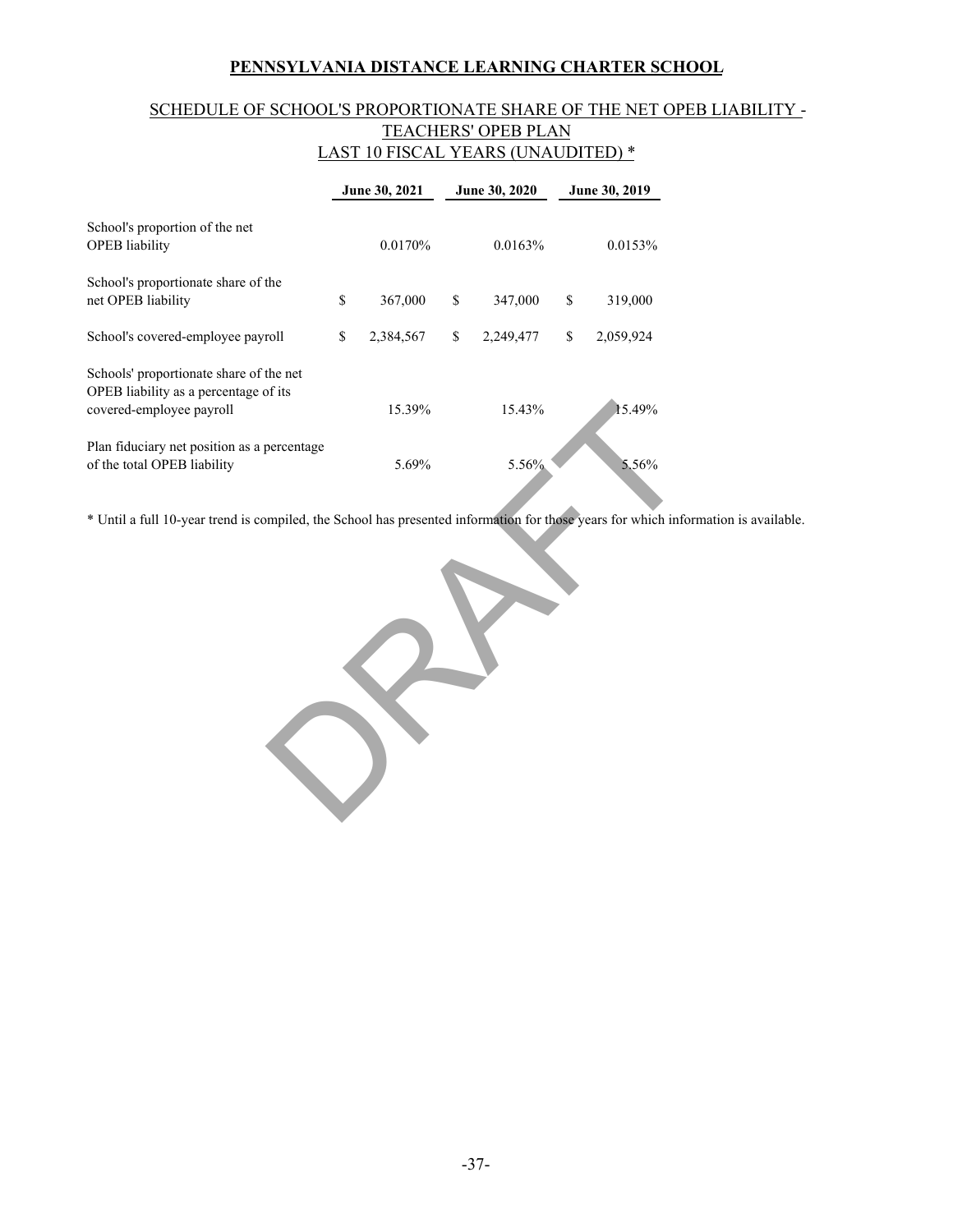**PENNSYLVANIA DISTANCE LEARNING CHARTER SCHOOL**

SCHEDULE OF SCHOOL'S PROPORTIONATE SHARE OF THE NET OPEB LIABILITY - TEACHERS' OPEB PLAN
LAST 10 FISCAL YEARS (UNAUDITED) *

| | June 30, 2021 | June 30, 2020 | June 30, 2019 |
|---|---|---|---|
| School's proportion of the net OPEB liability | 0.0170% | 0.0163% | 0.0153% |
| School's proportionate share of the net OPEB liability | $ 367,000 | $ 347,000 | $ 319,000 |
| School's covered-employee payroll | $ 2,384,567 | $ 2,249,477 | $ 2,059,924 |
| Schools' proportionate share of the net OPEB liability as a percentage of its covered-employee payroll | 15.39% | 15.43% | 15.49% |
| Plan fiduciary net position as a percentage of the total OPEB liability | 5.69% | 5.56% | 5.56% |

* Until a full 10-year trend is compiled, the School has presented information for those years for which information is available.

DRAFT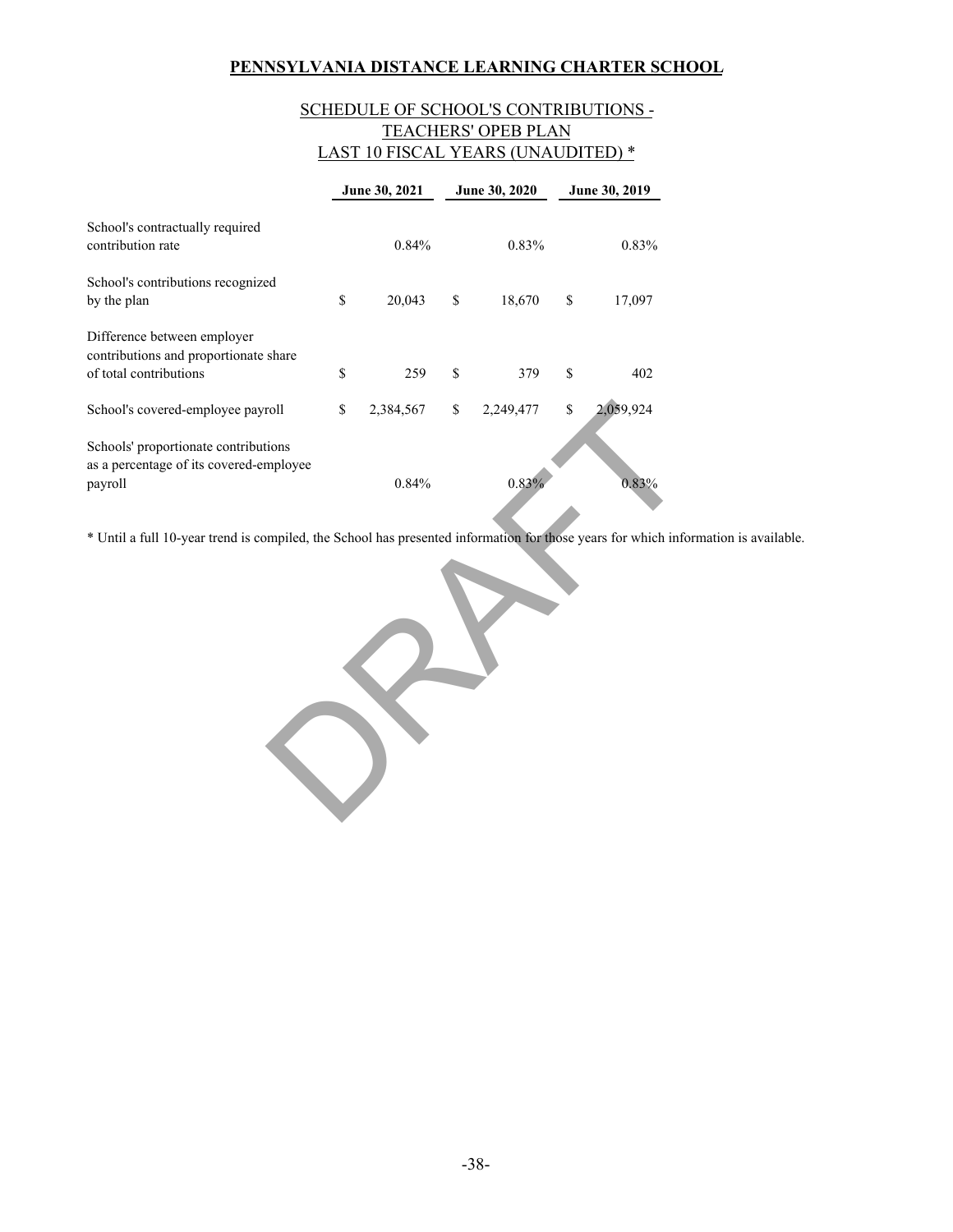**PENNSYLVANIA DISTANCE LEARNING CHARTER SCHOOL**

SCHEDULE OF SCHOOL'S CONTRIBUTIONS -
TEACHERS' OPEB PLAN
LAST 10 FISCAL YEARS (UNAUDITED) *

| | June 30, 2021 | June 30, 2020 | June 30, 2019 |
|---|---|---|---|
| School's contractually required contribution rate | 0.84% | 0.83% | 0.83% |
| School's contributions recognized by the plan | $ 20,043 | $ 18,670 | $ 17,097 |
| Difference between employer contributions and proportionate share of total contributions | $ 259 | $ 379 | $ 402 |
| School's covered-employee payroll | $ 2,384,567 | $ 2,249,477 | $ 2,059,924 |
| Schools' proportionate contributions as a percentage of its covered-employee payroll | 0.84% | 0.83% | 0.83% |

* Until a full 10-year trend is compiled, the School has presented information for those years for which information is available.

DRAFT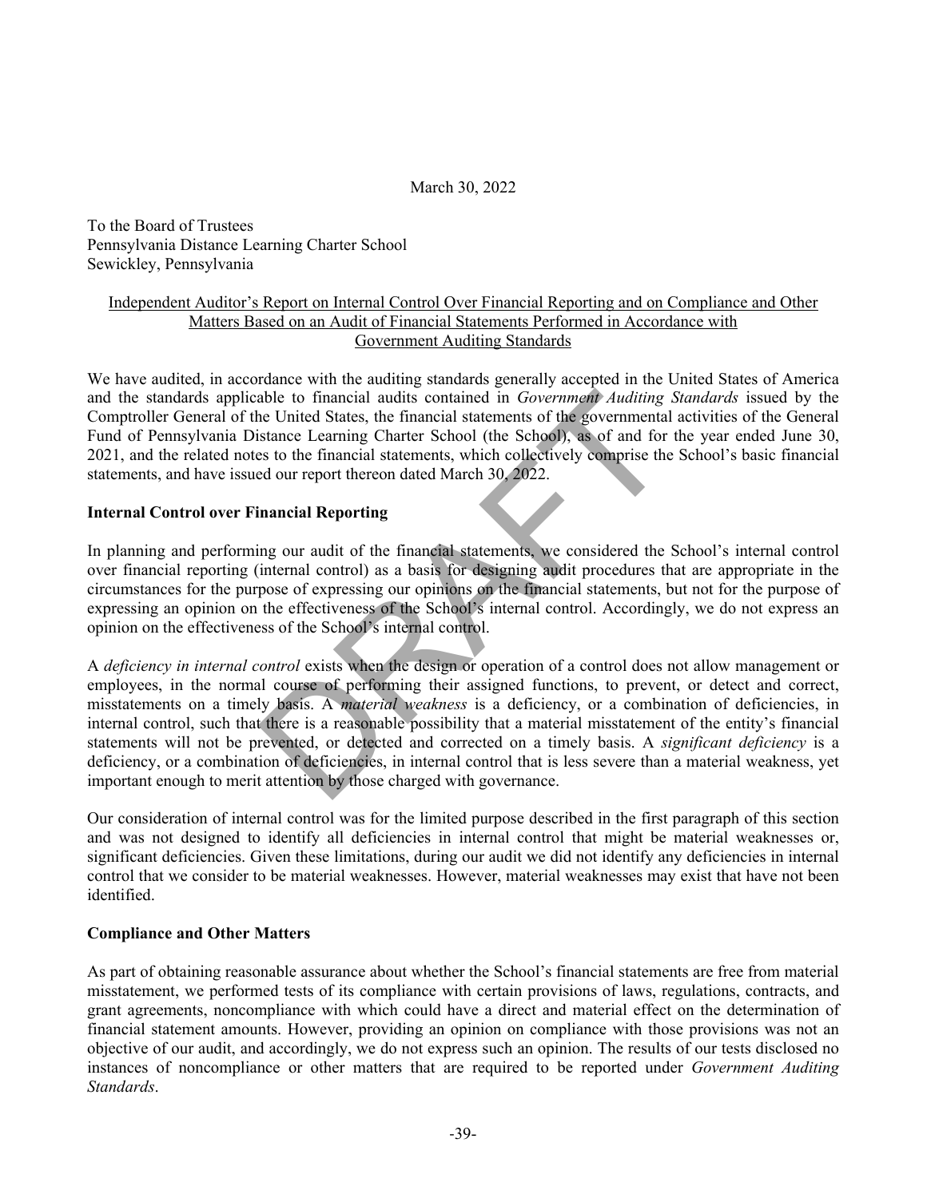March 30, 2022

To the Board of Trustees
Pennsylvania Distance Learning Charter School
Sewickley, Pennsylvania

Independent Auditor's Report on Internal Control Over Financial Reporting and on Compliance and Other Matters Based on an Audit of Financial Statements Performed in Accordance with Government Auditing Standards

We have audited, in accordance with the auditing standards generally accepted in the United States of America and the standards applicable to financial audits contained in *Government Auditing Standards* issued by the Comptroller General of the United States, the financial statements of the governmental activities of the General Fund of Pennsylvania Distance Learning Charter School (the School), as of and for the year ended June 30, 2021, and the related notes to the financial statements, which collectively comprise the School's basic financial statements, and have issued our report thereon dated March 30, 2022.

**Internal Control over Financial Reporting**

In planning and performing our audit of the financial statements, we considered the School's internal control over financial reporting (internal control) as a basis for designing audit procedures that are appropriate in the circumstances for the purpose of expressing our opinions on the financial statements, but not for the purpose of expressing an opinion on the effectiveness of the School's internal control. Accordingly, we do not express an opinion on the effectiveness of the School's internal control.

A *deficiency in internal control* exists when the design or operation of a control does not allow management or employees, in the normal course of performing their assigned functions, to prevent, or detect and correct, misstatements on a timely basis. A *material weakness* is a deficiency, or a combination of deficiencies, in internal control, such that there is a reasonable possibility that a material misstatement of the entity's financial statements will not be prevented, or detected and corrected on a timely basis. A *significant deficiency* is a deficiency, or a combination of deficiencies, in internal control that is less severe than a material weakness, yet important enough to merit attention by those charged with governance.

Our consideration of internal control was for the limited purpose described in the first paragraph of this section and was not designed to identify all deficiencies in internal control that might be material weaknesses or, significant deficiencies. Given these limitations, during our audit we did not identify any deficiencies in internal control that we consider to be material weaknesses. However, material weaknesses may exist that have not been identified.

**Compliance and Other Matters**

As part of obtaining reasonable assurance about whether the School's financial statements are free from material misstatement, we performed tests of its compliance with certain provisions of laws, regulations, contracts, and grant agreements, noncompliance with which could have a direct and material effect on the determination of financial statement amounts. However, providing an opinion on compliance with those provisions was not an objective of our audit, and accordingly, we do not express such an opinion. The results of our tests disclosed no instances of noncompliance or other matters that are required to be reported under *Government Auditing Standards*.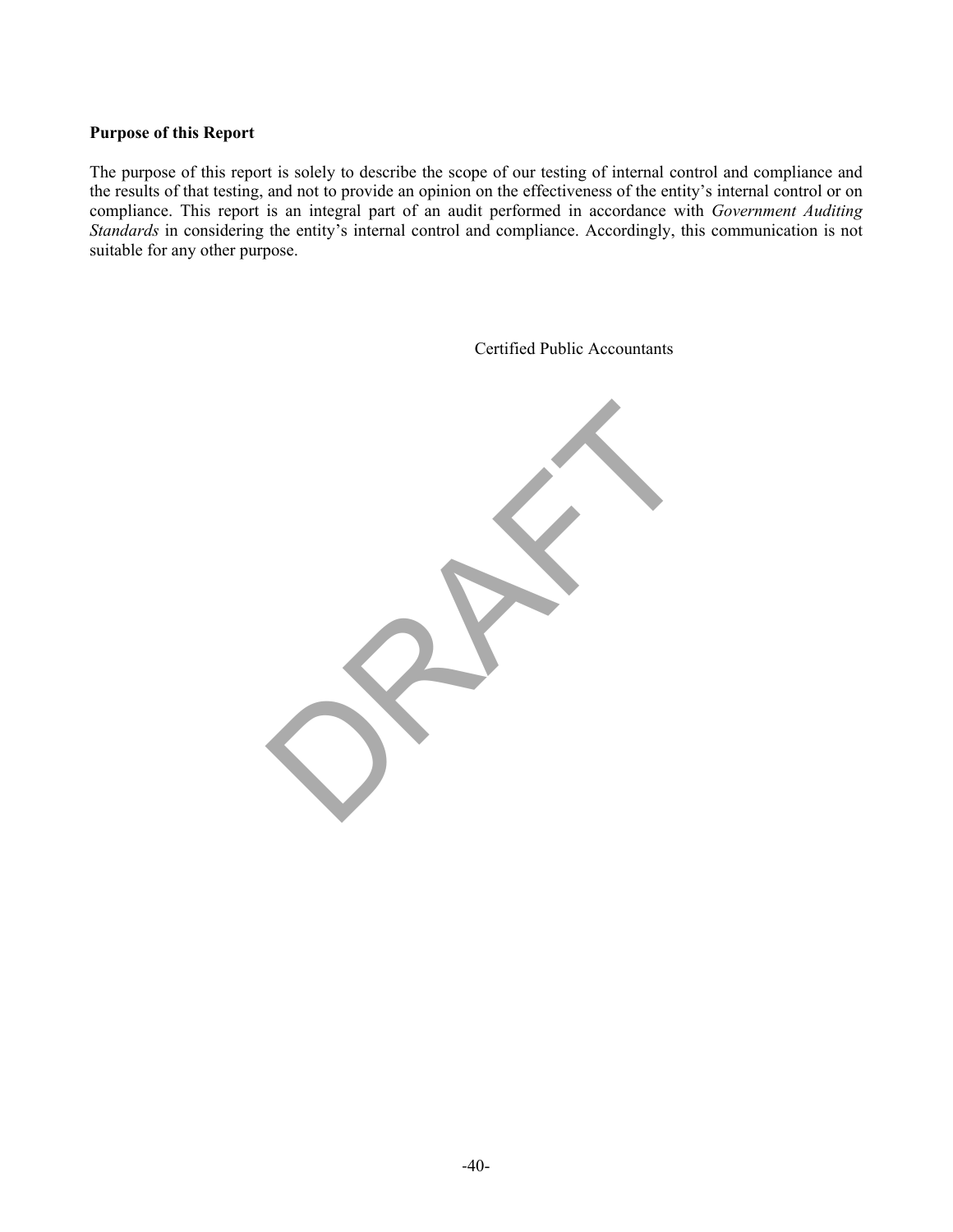**Purpose of this Report**

The purpose of this report is solely to describe the scope of our testing of internal control and compliance and the results of that testing, and not to provide an opinion on the effectiveness of the entity's internal control or on compliance. This report is an integral part of an audit performed in accordance with *Government Auditing Standards* in considering the entity's internal control and compliance. Accordingly, this communication is not suitable for any other purpose.

Certified Public Accountants

DRAFT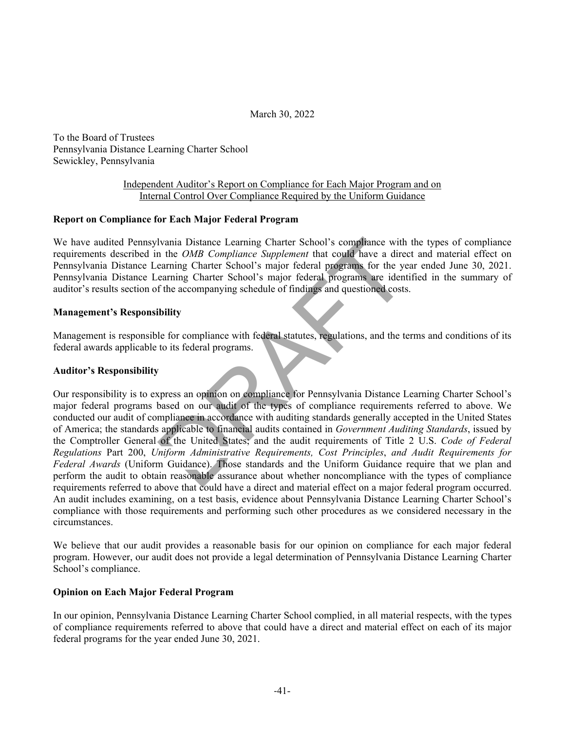March 30, 2022

To the Board of Trustees
Pennsylvania Distance Learning Charter School
Sewickley, Pennsylvania

Independent Auditor's Report on Compliance for Each Major Program and on Internal Control Over Compliance Required by the Uniform Guidance

**Report on Compliance for Each Major Federal Program**

We have audited Pennsylvania Distance Learning Charter School's compliance with the types of compliance requirements described in the *OMB Compliance Supplement* that could have a direct and material effect on Pennsylvania Distance Learning Charter School's major federal programs for the year ended June 30, 2021. Pennsylvania Distance Learning Charter School's major federal programs are identified in the summary of auditor's results section of the accompanying schedule of findings and questioned costs.

**Management's Responsibility**

Management is responsible for compliance with federal statutes, regulations, and the terms and conditions of its federal awards applicable to its federal programs.

**Auditor's Responsibility**

Our responsibility is to express an opinion on compliance for Pennsylvania Distance Learning Charter School's major federal programs based on our audit of the types of compliance requirements referred to above. We conducted our audit of compliance in accordance with auditing standards generally accepted in the United States of America; the standards applicable to financial audits contained in *Government Auditing Standards*, issued by the Comptroller General of the United States; and the audit requirements of Title 2 U.S. *Code of Federal Regulations* Part 200, *Uniform Administrative Requirements, Cost Principles, and Audit Requirements for Federal Awards* (Uniform Guidance). Those standards and the Uniform Guidance require that we plan and perform the audit to obtain reasonable assurance about whether noncompliance with the types of compliance requirements referred to above that could have a direct and material effect on a major federal program occurred. An audit includes examining, on a test basis, evidence about Pennsylvania Distance Learning Charter School's compliance with those requirements and performing such other procedures as we considered necessary in the circumstances.

We believe that our audit provides a reasonable basis for our opinion on compliance for each major federal program. However, our audit does not provide a legal determination of Pennsylvania Distance Learning Charter School's compliance.

**Opinion on Each Major Federal Program**

In our opinion, Pennsylvania Distance Learning Charter School complied, in all material respects, with the types of compliance requirements referred to above that could have a direct and material effect on each of its major federal programs for the year ended June 30, 2021.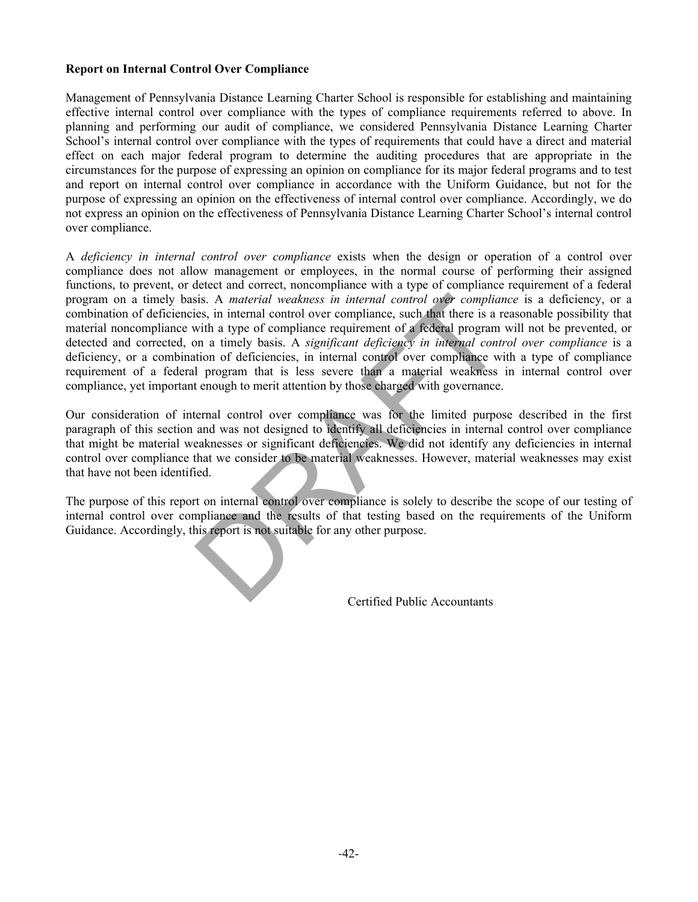**Report on Internal Control Over Compliance**

Management of Pennsylvania Distance Learning Charter School is responsible for establishing and maintaining effective internal control over compliance with the types of compliance requirements referred to above. In planning and performing our audit of compliance, we considered Pennsylvania Distance Learning Charter School's internal control over compliance with the types of requirements that could have a direct and material effect on each major federal program to determine the auditing procedures that are appropriate in the circumstances for the purpose of expressing an opinion on compliance for its major federal programs and to test and report on internal control over compliance in accordance with the Uniform Guidance, but not for the purpose of expressing an opinion on the effectiveness of internal control over compliance. Accordingly, we do not express an opinion on the effectiveness of Pennsylvania Distance Learning Charter School's internal control over compliance.

A *deficiency in internal control over compliance* exists when the design or operation of a control over compliance does not allow management or employees, in the normal course of performing their assigned functions, to prevent, or detect and correct, noncompliance with a type of compliance requirement of a federal program on a timely basis. A *material weakness in internal control over compliance* is a deficiency, or a combination of deficiencies, in internal control over compliance, such that there is a reasonable possibility that material noncompliance with a type of compliance requirement of a federal program will not be prevented, or detected and corrected, on a timely basis. A *significant deficiency in internal control over compliance* is a deficiency, or a combination of deficiencies, in internal control over compliance with a type of compliance requirement of a federal program that is less severe than a material weakness in internal control over compliance, yet important enough to merit attention by those charged with governance.

Our consideration of internal control over compliance was for the limited purpose described in the first paragraph of this section and was not designed to identify all deficiencies in internal control over compliance that might be material weaknesses or significant deficiencies. We did not identify any deficiencies in internal control over compliance that we consider to be material weaknesses. However, material weaknesses may exist that have not been identified.

The purpose of this report on internal control over compliance is solely to describe the scope of our testing of internal control over compliance and the results of that testing based on the requirements of the Uniform Guidance. Accordingly, this report is not suitable for any other purpose.

Certified Public Accountants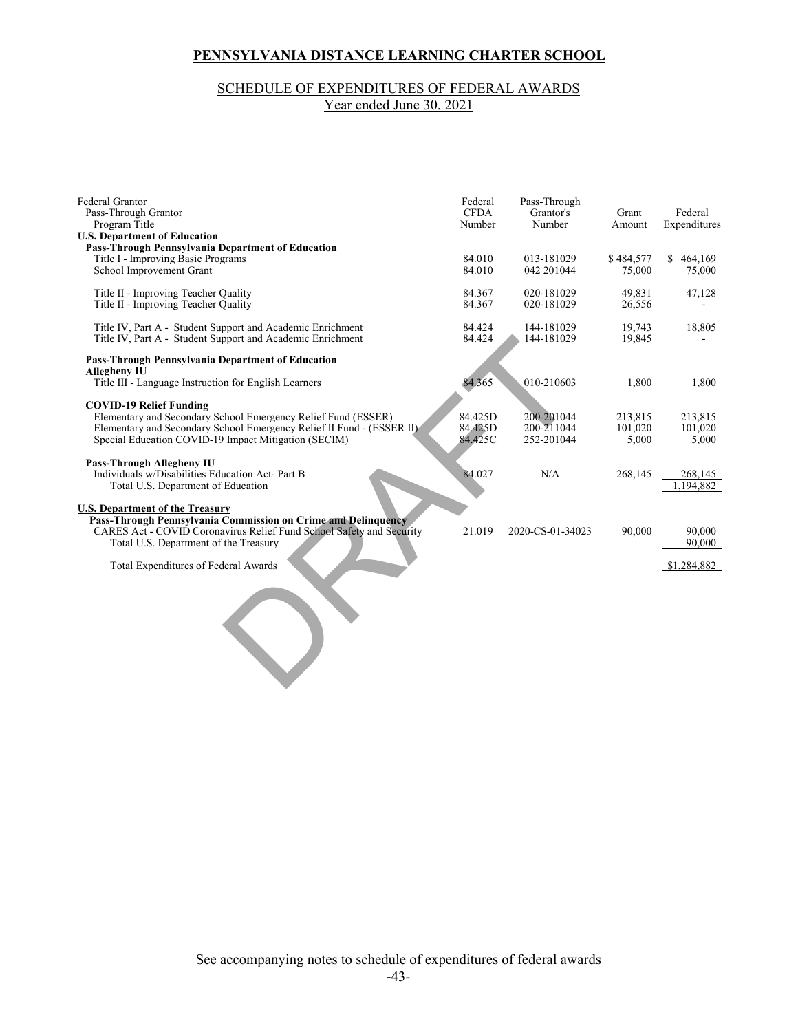# PENNSYLVANIA DISTANCE LEARNING CHARTER SCHOOL

## SCHEDULE OF EXPENDITURES OF FEDERAL AWARDS
Year ended June 30, 2021

| Federal Grantor<br>Pass-Through Grantor<br>Program Title | Federal CFDA Number | Pass-Through Grantor's Number | Grant Amount | Federal Expenditures |
|---|---|---|---|---|
| **U.S. Department of Education** | | | | |
| **Pass-Through Pennsylvania Department of Education** | | | | |
| Title I - Improving Basic Programs | 84.010 | 013-181029 | $ 484,577 | $ 464,169 |
| School Improvement Grant | 84.010 | 042 201044 | 75,000 | 75,000 |
| Title II - Improving Teacher Quality | 84.367 | 020-181029 | 49,831 | 47,128 |
| Title II - Improving Teacher Quality | 84.367 | 020-181029 | 26,556 | - |
| Title IV, Part A - Student Support and Academic Enrichment | 84.424 | 144-181029 | 19,743 | 18,805 |
| Title IV, Part A - Student Support and Academic Enrichment | 84.424 | 144-181029 | 19,845 | - |
| **Pass-Through Pennsylvania Department of Education Allegheny IU** | | | | |
| Title III - Language Instruction for English Learners | 84.365 | 010-210603 | 1,800 | 1,800 |
| **COVID-19 Relief Funding** | | | | |
| Elementary and Secondary School Emergency Relief Fund (ESSER) | 84.425D | 200-201044 | 213,815 | 213,815 |
| Elementary and Secondary School Emergency Relief II Fund - (ESSER II) | 84.425D | 200-211044 | 101,020 | 101,020 |
| Special Education COVID-19 Impact Mitigation (SECIM) | 84.425C | 252-201044 | 5,000 | 5,000 |
| **Pass-Through Allegheny IU** | | | | |
| Individuals w/Disabilities Education Act- Part B | 84.027 | N/A | 268,145 | 268,145 |
| Total U.S. Department of Education | | | | 1,194,882 |
| **U.S. Department of the Treasury** | | | | |
| **Pass-Through Pennsylvania Commission on Crime and Delinquency** | | | | |
| CARES Act - COVID Coronavirus Relief Fund School Safety and Security | 21.019 | 2020-CS-01-34023 | 90,000 | 90,000 |
| Total U.S. Department of the Treasury | | | | 90,000 |
| Total Expenditures of Federal Awards | | | | $1,284,882 |

See accompanying notes to schedule of expenditures of federal awards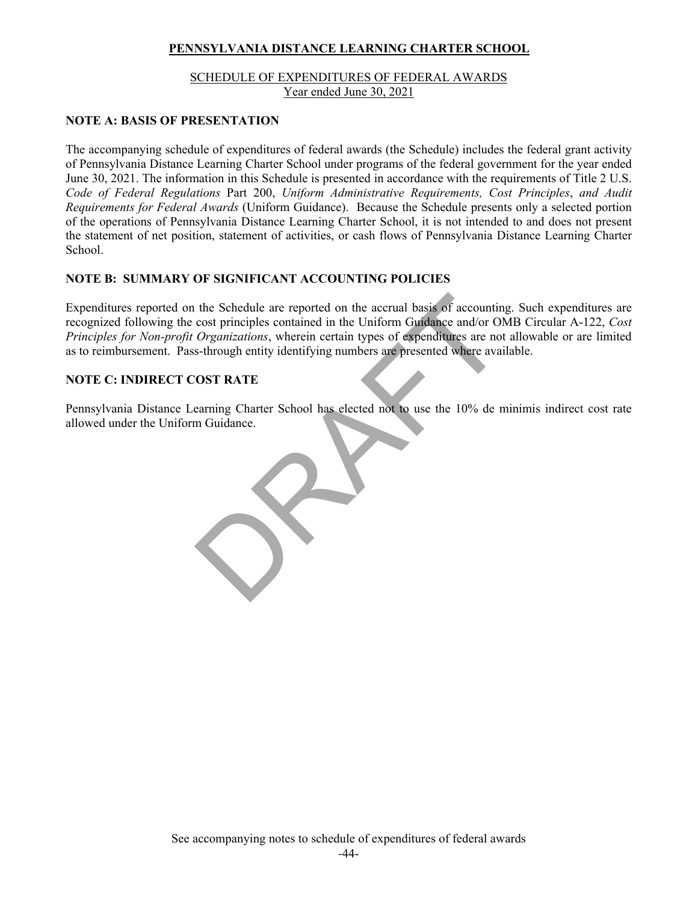**PENNSYLVANIA DISTANCE LEARNING CHARTER SCHOOL**

SCHEDULE OF EXPENDITURES OF FEDERAL AWARDS
Year ended June 30, 2021

### NOTE A: BASIS OF PRESENTATION

The accompanying schedule of expenditures of federal awards (the Schedule) includes the federal grant activity of Pennsylvania Distance Learning Charter School under programs of the federal government for the year ended June 30, 2021. The information in this Schedule is presented in accordance with the requirements of Title 2 U.S. *Code of Federal Regulations* Part 200, *Uniform Administrative Requirements, Cost Principles*, *and Audit Requirements for Federal Awards* (Uniform Guidance). Because the Schedule presents only a selected portion of the operations of Pennsylvania Distance Learning Charter School, it is not intended to and does not present the statement of net position, statement of activities, or cash flows of Pennsylvania Distance Learning Charter School.

### NOTE B: SUMMARY OF SIGNIFICANT ACCOUNTING POLICIES

Expenditures reported on the Schedule are reported on the accrual basis of accounting. Such expenditures are recognized following the cost principles contained in the Uniform Guidance and/or OMB Circular A-122, *Cost Principles for Non-profit Organizations*, wherein certain types of expenditures are not allowable or are limited as to reimbursement. Pass-through entity identifying numbers are presented where available.

### NOTE C: INDIRECT COST RATE

Pennsylvania Distance Learning Charter School has elected not to use the 10% de minimis indirect cost rate allowed under the Uniform Guidance.

See accompanying notes to schedule of expenditures of federal awards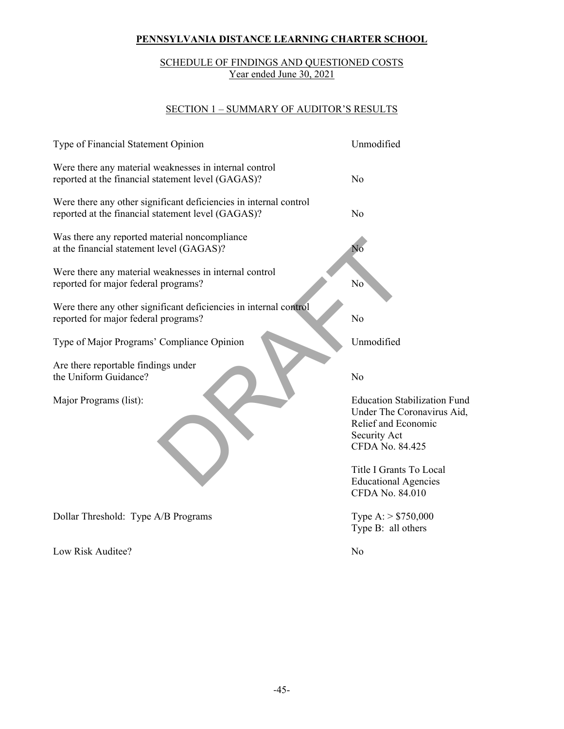**PENNSYLVANIA DISTANCE LEARNING CHARTER SCHOOL**

SCHEDULE OF FINDINGS AND QUESTIONED COSTS
Year ended June 30, 2021

SECTION 1 – SUMMARY OF AUDITOR'S RESULTS

| | |
|---|---|
| Type of Financial Statement Opinion | Unmodified |
| Were there any material weaknesses in internal control reported at the financial statement level (GAGAS)? | No |
| Were there any other significant deficiencies in internal control reported at the financial statement level (GAGAS)? | No |
| Was there any reported material noncompliance at the financial statement level (GAGAS)? | No |
| Were there any material weaknesses in internal control reported for major federal programs? | No |
| Were there any other significant deficiencies in internal control reported for major federal programs? | No |
| Type of Major Programs' Compliance Opinion | Unmodified |
| Are there reportable findings under the Uniform Guidance? | No |
| Major Programs (list): | Education Stabilization Fund Under The Coronavirus Aid, Relief and Economic Security Act CFDA No. 84.425<br><br>Title I Grants To Local Educational Agencies CFDA No. 84.010 |
| Dollar Threshold: Type A/B Programs | Type A: > $750,000<br>Type B: all others |
| Low Risk Auditee? | No |

DRAFT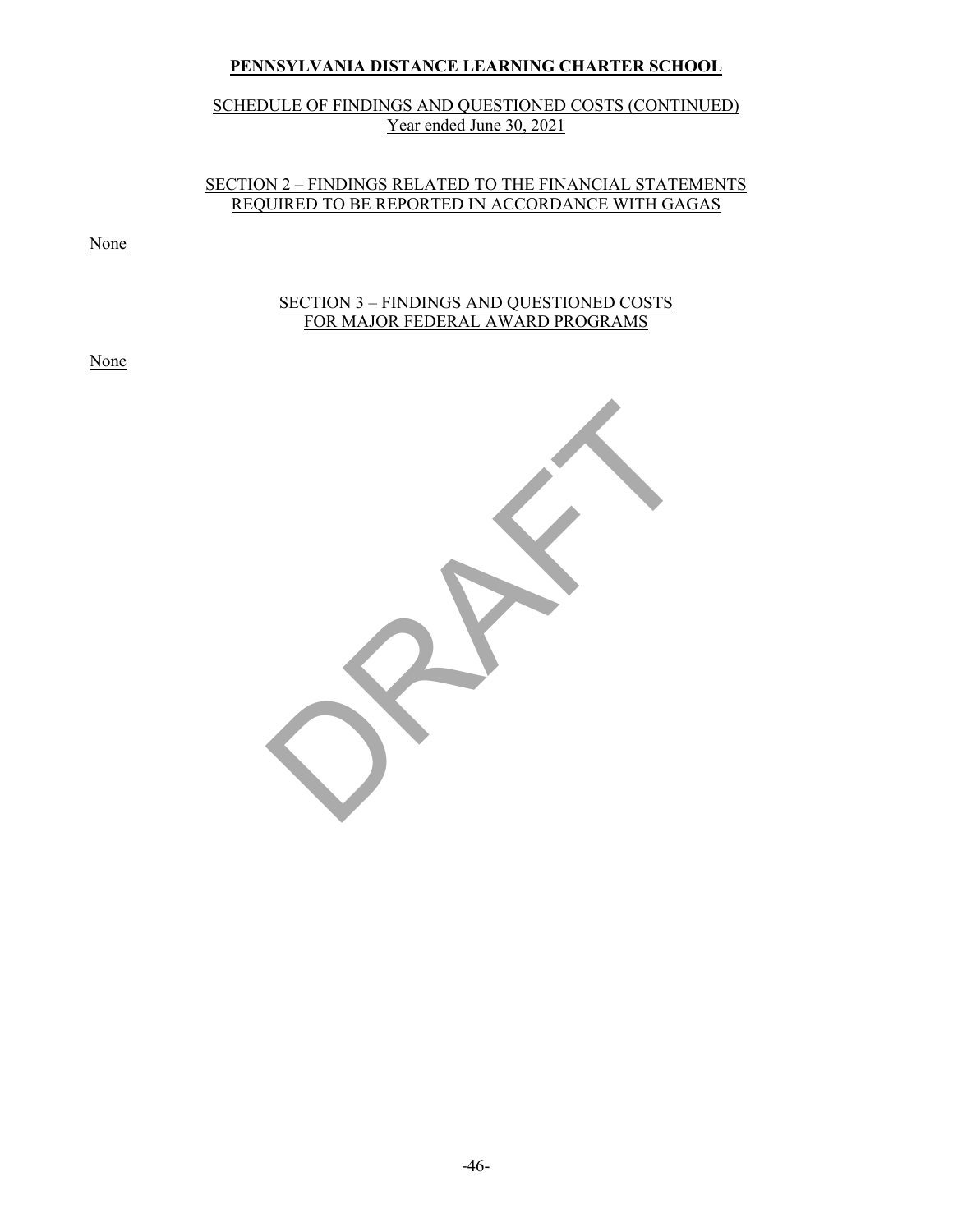**PENNSYLVANIA DISTANCE LEARNING CHARTER SCHOOL**

SCHEDULE OF FINDINGS AND QUESTIONED COSTS (CONTINUED)
Year ended June 30, 2021

## SECTION 2 – FINDINGS RELATED TO THE FINANCIAL STATEMENTS REQUIRED TO BE REPORTED IN ACCORDANCE WITH GAGAS

None

## SECTION 3 – FINDINGS AND QUESTIONED COSTS FOR MAJOR FEDERAL AWARD PROGRAMS

None

DRAFT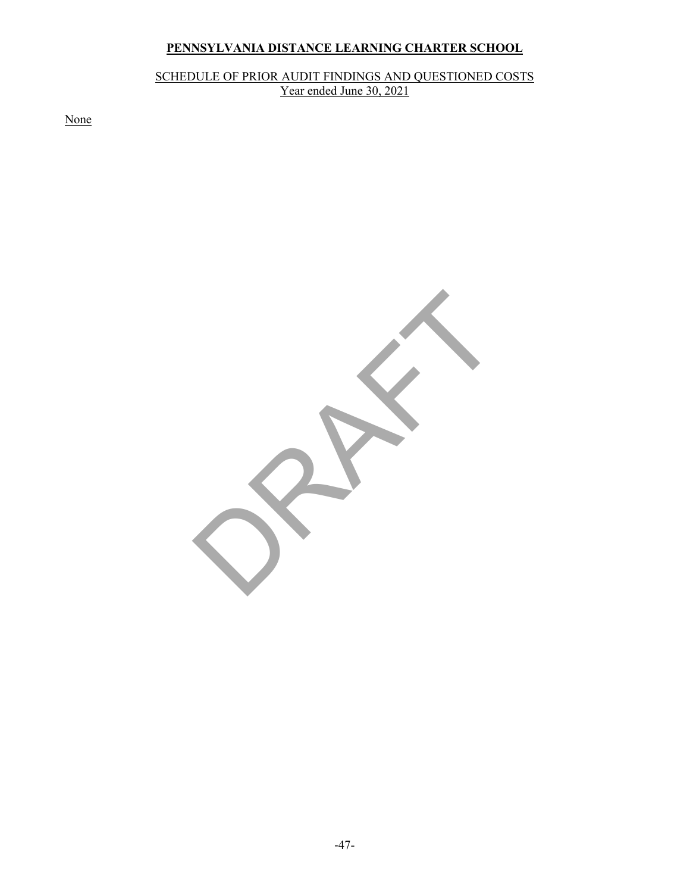**PENNSYLVANIA DISTANCE LEARNING CHARTER SCHOOL**

SCHEDULE OF PRIOR AUDIT FINDINGS AND QUESTIONED COSTS
Year ended June 30, 2021

None

DRAFT